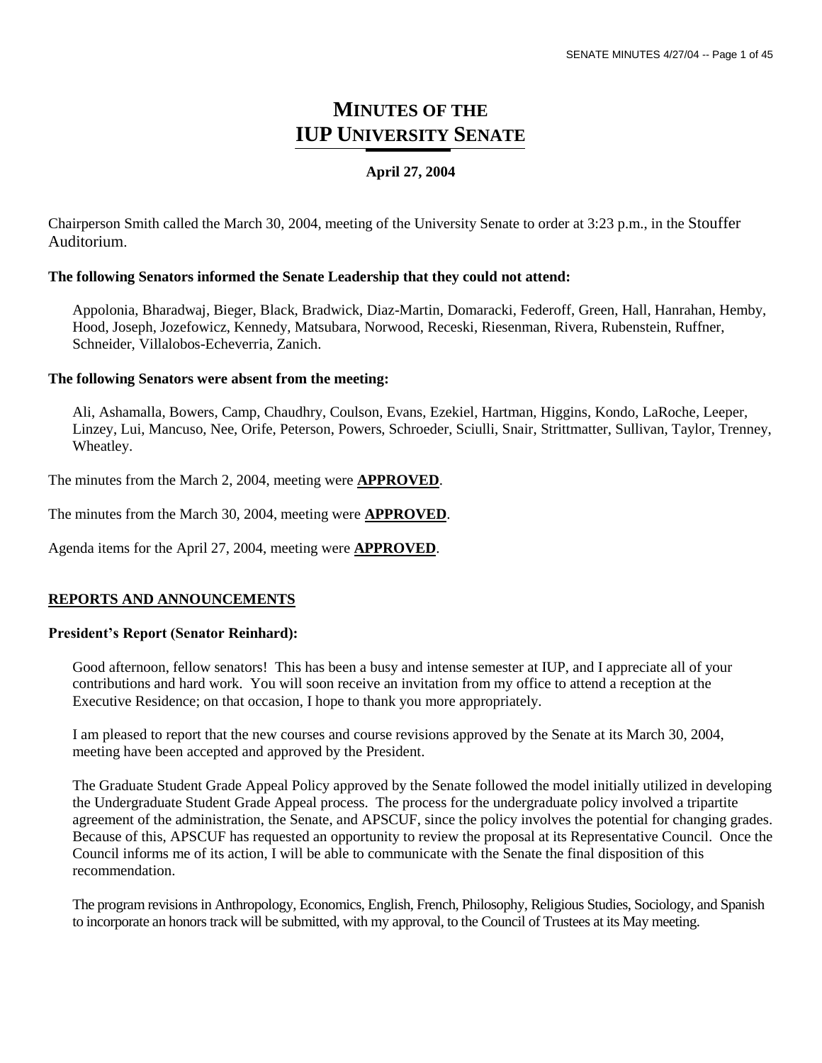# MINUTES OF THE IUP UNIVERSITY SENATE

**April 27, 2004**

Chairperson Smith called the March 30, 2004, meeting of the University Senate to order at 3:23 p.m., in the Stouffer Auditorium.

**The following Senators informed the Senate Leadership that they could not attend:**

Appolonia, Bharadwaj, Bieger, Black, Bradwick, Diaz-Martin, Domaracki, Federoff, Green, Hall, Hanrahan, Hemby, Hood, Joseph, Jozefowicz, Kennedy, Matsubara, Norwood, Receski, Riesenman, Rivera, Rubenstein, Ruffner, Schneider, Villalobos-Echeverria, Zanich.

**The following Senators were absent from the meeting:**

Ali, Ashamalla, Bowers, Camp, Chaudhry, Coulson, Evans, Ezekiel, Hartman, Higgins, Kondo, LaRoche, Leeper, Linzey, Lui, Mancuso, Nee, Orife, Peterson, Powers, Schroeder, Sciulli, Snair, Strittmatter, Sullivan, Taylor, Trenney, Wheatley.

The minutes from the March 2, 2004, meeting were **APPROVED**.

The minutes from the March 30, 2004, meeting were **APPROVED**.

Agenda items for the April 27, 2004, meeting were **APPROVED**.

## REPORTS AND ANNOUNCEMENTS

**President's Report (Senator Reinhard):**

Good afternoon, fellow senators! This has been a busy and intense semester at IUP, and I appreciate all of your contributions and hard work. You will soon receive an invitation from my office to attend a reception at the Executive Residence; on that occasion, I hope to thank you more appropriately.

I am pleased to report that the new courses and course revisions approved by the Senate at its March 30, 2004, meeting have been accepted and approved by the President.

The Graduate Student Grade Appeal Policy approved by the Senate followed the model initially utilized in developing the Undergraduate Student Grade Appeal process. The process for the undergraduate policy involved a tripartite agreement of the administration, the Senate, and APSCUF, since the policy involves the potential for changing grades. Because of this, APSCUF has requested an opportunity to review the proposal at its Representative Council. Once the Council informs me of its action, I will be able to communicate with the Senate the final disposition of this recommendation.

The program revisions in Anthropology, Economics, English, French, Philosophy, Religious Studies, Sociology, and Spanish to incorporate an honors track will be submitted, with my approval, to the Council of Trustees at its May meeting.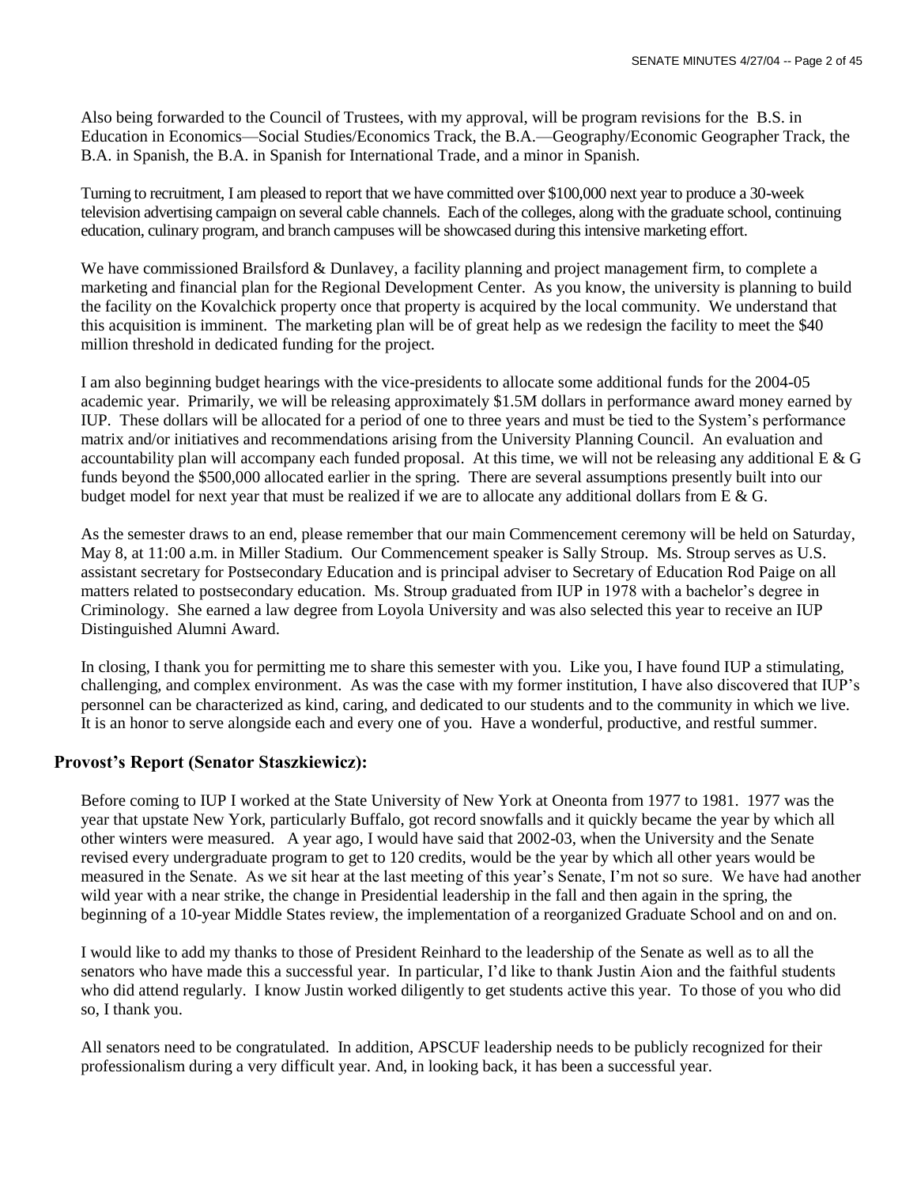Also being forwarded to the Council of Trustees, with my approval, will be program revisions for the B.S. in Education in Economics—Social Studies/Economics Track, the B.A.—Geography/Economic Geographer Track, the B.A. in Spanish, the B.A. in Spanish for International Trade, and a minor in Spanish.

Turning to recruitment, I am pleased to report that we have committed over $100,000 next year to produce a 30-week television advertising campaign on several cable channels. Each of the colleges, along with the graduate school, continuing education, culinary program, and branch campuses will be showcased during this intensive marketing effort.

We have commissioned Brailsford & Dunlavey, a facility planning and project management firm, to complete a marketing and financial plan for the Regional Development Center. As you know, the university is planning to build the facility on the Kovalchick property once that property is acquired by the local community. We understand that this acquisition is imminent. The marketing plan will be of great help as we redesign the facility to meet the $40 million threshold in dedicated funding for the project.

I am also beginning budget hearings with the vice-presidents to allocate some additional funds for the 2004-05 academic year. Primarily, we will be releasing approximately $1.5M dollars in performance award money earned by IUP. These dollars will be allocated for a period of one to three years and must be tied to the System's performance matrix and/or initiatives and recommendations arising from the University Planning Council. An evaluation and accountability plan will accompany each funded proposal. At this time, we will not be releasing any additional E & G funds beyond the $500,000 allocated earlier in the spring. There are several assumptions presently built into our budget model for next year that must be realized if we are to allocate any additional dollars from E & G.

As the semester draws to an end, please remember that our main Commencement ceremony will be held on Saturday, May 8, at 11:00 a.m. in Miller Stadium. Our Commencement speaker is Sally Stroup. Ms. Stroup serves as U.S. assistant secretary for Postsecondary Education and is principal adviser to Secretary of Education Rod Paige on all matters related to postsecondary education. Ms. Stroup graduated from IUP in 1978 with a bachelor's degree in Criminology. She earned a law degree from Loyola University and was also selected this year to receive an IUP Distinguished Alumni Award.

In closing, I thank you for permitting me to share this semester with you. Like you, I have found IUP a stimulating, challenging, and complex environment. As was the case with my former institution, I have also discovered that IUP's personnel can be characterized as kind, caring, and dedicated to our students and to the community in which we live. It is an honor to serve alongside each and every one of you. Have a wonderful, productive, and restful summer.

## Provost's Report (Senator Staszkiewicz):

Before coming to IUP I worked at the State University of New York at Oneonta from 1977 to 1981. 1977 was the year that upstate New York, particularly Buffalo, got record snowfalls and it quickly became the year by which all other winters were measured. A year ago, I would have said that 2002-03, when the University and the Senate revised every undergraduate program to get to 120 credits, would be the year by which all other years would be measured in the Senate. As we sit hear at the last meeting of this year's Senate, I'm not so sure. We have had another wild year with a near strike, the change in Presidential leadership in the fall and then again in the spring, the beginning of a 10-year Middle States review, the implementation of a reorganized Graduate School and on and on.

I would like to add my thanks to those of President Reinhard to the leadership of the Senate as well as to all the senators who have made this a successful year. In particular, I'd like to thank Justin Aion and the faithful students who did attend regularly. I know Justin worked diligently to get students active this year. To those of you who did so, I thank you.

All senators need to be congratulated. In addition, APSCUF leadership needs to be publicly recognized for their professionalism during a very difficult year. And, in looking back, it has been a successful year.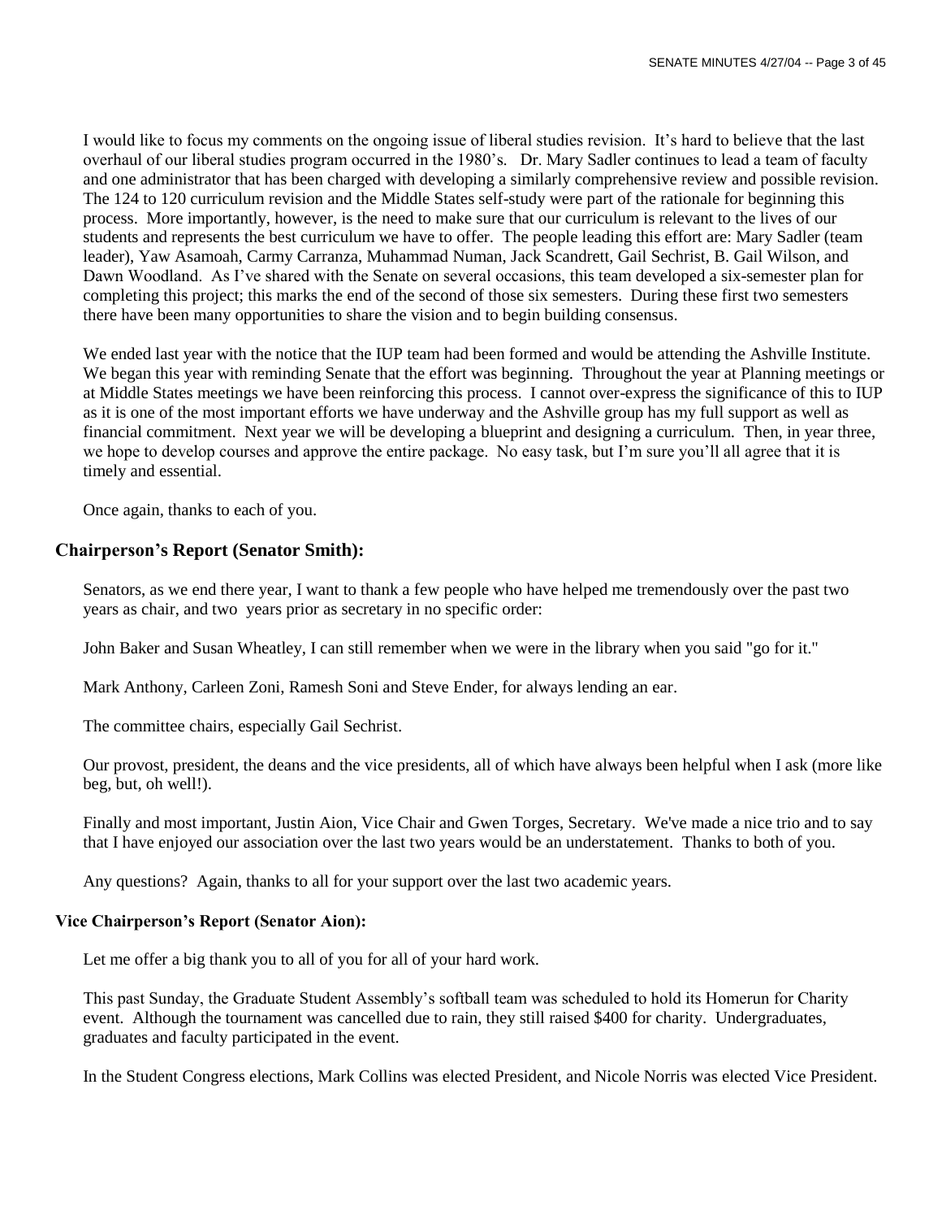I would like to focus my comments on the ongoing issue of liberal studies revision. It's hard to believe that the last overhaul of our liberal studies program occurred in the 1980's. Dr. Mary Sadler continues to lead a team of faculty and one administrator that has been charged with developing a similarly comprehensive review and possible revision. The 124 to 120 curriculum revision and the Middle States self-study were part of the rationale for beginning this process. More importantly, however, is the need to make sure that our curriculum is relevant to the lives of our students and represents the best curriculum we have to offer. The people leading this effort are: Mary Sadler (team leader), Yaw Asamoah, Carmy Carranza, Muhammad Numan, Jack Scandrett, Gail Sechrist, B. Gail Wilson, and Dawn Woodland. As I've shared with the Senate on several occasions, this team developed a six-semester plan for completing this project; this marks the end of the second of those six semesters. During these first two semesters there have been many opportunities to share the vision and to begin building consensus.

We ended last year with the notice that the IUP team had been formed and would be attending the Ashville Institute. We began this year with reminding Senate that the effort was beginning. Throughout the year at Planning meetings or at Middle States meetings we have been reinforcing this process. I cannot over-express the significance of this to IUP as it is one of the most important efforts we have underway and the Ashville group has my full support as well as financial commitment. Next year we will be developing a blueprint and designing a curriculum. Then, in year three, we hope to develop courses and approve the entire package. No easy task, but I'm sure you'll all agree that it is timely and essential.

Once again, thanks to each of you.

## Chairperson's Report (Senator Smith):

Senators, as we end there year, I want to thank a few people who have helped me tremendously over the past two years as chair, and two years prior as secretary in no specific order:

John Baker and Susan Wheatley, I can still remember when we were in the library when you said "go for it."

Mark Anthony, Carleen Zoni, Ramesh Soni and Steve Ender, for always lending an ear.

The committee chairs, especially Gail Sechrist.

Our provost, president, the deans and the vice presidents, all of which have always been helpful when I ask (more like beg, but, oh well!).

Finally and most important, Justin Aion, Vice Chair and Gwen Torges, Secretary. We've made a nice trio and to say that I have enjoyed our association over the last two years would be an understatement. Thanks to both of you.

Any questions? Again, thanks to all for your support over the last two academic years.

### Vice Chairperson's Report (Senator Aion):

Let me offer a big thank you to all of you for all of your hard work.

This past Sunday, the Graduate Student Assembly's softball team was scheduled to hold its Homerun for Charity event. Although the tournament was cancelled due to rain, they still raised $400 for charity. Undergraduates, graduates and faculty participated in the event.

In the Student Congress elections, Mark Collins was elected President, and Nicole Norris was elected Vice President.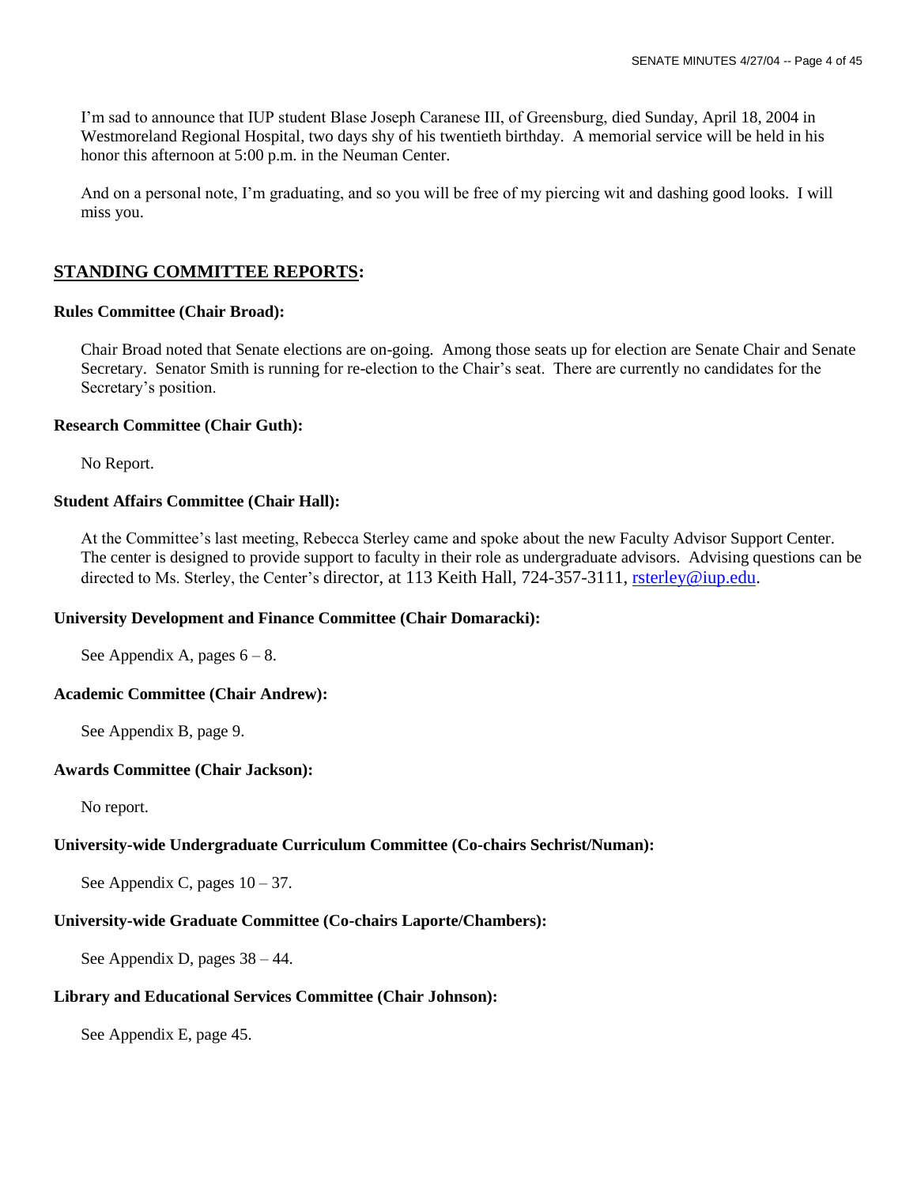I'm sad to announce that IUP student Blase Joseph Caranese III, of Greensburg, died Sunday, April 18, 2004 in Westmoreland Regional Hospital, two days shy of his twentieth birthday. A memorial service will be held in his honor this afternoon at 5:00 p.m. in the Neuman Center.

And on a personal note, I'm graduating, and so you will be free of my piercing wit and dashing good looks. I will miss you.

## STANDING COMMITTEE REPORTS:

**Rules Committee (Chair Broad):**

Chair Broad noted that Senate elections are on-going. Among those seats up for election are Senate Chair and Senate Secretary. Senator Smith is running for re-election to the Chair's seat. There are currently no candidates for the Secretary's position.

**Research Committee (Chair Guth):**

No Report.

**Student Affairs Committee (Chair Hall):**

At the Committee's last meeting, Rebecca Sterley came and spoke about the new Faculty Advisor Support Center. The center is designed to provide support to faculty in their role as undergraduate advisors. Advising questions can be directed to Ms. Sterley, the Center's director, at 113 Keith Hall, 724-357-3111, rsterley@iup.edu.

**University Development and Finance Committee (Chair Domaracki):**

See Appendix A, pages 6 – 8.

**Academic Committee (Chair Andrew):**

See Appendix B, page 9.

**Awards Committee (Chair Jackson):**

No report.

**University-wide Undergraduate Curriculum Committee (Co-chairs Sechrist/Numan):**

See Appendix C, pages 10 – 37.

**University-wide Graduate Committee (Co-chairs Laporte/Chambers):**

See Appendix D, pages 38 – 44.

**Library and Educational Services Committee (Chair Johnson):**

See Appendix E, page 45.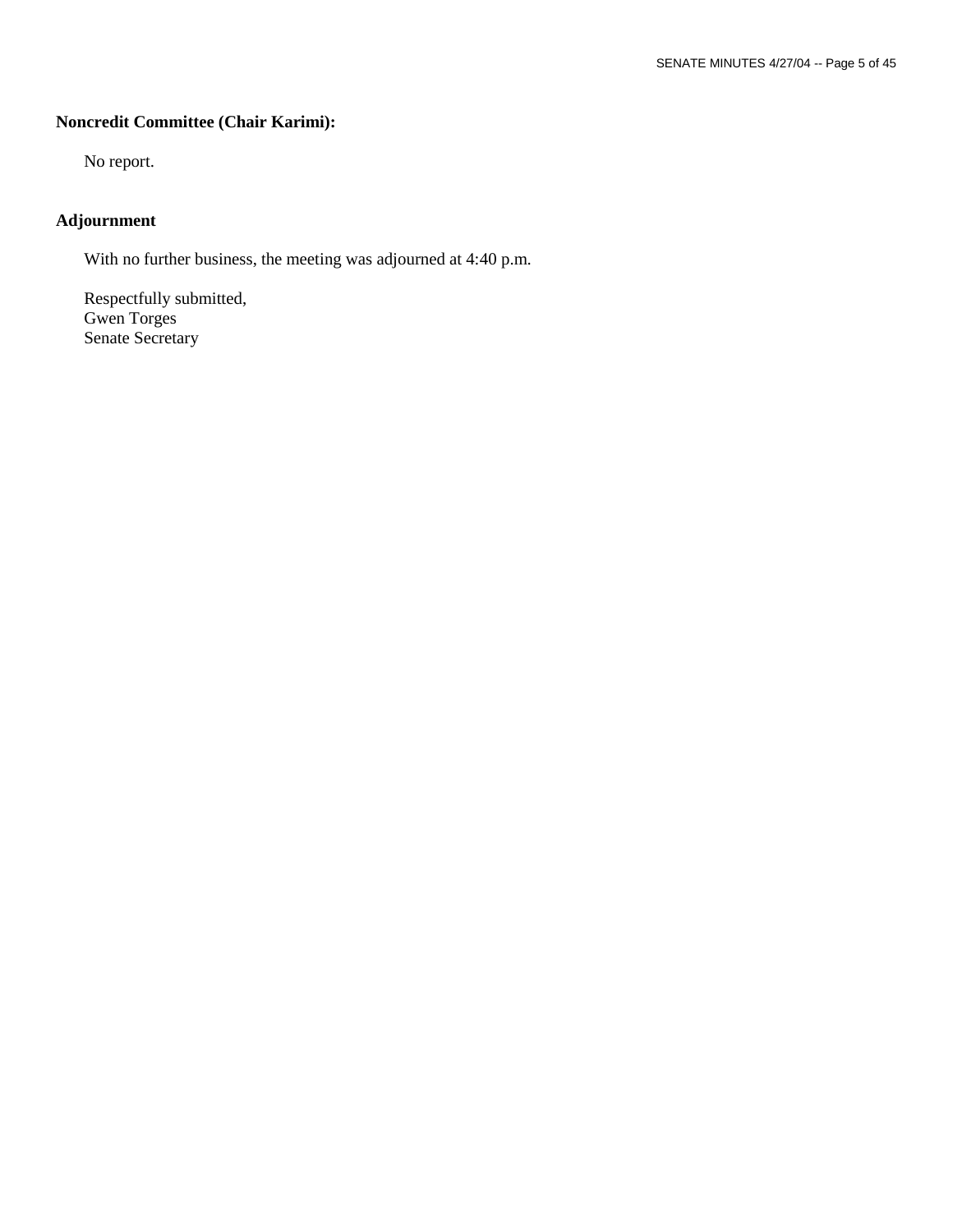**Noncredit Committee (Chair Karimi):**

No report.

**Adjournment**

With no further business, the meeting was adjourned at 4:40 p.m.

Respectfully submitted,
Gwen Torges
Senate Secretary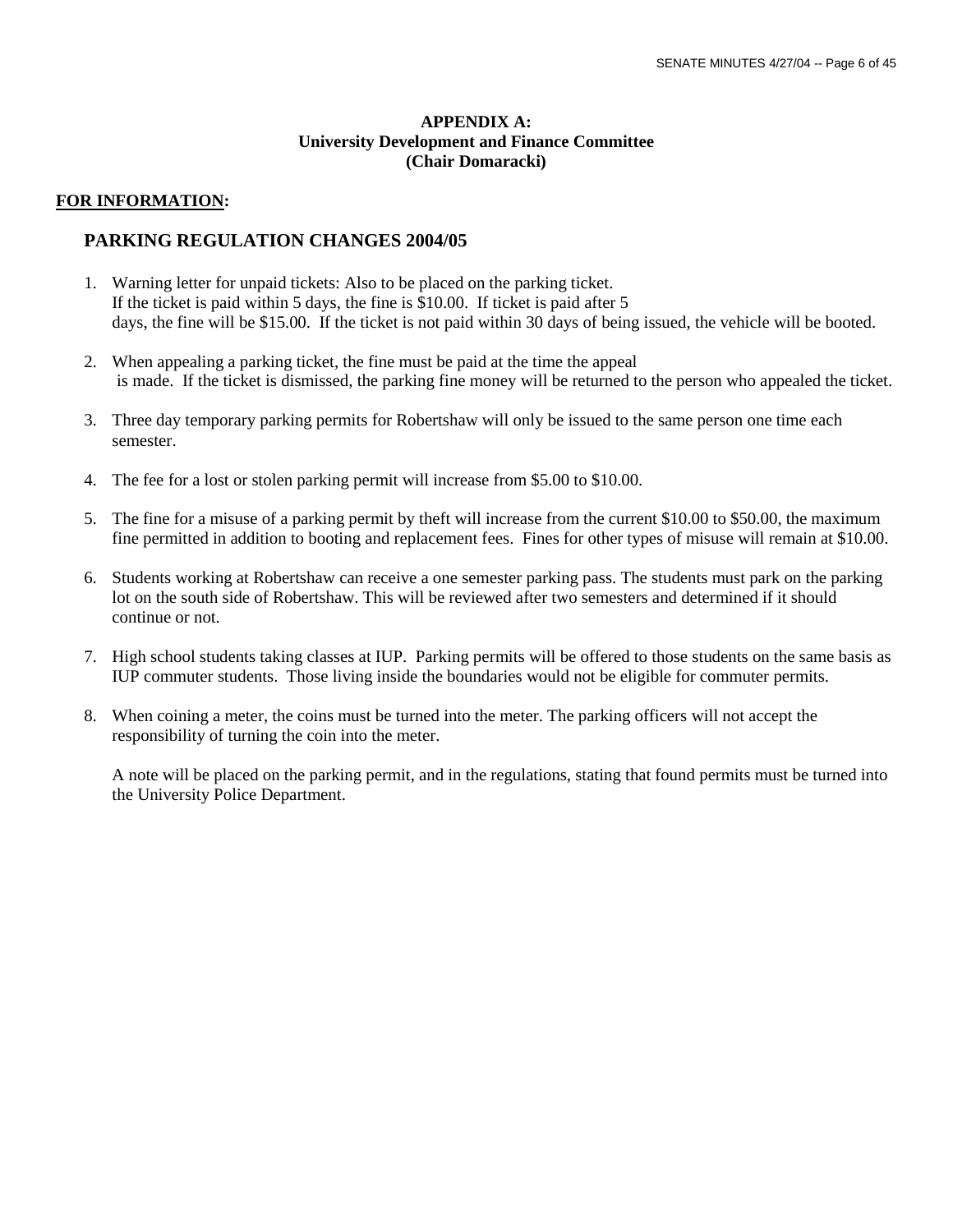**APPENDIX A:**
**University Development and Finance Committee**
**(Chair Domaracki)**

**FOR INFORMATION:**

## PARKING REGULATION CHANGES 2004/05

1. Warning letter for unpaid tickets: Also to be placed on the parking ticket. If the ticket is paid within 5 days, the fine is $10.00. If ticket is paid after 5 days, the fine will be $15.00. If the ticket is not paid within 30 days of being issued, the vehicle will be booted.

2. When appealing a parking ticket, the fine must be paid at the time the appeal is made. If the ticket is dismissed, the parking fine money will be returned to the person who appealed the ticket.

3. Three day temporary parking permits for Robertshaw will only be issued to the same person one time each semester.

4. The fee for a lost or stolen parking permit will increase from $5.00 to $10.00.

5. The fine for a misuse of a parking permit by theft will increase from the current $10.00 to $50.00, the maximum fine permitted in addition to booting and replacement fees. Fines for other types of misuse will remain at $10.00.

6. Students working at Robertshaw can receive a one semester parking pass. The students must park on the parking lot on the south side of Robertshaw. This will be reviewed after two semesters and determined if it should continue or not.

7. High school students taking classes at IUP. Parking permits will be offered to those students on the same basis as IUP commuter students. Those living inside the boundaries would not be eligible for commuter permits.

8. When coining a meter, the coins must be turned into the meter. The parking officers will not accept the responsibility of turning the coin into the meter.

   A note will be placed on the parking permit, and in the regulations, stating that found permits must be turned into the University Police Department.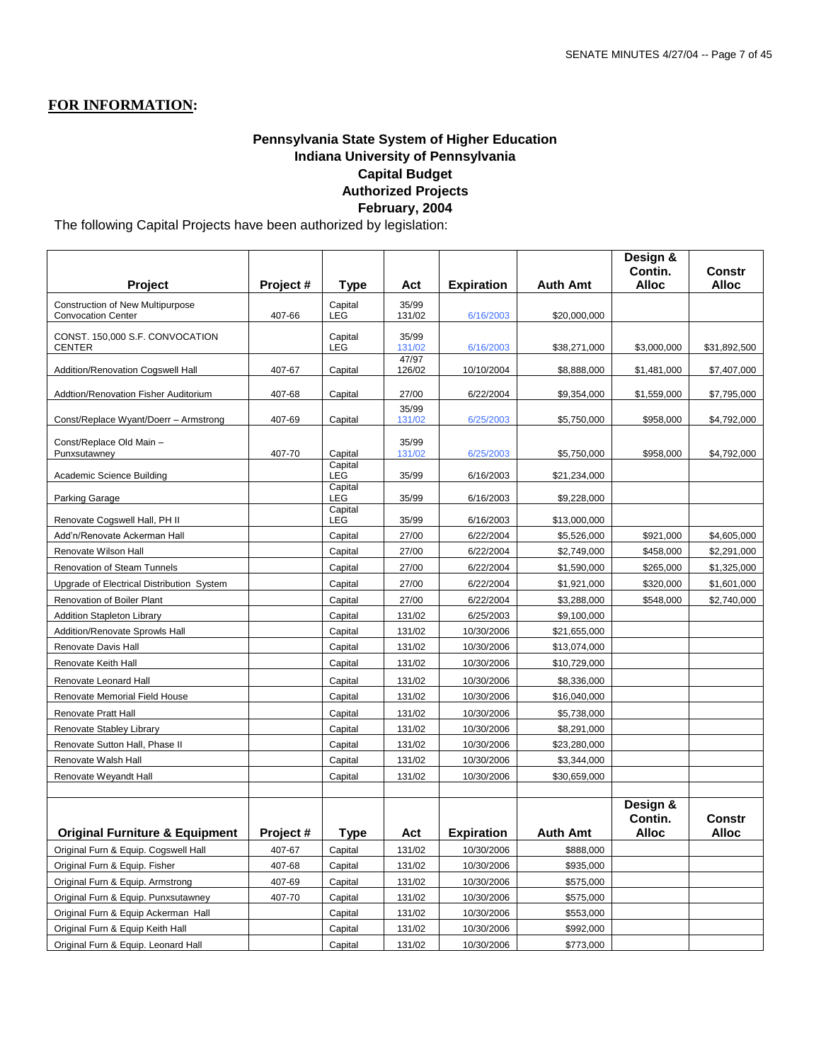**FOR INFORMATION:**

## Pennsylvania State System of Higher Education
## Indiana University of Pennsylvania
## Capital Budget
## Authorized Projects
## February, 2004

The following Capital Projects have been authorized by legislation:

| Project | Project # | Type | Act | Expiration | Auth Amt | Design & Contin. Alloc | Constr Alloc |
|---|---|---|---|---|---|---|---|
| Construction of New Multipurpose Convocation Center | 407-66 | Capital LEG | 35/99 131/02 | 6/16/2003 | $20,000,000 | | |
| CONST. 150,000 S.F. CONVOCATION CENTER | | Capital LEG | 35/99 131/02 | 6/16/2003 | $38,271,000 | $3,000,000 | $31,892,500 |
| Addition/Renovation Cogswell Hall | 407-67 | Capital | 47/97 126/02 | 10/10/2004 | $8,888,000 | $1,481,000 | $7,407,000 |
| Addtion/Renovation Fisher Auditorium | 407-68 | Capital | 27/00 | 6/22/2004 | $9,354,000 | $1,559,000 | $7,795,000 |
| Const/Replace Wyant/Doerr – Armstrong | 407-69 | Capital | 35/99 131/02 | 6/25/2003 | $5,750,000 | $958,000 | $4,792,000 |
| Const/Replace Old Main – Punxsutawney | 407-70 | Capital | 35/99 131/02 | 6/25/2003 | $5,750,000 | $958,000 | $4,792,000 |
| Academic Science Building | | Capital LEG | 35/99 | 6/16/2003 | $21,234,000 | | |
| Parking Garage | | Capital LEG | 35/99 | 6/16/2003 | $9,228,000 | | |
| Renovate Cogswell Hall, PH II | | Capital LEG | 35/99 | 6/16/2003 | $13,000,000 | | |
| Add'n/Renovate Ackerman Hall | | Capital | 27/00 | 6/22/2004 | $5,526,000 | $921,000 | $4,605,000 |
| Renovate Wilson Hall | | Capital | 27/00 | 6/22/2004 | $2,749,000 | $458,000 | $2,291,000 |
| Renovation of Steam Tunnels | | Capital | 27/00 | 6/22/2004 | $1,590,000 | $265,000 | $1,325,000 |
| Upgrade of Electrical Distribution System | | Capital | 27/00 | 6/22/2004 | $1,921,000 | $320,000 | $1,601,000 |
| Renovation of Boiler Plant | | Capital | 27/00 | 6/22/2004 | $3,288,000 | $548,000 | $2,740,000 |
| Addition Stapleton Library | | Capital | 131/02 | 6/25/2003 | $9,100,000 | | |
| Addition/Renovate Sprowls Hall | | Capital | 131/02 | 10/30/2006 | $21,655,000 | | |
| Renovate Davis Hall | | Capital | 131/02 | 10/30/2006 | $13,074,000 | | |
| Renovate Keith Hall | | Capital | 131/02 | 10/30/2006 | $10,729,000 | | |
| Renovate Leonard Hall | | Capital | 131/02 | 10/30/2006 | $8,336,000 | | |
| Renovate Memorial Field House | | Capital | 131/02 | 10/30/2006 | $16,040,000 | | |
| Renovate Pratt Hall | | Capital | 131/02 | 10/30/2006 | $5,738,000 | | |
| Renovate Stabley Library | | Capital | 131/02 | 10/30/2006 | $8,291,000 | | |
| Renovate Sutton Hall, Phase II | | Capital | 131/02 | 10/30/2006 | $23,280,000 | | |
| Renovate Walsh Hall | | Capital | 131/02 | 10/30/2006 | $3,344,000 | | |
| Renovate Weyandt Hall | | Capital | 131/02 | 10/30/2006 | $30,659,000 | | |
| | | | | | | | |
| **Original Furniture & Equipment** | **Project #** | **Type** | **Act** | **Expiration** | **Auth Amt** | **Design & Contin. Alloc** | **Constr Alloc** |
| Original Furn & Equip. Cogswell Hall | 407-67 | Capital | 131/02 | 10/30/2006 | $888,000 | | |
| Original Furn & Equip. Fisher | 407-68 | Capital | 131/02 | 10/30/2006 | $935,000 | | |
| Original Furn & Equip. Armstrong | 407-69 | Capital | 131/02 | 10/30/2006 | $575,000 | | |
| Original Furn & Equip. Punxsutawney | 407-70 | Capital | 131/02 | 10/30/2006 | $575,000 | | |
| Original Furn & Equip Ackerman Hall | | Capital | 131/02 | 10/30/2006 | $553,000 | | |
| Original Furn & Equip Keith Hall | | Capital | 131/02 | 10/30/2006 | $992,000 | | |
| Original Furn & Equip. Leonard Hall | | Capital | 131/02 | 10/30/2006 | $773,000 | | |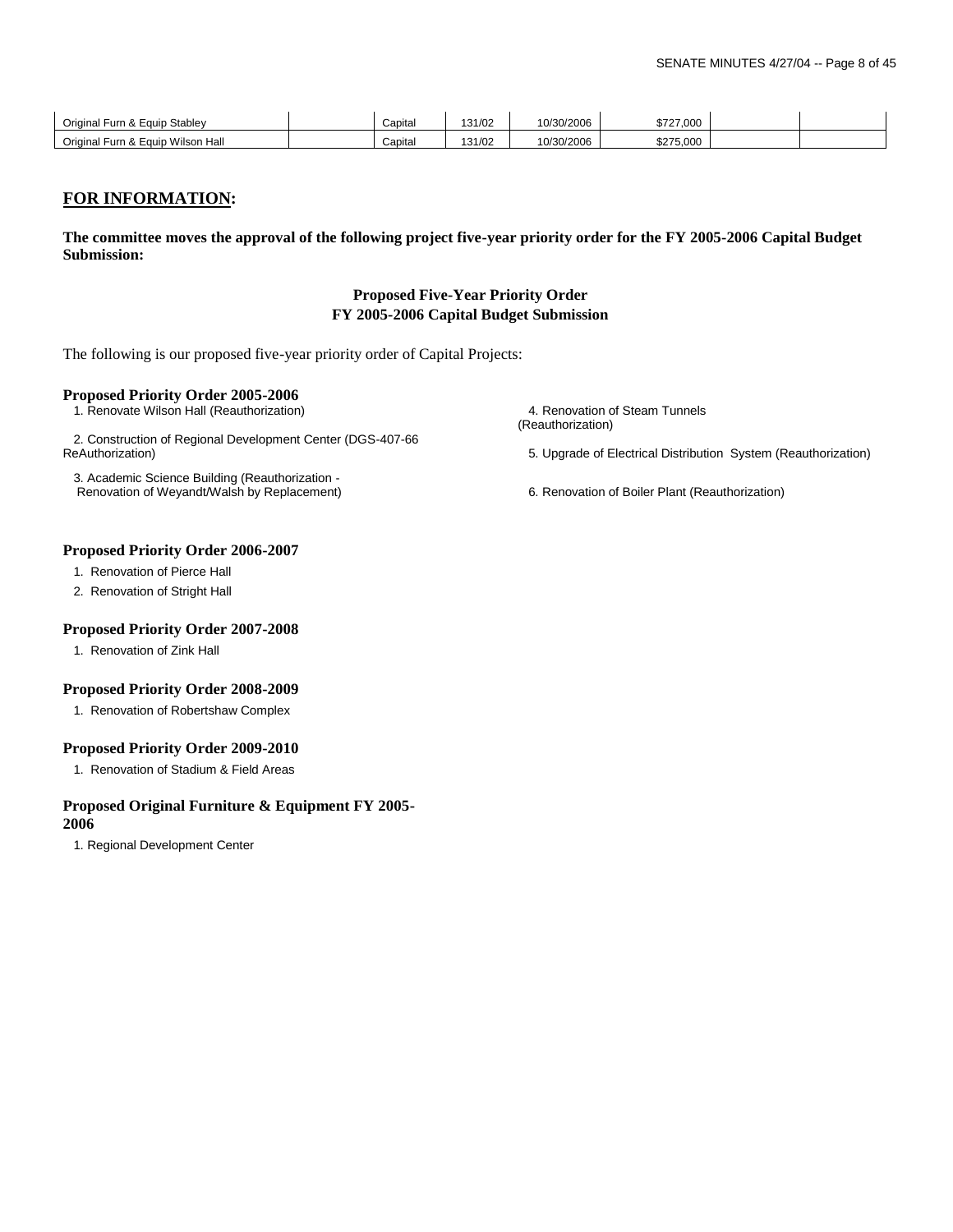| | | | | | | | |
|---|---|---|---|---|---|---|---|
| Original Furn & Equip Stabley | | Capital | 131/02 | 10/30/2006 | $727,000 | | |
| Original Furn & Equip Wilson Hall | | Capital | 131/02 | 10/30/2006 | $275,000 | | |

## FOR INFORMATION:

**The committee moves the approval of the following project five-year priority order for the FY 2005-2006 Capital Budget Submission:**

### Proposed Five-Year Priority Order
### FY 2005-2006 Capital Budget Submission

The following is our proposed five-year priority order of Capital Projects:

#### Proposed Priority Order 2005-2006

1. Renovate Wilson Hall (Reauthorization)
2. Construction of Regional Development Center (DGS-407-66 ReAuthorization)
3. Academic Science Building (Reauthorization - Renovation of Weyandt/Walsh by Replacement)
4. Renovation of Steam Tunnels (Reauthorization)
5. Upgrade of Electrical Distribution System (Reauthorization)
6. Renovation of Boiler Plant (Reauthorization)

#### Proposed Priority Order 2006-2007

1. Renovation of Pierce Hall
2. Renovation of Stright Hall

#### Proposed Priority Order 2007-2008

1. Renovation of Zink Hall

#### Proposed Priority Order 2008-2009

1. Renovation of Robertshaw Complex

#### Proposed Priority Order 2009-2010

1. Renovation of Stadium & Field Areas

#### Proposed Original Furniture & Equipment FY 2005-2006

1. Regional Development Center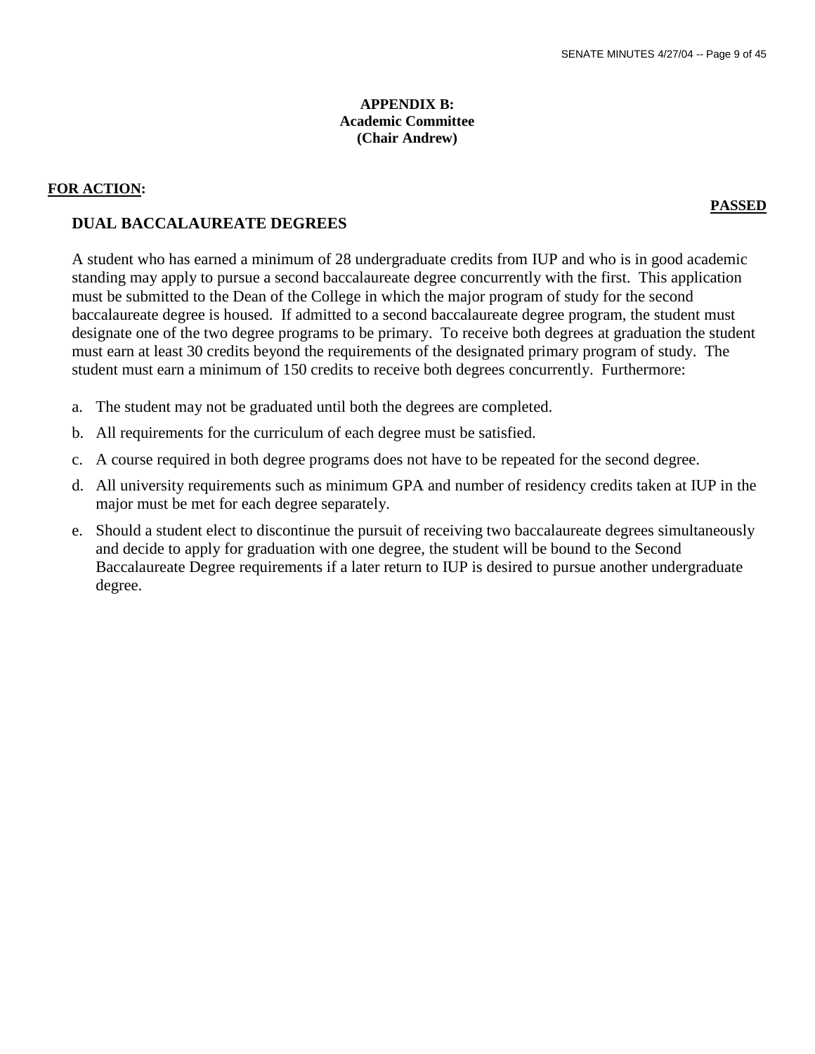**APPENDIX B:**
**Academic Committee**
**(Chair Andrew)**

**FOR ACTION:**

**PASSED**

## DUAL BACCALAUREATE DEGREES

A student who has earned a minimum of 28 undergraduate credits from IUP and who is in good academic standing may apply to pursue a second baccalaureate degree concurrently with the first. This application must be submitted to the Dean of the College in which the major program of study for the second baccalaureate degree is housed. If admitted to a second baccalaureate degree program, the student must designate one of the two degree programs to be primary. To receive both degrees at graduation the student must earn at least 30 credits beyond the requirements of the designated primary program of study. The student must earn a minimum of 150 credits to receive both degrees concurrently. Furthermore:

a. The student may not be graduated until both the degrees are completed.
b. All requirements for the curriculum of each degree must be satisfied.
c. A course required in both degree programs does not have to be repeated for the second degree.
d. All university requirements such as minimum GPA and number of residency credits taken at IUP in the major must be met for each degree separately.
e. Should a student elect to discontinue the pursuit of receiving two baccalaureate degrees simultaneously and decide to apply for graduation with one degree, the student will be bound to the Second Baccalaureate Degree requirements if a later return to IUP is desired to pursue another undergraduate degree.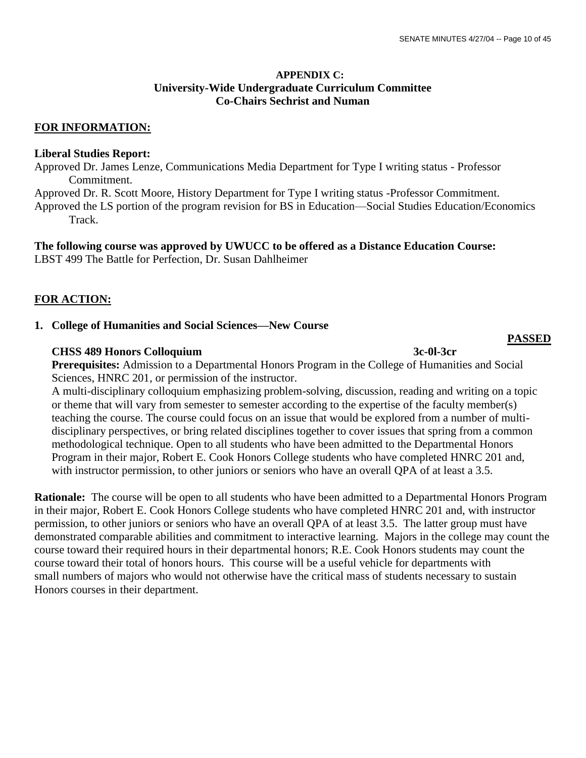## APPENDIX C:
## University-Wide Undergraduate Curriculum Committee
## Co-Chairs Sechrist and Numan

**FOR INFORMATION:**

**Liberal Studies Report:**

Approved Dr. James Lenze, Communications Media Department for Type I writing status - Professor Commitment.

Approved Dr. R. Scott Moore, History Department for Type I writing status -Professor Commitment.

Approved the LS portion of the program revision for BS in Education—Social Studies Education/Economics Track.

**The following course was approved by UWUCC to be offered as a Distance Education Course:**

LBST 499 The Battle for Perfection, Dr. Susan Dahlheimer

**FOR ACTION:**

**1. College of Humanities and Social Sciences—New Course**

**PASSED**

**CHSS 489 Honors Colloquium** 3c-0l-3cr

**Prerequisites:** Admission to a Departmental Honors Program in the College of Humanities and Social Sciences, HNRC 201, or permission of the instructor.

A multi-disciplinary colloquium emphasizing problem-solving, discussion, reading and writing on a topic or theme that will vary from semester to semester according to the expertise of the faculty member(s) teaching the course. The course could focus on an issue that would be explored from a number of multi-disciplinary perspectives, or bring related disciplines together to cover issues that spring from a common methodological technique. Open to all students who have been admitted to the Departmental Honors Program in their major, Robert E. Cook Honors College students who have completed HNRC 201 and, with instructor permission, to other juniors or seniors who have an overall QPA of at least a 3.5.

**Rationale:** The course will be open to all students who have been admitted to a Departmental Honors Program in their major, Robert E. Cook Honors College students who have completed HNRC 201 and, with instructor permission, to other juniors or seniors who have an overall QPA of at least 3.5. The latter group must have demonstrated comparable abilities and commitment to interactive learning. Majors in the college may count the course toward their required hours in their departmental honors; R.E. Cook Honors students may count the course toward their total of honors hours. This course will be a useful vehicle for departments with small numbers of majors who would not otherwise have the critical mass of students necessary to sustain Honors courses in their department.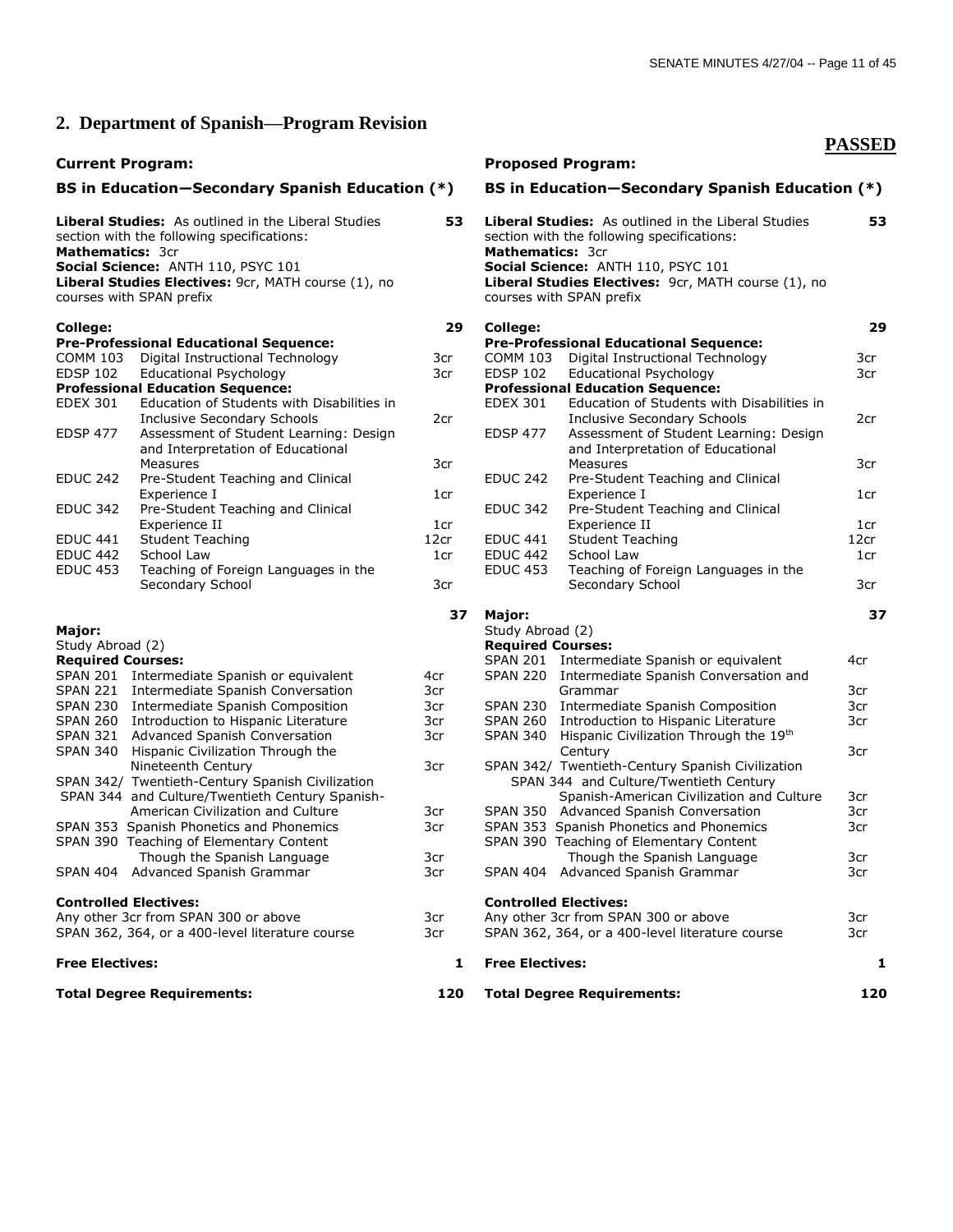## 2. Department of Spanish—Program Revision

**PASSED**

### Current Program:

**BS in Education—Secondary Spanish Education (*)**

| | | |
|---|---|---|
| **Liberal Studies:** As outlined in the Liberal Studies section with the following specifications: | | **53** |
| **Mathematics:** 3cr | | |
| **Social Science:** ANTH 110, PSYC 101 | | |
| **Liberal Studies Electives:** 9cr, MATH course (1), no courses with SPAN prefix | | |
| **College:** | | **29** |
| **Pre-Professional Educational Sequence:** | | |
| COMM 103 | Digital Instructional Technology | 3cr |
| EDSP 102 | Educational Psychology | 3cr |
| **Professional Education Sequence:** | | |
| EDEX 301 | Education of Students with Disabilities in Inclusive Secondary Schools | 2cr |
| EDSP 477 | Assessment of Student Learning: Design and Interpretation of Educational Measures | 3cr |
| EDUC 242 | Pre-Student Teaching and Clinical Experience I | 1cr |
| EDUC 342 | Pre-Student Teaching and Clinical Experience II | 1cr |
| EDUC 441 | Student Teaching | 12cr |
| EDUC 442 | School Law | 1cr |
| EDUC 453 | Teaching of Foreign Languages in the Secondary School | 3cr |
| **Major:** | | **37** |
| Study Abroad (2) | | |
| **Required Courses:** | | |
| SPAN 201 | Intermediate Spanish or equivalent | 4cr |
| SPAN 221 | Intermediate Spanish Conversation | 3cr |
| SPAN 230 | Intermediate Spanish Composition | 3cr |
| SPAN 260 | Introduction to Hispanic Literature | 3cr |
| SPAN 321 | Advanced Spanish Conversation | 3cr |
| SPAN 340 | Hispanic Civilization Through the Nineteenth Century | 3cr |
| SPAN 342/ SPAN 344 | Twentieth-Century Spanish Civilization and Culture/Twentieth Century Spanish-American Civilization and Culture | 3cr |
| SPAN 353 | Spanish Phonetics and Phonemics | 3cr |
| SPAN 390 | Teaching of Elementary Content Though the Spanish Language | 3cr |
| SPAN 404 | Advanced Spanish Grammar | 3cr |
| **Controlled Electives:** | | |
| Any other 3cr from SPAN 300 or above | | 3cr |
| SPAN 362, 364, or a 400-level literature course | | 3cr |
| **Free Electives:** | | **1** |
| **Total Degree Requirements:** | | **120** |

### Proposed Program:

**BS in Education—Secondary Spanish Education (*)**

| | | |
|---|---|---|
| **Liberal Studies:** As outlined in the Liberal Studies section with the following specifications: | | **53** |
| **Mathematics:** 3cr | | |
| **Social Science:** ANTH 110, PSYC 101 | | |
| **Liberal Studies Electives:** 9cr, MATH course (1), no courses with SPAN prefix | | |
| **College:** | | **29** |
| **Pre-Professional Educational Sequence:** | | |
| COMM 103 | Digital Instructional Technology | 3cr |
| EDSP 102 | Educational Psychology | 3cr |
| **Professional Education Sequence:** | | |
| EDEX 301 | Education of Students with Disabilities in Inclusive Secondary Schools | 2cr |
| EDSP 477 | Assessment of Student Learning: Design and Interpretation of Educational Measures | 3cr |
| EDUC 242 | Pre-Student Teaching and Clinical Experience I | 1cr |
| EDUC 342 | Pre-Student Teaching and Clinical Experience II | 1cr |
| EDUC 441 | Student Teaching | 12cr |
| EDUC 442 | School Law | 1cr |
| EDUC 453 | Teaching of Foreign Languages in the Secondary School | 3cr |
| **Major:** | | **37** |
| Study Abroad (2) | | |
| **Required Courses:** | | |
| SPAN 201 | Intermediate Spanish or equivalent | 4cr |
| SPAN 220 | Intermediate Spanish Conversation and Grammar | 3cr |
| SPAN 230 | Intermediate Spanish Composition | 3cr |
| SPAN 260 | Introduction to Hispanic Literature | 3cr |
| SPAN 340 | Hispanic Civilization Through the 19th Century | 3cr |
| SPAN 342/ SPAN 344 | Twentieth-Century Spanish Civilization and Culture/Twentieth Century Spanish-American Civilization and Culture | 3cr |
| SPAN 350 | Advanced Spanish Conversation | 3cr |
| SPAN 353 | Spanish Phonetics and Phonemics | 3cr |
| SPAN 390 | Teaching of Elementary Content Though the Spanish Language | 3cr |
| SPAN 404 | Advanced Spanish Grammar | 3cr |
| **Controlled Electives:** | | |
| Any other 3cr from SPAN 300 or above | | 3cr |
| SPAN 362, 364, or a 400-level literature course | | 3cr |
| **Free Electives:** | | **1** |
| **Total Degree Requirements:** | | **120** |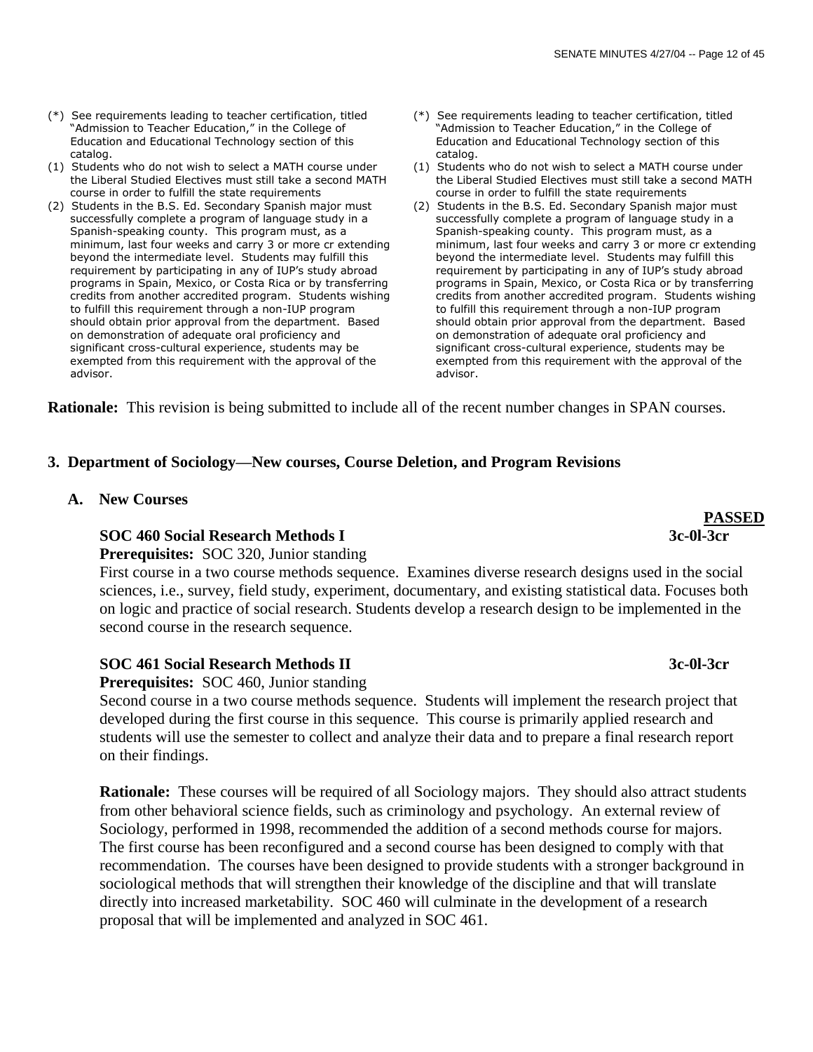| | |
|---|---|
| (\*) See requirements leading to teacher certification, titled "Admission to Teacher Education," in the College of Education and Educational Technology section of this catalog. | (\*) See requirements leading to teacher certification, titled "Admission to Teacher Education," in the College of Education and Educational Technology section of this catalog. |
| (1) Students who do not wish to select a MATH course under the Liberal Studied Electives must still take a second MATH course in order to fulfill the state requirements | (1) Students who do not wish to select a MATH course under the Liberal Studied Electives must still take a second MATH course in order to fulfill the state requirements |
| (2) Students in the B.S. Ed. Secondary Spanish major must successfully complete a program of language study in a Spanish-speaking county. This program must, as a minimum, last four weeks and carry 3 or more cr extending beyond the intermediate level. Students may fulfill this requirement by participating in any of IUP's study abroad programs in Spain, Mexico, or Costa Rica or by transferring credits from another accredited program. Students wishing to fulfill this requirement through a non-IUP program should obtain prior approval from the department. Based on demonstration of adequate oral proficiency and significant cross-cultural experience, students may be exempted from this requirement with the approval of the advisor. | (2) Students in the B.S. Ed. Secondary Spanish major must successfully complete a program of language study in a Spanish-speaking county. This program must, as a minimum, last four weeks and carry 3 or more cr extending beyond the intermediate level. Students may fulfill this requirement by participating in any of IUP's study abroad programs in Spain, Mexico, or Costa Rica or by transferring credits from another accredited program. Students wishing to fulfill this requirement through a non-IUP program should obtain prior approval from the department. Based on demonstration of adequate oral proficiency and significant cross-cultural experience, students may be exempted from this requirement with the approval of the advisor. |

**Rationale:** This revision is being submitted to include all of the recent number changes in SPAN courses.

**3. Department of Sociology—New courses, Course Deletion, and Program Revisions**

**A. New Courses**

**PASSED**

**SOC 460 Social Research Methods I** **3c-0l-3cr**

**Prerequisites:** SOC 320, Junior standing

First course in a two course methods sequence. Examines diverse research designs used in the social sciences, i.e., survey, field study, experiment, documentary, and existing statistical data. Focuses both on logic and practice of social research. Students develop a research design to be implemented in the second course in the research sequence.

**SOC 461 Social Research Methods II** **3c-0l-3cr**

**Prerequisites:** SOC 460, Junior standing

Second course in a two course methods sequence. Students will implement the research project that developed during the first course in this sequence. This course is primarily applied research and students will use the semester to collect and analyze their data and to prepare a final research report on their findings.

**Rationale:** These courses will be required of all Sociology majors. They should also attract students from other behavioral science fields, such as criminology and psychology. An external review of Sociology, performed in 1998, recommended the addition of a second methods course for majors. The first course has been reconfigured and a second course has been designed to comply with that recommendation. The courses have been designed to provide students with a stronger background in sociological methods that will strengthen their knowledge of the discipline and that will translate directly into increased marketability. SOC 460 will culminate in the development of a research proposal that will be implemented and analyzed in SOC 461.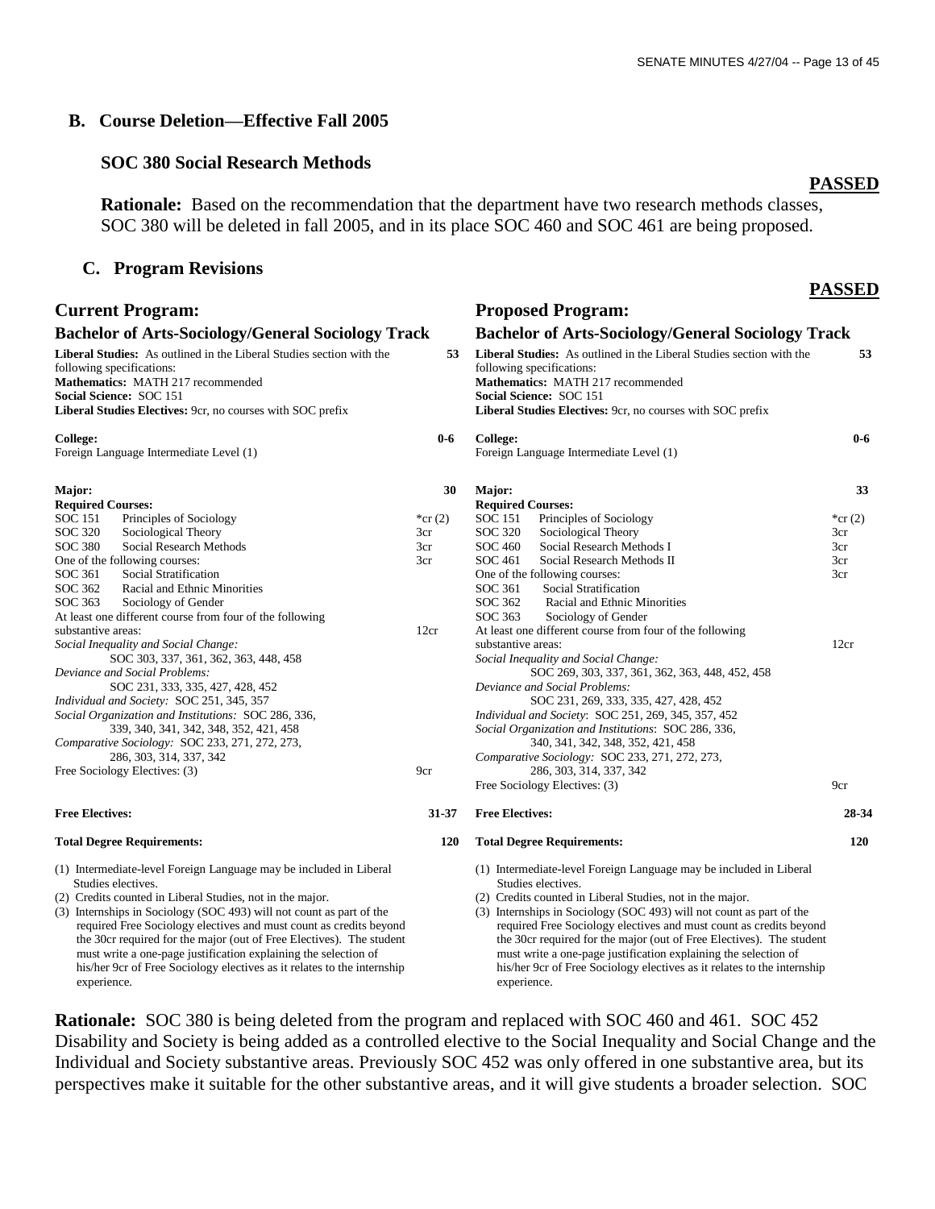## B. Course Deletion—Effective Fall 2005

### SOC 380 Social Research Methods

**PASSED**

**Rationale:** Based on the recommendation that the department have two research methods classes, SOC 380 will be deleted in fall 2005, and in its place SOC 460 and SOC 461 are being proposed.

## C. Program Revisions

**PASSED**

### Current Program:

#### Bachelor of Arts-Sociology/General Sociology Track

**Liberal Studies:** As outlined in the Liberal Studies section with the following specifications: **53**
**Mathematics:** MATH 217 recommended
**Social Science:** SOC 151
**Liberal Studies Electives:** 9cr, no courses with SOC prefix

**College:** **0-6**
Foreign Language Intermediate Level (1)

**Major:** **30**

**Required Courses:**

| | | |
|---|---|---|
| SOC 151 | Principles of Sociology | *cr (2) |
| SOC 320 | Sociological Theory | 3cr |
| SOC 380 | Social Research Methods | 3cr |
| One of the following courses: | | 3cr |
| SOC 361 | Social Stratification | |
| SOC 362 | Racial and Ethnic Minorities | |
| SOC 363 | Sociology of Gender | |

At least one different course from four of the following substantive areas: 12cr

*Social Inequality and Social Change:* SOC 303, 337, 361, 362, 363, 448, 458
*Deviance and Social Problems:* SOC 231, 333, 335, 427, 428, 452
*Individual and Society:* SOC 251, 345, 357
*Social Organization and Institutions:* SOC 286, 336, 339, 340, 341, 342, 348, 352, 421, 458
*Comparative Sociology:* SOC 233, 271, 272, 273, 286, 303, 314, 337, 342

Free Sociology Electives: (3) 9cr

**Free Electives:** **31-37**

**Total Degree Requirements:** **120**

(1) Intermediate-level Foreign Language may be included in Liberal Studies electives.
(2) Credits counted in Liberal Studies, not in the major.
(3) Internships in Sociology (SOC 493) will not count as part of the required Free Sociology electives and must count as credits beyond the 30cr required for the major (out of Free Electives). The student must write a one-page justification explaining the selection of his/her 9cr of Free Sociology electives as it relates to the internship experience.

### Proposed Program:

#### Bachelor of Arts-Sociology/General Sociology Track

**Liberal Studies:** As outlined in the Liberal Studies section with the following specifications: **53**
**Mathematics:** MATH 217 recommended
**Social Science:** SOC 151
**Liberal Studies Electives:** 9cr, no courses with SOC prefix

**College:** **0-6**
Foreign Language Intermediate Level (1)

**Major:** **33**

**Required Courses:**

| | | |
|---|---|---|
| SOC 151 | Principles of Sociology | *cr (2) |
| SOC 320 | Sociological Theory | 3cr |
| SOC 460 | Social Research Methods I | 3cr |
| SOC 461 | Social Research Methods II | 3cr |
| One of the following courses: | | 3cr |
| SOC 361 | Social Stratification | |
| SOC 362 | Racial and Ethnic Minorities | |
| SOC 363 | Sociology of Gender | |

At least one different course from four of the following substantive areas: 12cr

*Social Inequality and Social Change:* SOC 269, 303, 337, 361, 362, 363, 448, 452, 458
*Deviance and Social Problems:* SOC 231, 269, 333, 335, 427, 428, 452
*Individual and Society*: SOC 251, 269, 345, 357, 452
*Social Organization and Institutions*: SOC 286, 336, 340, 341, 342, 348, 352, 421, 458
*Comparative Sociology:* SOC 233, 271, 272, 273, 286, 303, 314, 337, 342

Free Sociology Electives: (3) 9cr

**Free Electives:** **28-34**

**Total Degree Requirements:** **120**

(1) Intermediate-level Foreign Language may be included in Liberal Studies electives.
(2) Credits counted in Liberal Studies, not in the major.
(3) Internships in Sociology (SOC 493) will not count as part of the required Free Sociology electives and must count as credits beyond the 30cr required for the major (out of Free Electives). The student must write a one-page justification explaining the selection of his/her 9cr of Free Sociology electives as it relates to the internship experience.

**Rationale:** SOC 380 is being deleted from the program and replaced with SOC 460 and 461. SOC 452 Disability and Society is being added as a controlled elective to the Social Inequality and Social Change and the Individual and Society substantive areas. Previously SOC 452 was only offered in one substantive area, but its perspectives make it suitable for the other substantive areas, and it will give students a broader selection. SOC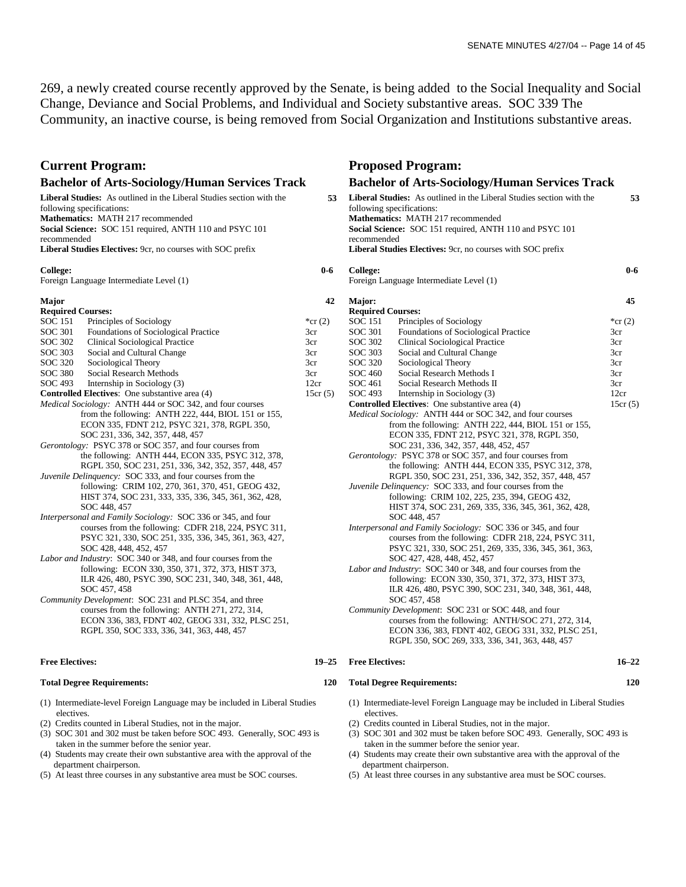269, a newly created course recently approved by the Senate, is being added to the Social Inequality and Social Change, Deviance and Social Problems, and Individual and Society substantive areas. SOC 339 The Community, an inactive course, is being removed from Social Organization and Institutions substantive areas.

## Current Program:

### Bachelor of Arts-Sociology/Human Services Track

**Liberal Studies:** As outlined in the Liberal Studies section with the following specifications: **53**

**Mathematics:** MATH 217 recommended

**Social Science:** SOC 151 required, ANTH 110 and PSYC 101 recommended

**Liberal Studies Electives:** 9cr, no courses with SOC prefix

**College:** **0-6**

Foreign Language Intermediate Level (1)

**Major** **42**

**Required Courses:**

| | | |
|---|---|---|
| SOC 151 | Principles of Sociology | *cr (2) |
| SOC 301 | Foundations of Sociological Practice | 3cr |
| SOC 302 | Clinical Sociological Practice | 3cr |
| SOC 303 | Social and Cultural Change | 3cr |
| SOC 320 | Sociological Theory | 3cr |
| SOC 380 | Social Research Methods | 3cr |
| SOC 493 | Internship in Sociology (3) | 12cr |

**Controlled Electives**: One substantive area (4) 15cr (5)

*Medical Sociology:* ANTH 444 or SOC 342, and four courses from the following: ANTH 222, 444, BIOL 151 or 155, ECON 335, FDNT 212, PSYC 321, 378, RGPL 350, SOC 231, 336, 342, 357, 448, 457

*Gerontology:* PSYC 378 or SOC 357, and four courses from the following: ANTH 444, ECON 335, PSYC 312, 378, RGPL 350, SOC 231, 251, 336, 342, 352, 357, 448, 457

*Juvenile Delinquency:* SOC 333, and four courses from the following: CRIM 102, 270, 361, 370, 451, GEOG 432, HIST 374, SOC 231, 333, 335, 336, 345, 361, 362, 428, SOC 448, 457

*Interpersonal and Family Sociology:* SOC 336 or 345, and four courses from the following: CDFR 218, 224, PSYC 311, PSYC 321, 330, SOC 251, 335, 336, 345, 361, 363, 427, SOC 428, 448, 452, 457

*Labor and Industry*: SOC 340 or 348, and four courses from the following: ECON 330, 350, 371, 372, 373, HIST 373, ILR 426, 480, PSYC 390, SOC 231, 340, 348, 361, 448, SOC 457, 458

*Community Development*: SOC 231 and PLSC 354, and three courses from the following: ANTH 271, 272, 314, ECON 336, 383, FDNT 402, GEOG 331, 332, PLSC 251, RGPL 350, SOC 333, 336, 341, 363, 448, 457

**Free Electives:** **19–25**

**Total Degree Requirements:** **120**

(1) Intermediate-level Foreign Language may be included in Liberal Studies electives.
(2) Credits counted in Liberal Studies, not in the major.
(3) SOC 301 and 302 must be taken before SOC 493. Generally, SOC 493 is taken in the summer before the senior year.
(4) Students may create their own substantive area with the approval of the department chairperson.
(5) At least three courses in any substantive area must be SOC courses.

## Proposed Program:

### Bachelor of Arts-Sociology/Human Services Track

**Liberal Studies:** As outlined in the Liberal Studies section with the following specifications: **53**

**Mathematics:** MATH 217 recommended

**Social Science:** SOC 151 required, ANTH 110 and PSYC 101 recommended

**Liberal Studies Electives:** 9cr, no courses with SOC prefix

**College:** **0-6**

Foreign Language Intermediate Level (1)

**Major:** **45**

**Required Courses:**

| | | |
|---|---|---|
| SOC 151 | Principles of Sociology | *cr (2) |
| SOC 301 | Foundations of Sociological Practice | 3cr |
| SOC 302 | Clinical Sociological Practice | 3cr |
| SOC 303 | Social and Cultural Change | 3cr |
| SOC 320 | Sociological Theory | 3cr |
| SOC 460 | Social Research Methods I | 3cr |
| SOC 461 | Social Research Methods II | 3cr |
| SOC 493 | Internship in Sociology (3) | 12cr |

**Controlled Electives**: One substantive area (4) 15cr (5)

*Medical Sociology:* ANTH 444 or SOC 342, and four courses from the following: ANTH 222, 444, BIOL 151 or 155, ECON 335, FDNT 212, PSYC 321, 378, RGPL 350, SOC 231, 336, 342, 357, 448, 452, 457

*Gerontology:* PSYC 378 or SOC 357, and four courses from the following: ANTH 444, ECON 335, PSYC 312, 378, RGPL 350, SOC 231, 251, 336, 342, 352, 357, 448, 457

*Juvenile Delinquency:* SOC 333, and four courses from the following: CRIM 102, 225, 235, 394, GEOG 432, HIST 374, SOC 231, 269, 335, 336, 345, 361, 362, 428, SOC 448, 457

*Interpersonal and Family Sociology:* SOC 336 or 345, and four courses from the following: CDFR 218, 224, PSYC 311, PSYC 321, 330, SOC 251, 269, 335, 336, 345, 361, 363, SOC 427, 428, 448, 452, 457

*Labor and Industry*: SOC 340 or 348, and four courses from the following: ECON 330, 350, 371, 372, 373, HIST 373, ILR 426, 480, PSYC 390, SOC 231, 340, 348, 361, 448, SOC 457, 458

*Community Development*: SOC 231 or SOC 448, and four courses from the following: ANTH/SOC 271, 272, 314, ECON 336, 383, FDNT 402, GEOG 331, 332, PLSC 251, RGPL 350, SOC 269, 333, 336, 341, 363, 448, 457

**Free Electives:** **16–22**

**Total Degree Requirements:** **120**

(1) Intermediate-level Foreign Language may be included in Liberal Studies electives.
(2) Credits counted in Liberal Studies, not in the major.
(3) SOC 301 and 302 must be taken before SOC 493. Generally, SOC 493 is taken in the summer before the senior year.
(4) Students may create their own substantive area with the approval of the department chairperson.
(5) At least three courses in any substantive area must be SOC courses.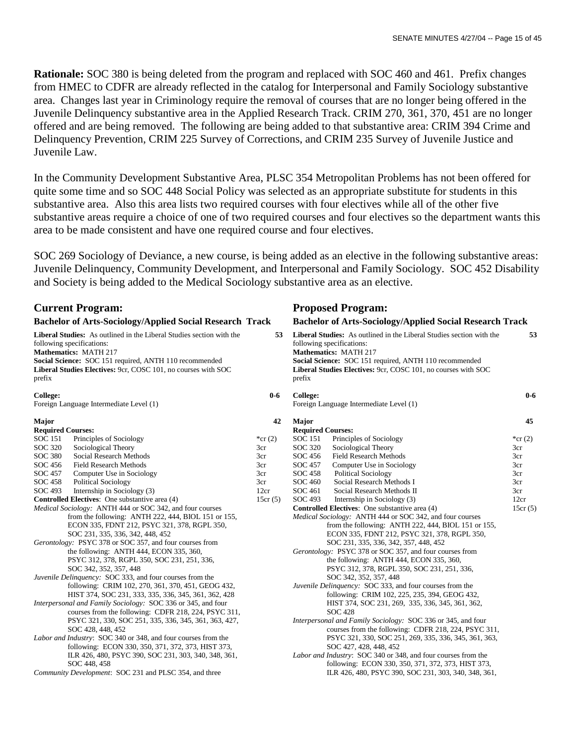**Rationale:** SOC 380 is being deleted from the program and replaced with SOC 460 and 461. Prefix changes from HMEC to CDFR are already reflected in the catalog for Interpersonal and Family Sociology substantive area. Changes last year in Criminology require the removal of courses that are no longer being offered in the Juvenile Delinquency substantive area in the Applied Research Track. CRIM 270, 361, 370, 451 are no longer offered and are being removed. The following are being added to that substantive area: CRIM 394 Crime and Delinquency Prevention, CRIM 225 Survey of Corrections, and CRIM 235 Survey of Juvenile Justice and Juvenile Law.

In the Community Development Substantive Area, PLSC 354 Metropolitan Problems has not been offered for quite some time and so SOC 448 Social Policy was selected as an appropriate substitute for students in this substantive area. Also this area lists two required courses with four electives while all of the other five substantive areas require a choice of one of two required courses and four electives so the department wants this area to be made consistent and have one required course and four electives.

SOC 269 Sociology of Deviance, a new course, is being added as an elective in the following substantive areas: Juvenile Delinquency, Community Development, and Interpersonal and Family Sociology. SOC 452 Disability and Society is being added to the Medical Sociology substantive area as an elective.

## Current Program:

### Bachelor of Arts-Sociology/Applied Social Research Track

**Liberal Studies:** As outlined in the Liberal Studies section with the following specifications: **53**
**Mathematics:** MATH 217
**Social Science:** SOC 151 required, ANTH 110 recommended
**Liberal Studies Electives:** 9cr, COSC 101, no courses with SOC prefix

**College:** **0-6**
Foreign Language Intermediate Level (1)

**Major** **42**

**Required Courses:**

| | | |
|---|---|---|
| SOC 151 | Principles of Sociology | *cr (2) |
| SOC 320 | Sociological Theory | 3cr |
| SOC 380 | Social Research Methods | 3cr |
| SOC 456 | Field Research Methods | 3cr |
| SOC 457 | Computer Use in Sociology | 3cr |
| SOC 458 | Political Sociology | 3cr |
| SOC 493 | Internship in Sociology (3) | 12cr |

**Controlled Electives**: One substantive area (4) 15cr (5)

*Medical Sociology:* ANTH 444 or SOC 342, and four courses from the following: ANTH 222, 444, BIOL 151 or 155, ECON 335, FDNT 212, PSYC 321, 378, RGPL 350, SOC 231, 335, 336, 342, 448, 452

*Gerontology:* PSYC 378 or SOC 357, and four courses from the following: ANTH 444, ECON 335, 360, PSYC 312, 378, RGPL 350, SOC 231, 251, 336, SOC 342, 352, 357, 448

*Juvenile Delinquency:* SOC 333, and four courses from the following: CRIM 102, 270, 361, 370, 451, GEOG 432, HIST 374, SOC 231, 333, 335, 336, 345, 361, 362, 428

*Interpersonal and Family Sociology:* SOC 336 or 345, and four courses from the following: CDFR 218, 224, PSYC 311, PSYC 321, 330, SOC 251, 335, 336, 345, 361, 363, 427, SOC 428, 448, 452

*Labor and Industry*: SOC 340 or 348, and four courses from the following: ECON 330, 350, 371, 372, 373, HIST 373, ILR 426, 480, PSYC 390, SOC 231, 303, 340, 348, 361, SOC 448, 458

*Community Development*: SOC 231 and PLSC 354, and three

## Proposed Program:

### Bachelor of Arts-Sociology/Applied Social Research Track

**Liberal Studies:** As outlined in the Liberal Studies section with the following specifications: **53**
**Mathematics:** MATH 217
**Social Science:** SOC 151 required, ANTH 110 recommended
**Liberal Studies Electives:** 9cr, COSC 101, no courses with SOC prefix

**College:** **0-6**
Foreign Language Intermediate Level (1)

**Major** **45**

**Required Courses:**

| | | |
|---|---|---|
| SOC 151 | Principles of Sociology | *cr (2) |
| SOC 320 | Sociological Theory | 3cr |
| SOC 456 | Field Research Methods | 3cr |
| SOC 457 | Computer Use in Sociology | 3cr |
| SOC 458 | Political Sociology | 3cr |
| SOC 460 | Social Research Methods I | 3cr |
| SOC 461 | Social Research Methods II | 3cr |
| SOC 493 | Internship in Sociology (3) | 12cr |

**Controlled Electives**: One substantive area (4) 15cr (5)

*Medical Sociology:* ANTH 444 or SOC 342, and four courses from the following: ANTH 222, 444, BIOL 151 or 155, ECON 335, FDNT 212, PSYC 321, 378, RGPL 350, SOC 231, 335, 336, 342, 357, 448, 452

*Gerontology:* PSYC 378 or SOC 357, and four courses from the following: ANTH 444, ECON 335, 360, PSYC 312, 378, RGPL 350, SOC 231, 251, 336, SOC 342, 352, 357, 448

*Juvenile Delinquency:* SOC 333, and four courses from the following: CRIM 102, 225, 235, 394, GEOG 432, HIST 374, SOC 231, 269, 335, 336, 345, 361, 362, SOC 428

*Interpersonal and Family Sociology:* SOC 336 or 345, and four courses from the following: CDFR 218, 224, PSYC 311, PSYC 321, 330, SOC 251, 269, 335, 336, 345, 361, 363, SOC 427, 428, 448, 452

*Labor and Industry*: SOC 340 or 348, and four courses from the following: ECON 330, 350, 371, 372, 373, HIST 373, ILR 426, 480, PSYC 390, SOC 231, 303, 340, 348, 361,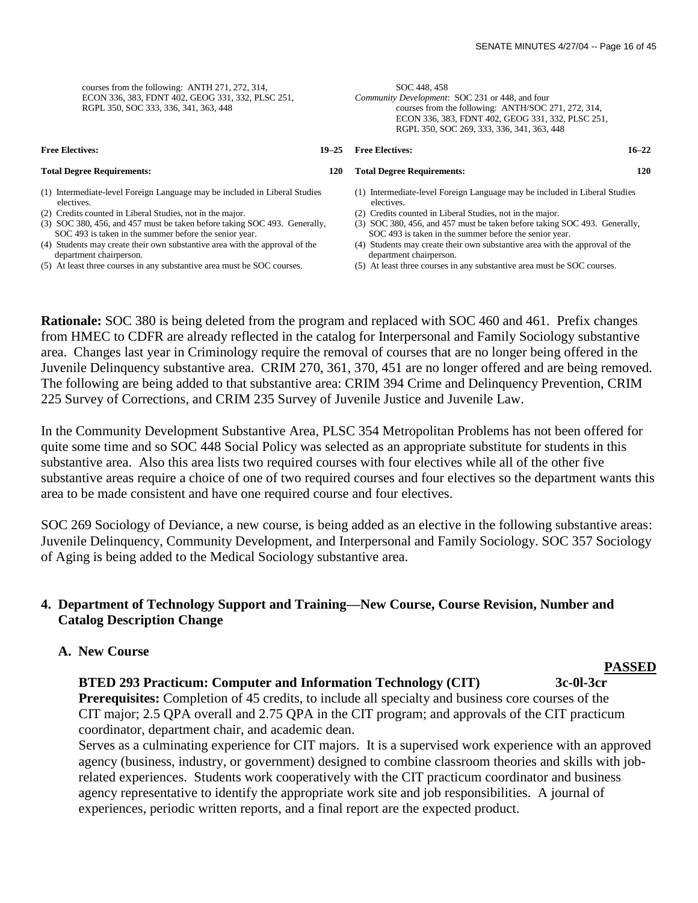courses from the following: ANTH 271, 272, 314, ECON 336, 383, FDNT 402, GEOG 331, 332, PLSC 251, RGPL 350, SOC 333, 336, 341, 363, 448

| | |
|---|---|
| **Free Electives:** | **19–25** |
| **Total Degree Requirements:** | **120** |

(1) Intermediate-level Foreign Language may be included in Liberal Studies electives.
(2) Credits counted in Liberal Studies, not in the major.
(3) SOC 380, 456, and 457 must be taken before taking SOC 493. Generally, SOC 493 is taken in the summer before the senior year.
(4) Students may create their own substantive area with the approval of the department chairperson.
(5) At least three courses in any substantive area must be SOC courses.

SOC 448, 458
*Community Development*: SOC 231 or 448, and four courses from the following: ANTH/SOC 271, 272, 314, ECON 336, 383, FDNT 402, GEOG 331, 332, PLSC 251, RGPL 350, SOC 269, 333, 336, 341, 363, 448

| | |
|---|---|
| **Free Electives:** | **16–22** |
| **Total Degree Requirements:** | **120** |

(1) Intermediate-level Foreign Language may be included in Liberal Studies electives.
(2) Credits counted in Liberal Studies, not in the major.
(3) SOC 380, 456, and 457 must be taken before taking SOC 493. Generally, SOC 493 is taken in the summer before the senior year.
(4) Students may create their own substantive area with the approval of the department chairperson.
(5) At least three courses in any substantive area must be SOC courses.

**Rationale:** SOC 380 is being deleted from the program and replaced with SOC 460 and 461. Prefix changes from HMEC to CDFR are already reflected in the catalog for Interpersonal and Family Sociology substantive area. Changes last year in Criminology require the removal of courses that are no longer being offered in the Juvenile Delinquency substantive area. CRIM 270, 361, 370, 451 are no longer offered and are being removed. The following are being added to that substantive area: CRIM 394 Crime and Delinquency Prevention, CRIM 225 Survey of Corrections, and CRIM 235 Survey of Juvenile Justice and Juvenile Law.

In the Community Development Substantive Area, PLSC 354 Metropolitan Problems has not been offered for quite some time and so SOC 448 Social Policy was selected as an appropriate substitute for students in this substantive area. Also this area lists two required courses with four electives while all of the other five substantive areas require a choice of one of two required courses and four electives so the department wants this area to be made consistent and have one required course and four electives.

SOC 269 Sociology of Deviance, a new course, is being added as an elective in the following substantive areas: Juvenile Delinquency, Community Development, and Interpersonal and Family Sociology. SOC 357 Sociology of Aging is being added to the Medical Sociology substantive area.

## 4. Department of Technology Support and Training—New Course, Course Revision, Number and Catalog Description Change

### A. New Course

**PASSED**

**BTED 293 Practicum: Computer and Information Technology (CIT) 3c-0l-3cr**
**Prerequisites:** Completion of 45 credits, to include all specialty and business core courses of the CIT major; 2.5 QPA overall and 2.75 QPA in the CIT program; and approvals of the CIT practicum coordinator, department chair, and academic dean.
Serves as a culminating experience for CIT majors. It is a supervised work experience with an approved agency (business, industry, or government) designed to combine classroom theories and skills with job-related experiences. Students work cooperatively with the CIT practicum coordinator and business agency representative to identify the appropriate work site and job responsibilities. A journal of experiences, periodic written reports, and a final report are the expected product.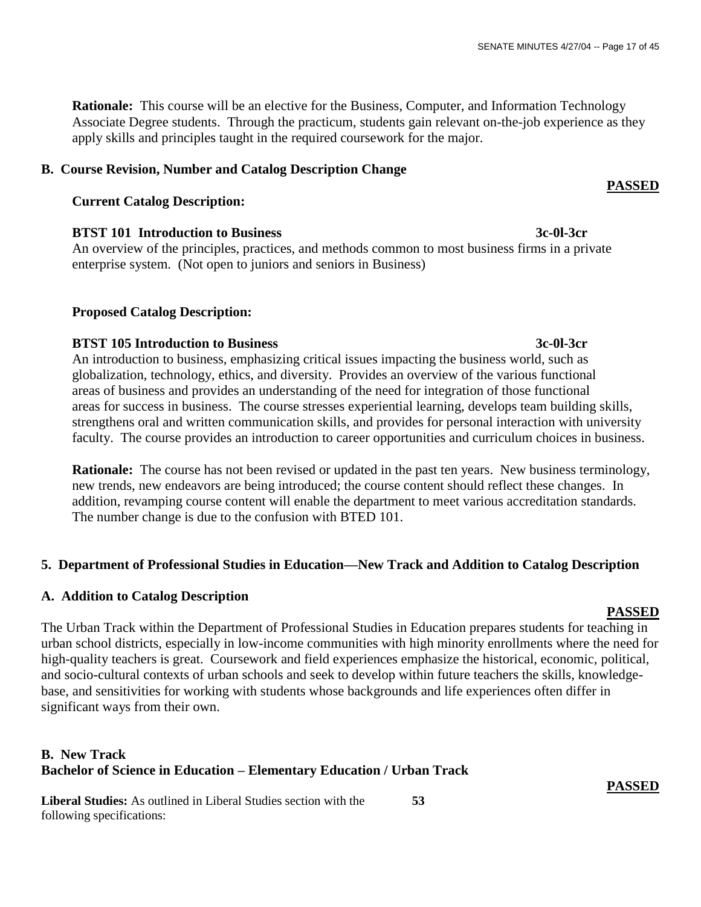**Rationale:** This course will be an elective for the Business, Computer, and Information Technology Associate Degree students. Through the practicum, students gain relevant on-the-job experience as they apply skills and principles taught in the required coursework for the major.

**B. Course Revision, Number and Catalog Description Change**

**PASSED**

**Current Catalog Description:**

**BTST 101 Introduction to Business** **3c-0l-3cr**

An overview of the principles, practices, and methods common to most business firms in a private enterprise system. (Not open to juniors and seniors in Business)

**Proposed Catalog Description:**

**BTST 105 Introduction to Business** **3c-0l-3cr**

An introduction to business, emphasizing critical issues impacting the business world, such as globalization, technology, ethics, and diversity. Provides an overview of the various functional areas of business and provides an understanding of the need for integration of those functional areas for success in business. The course stresses experiential learning, develops team building skills, strengthens oral and written communication skills, and provides for personal interaction with university faculty. The course provides an introduction to career opportunities and curriculum choices in business.

**Rationale:** The course has not been revised or updated in the past ten years. New business terminology, new trends, new endeavors are being introduced; the course content should reflect these changes. In addition, revamping course content will enable the department to meet various accreditation standards. The number change is due to the confusion with BTED 101.

**5. Department of Professional Studies in Education—New Track and Addition to Catalog Description**

**A. Addition to Catalog Description**

**PASSED**

The Urban Track within the Department of Professional Studies in Education prepares students for teaching in urban school districts, especially in low-income communities with high minority enrollments where the need for high-quality teachers is great. Coursework and field experiences emphasize the historical, economic, political, and socio-cultural contexts of urban schools and seek to develop within future teachers the skills, knowledge-base, and sensitivities for working with students whose backgrounds and life experiences often differ in significant ways from their own.

**B. New Track**
**Bachelor of Science in Education – Elementary Education / Urban Track**

**PASSED**

**Liberal Studies:** As outlined in Liberal Studies section with the following specifications: **53**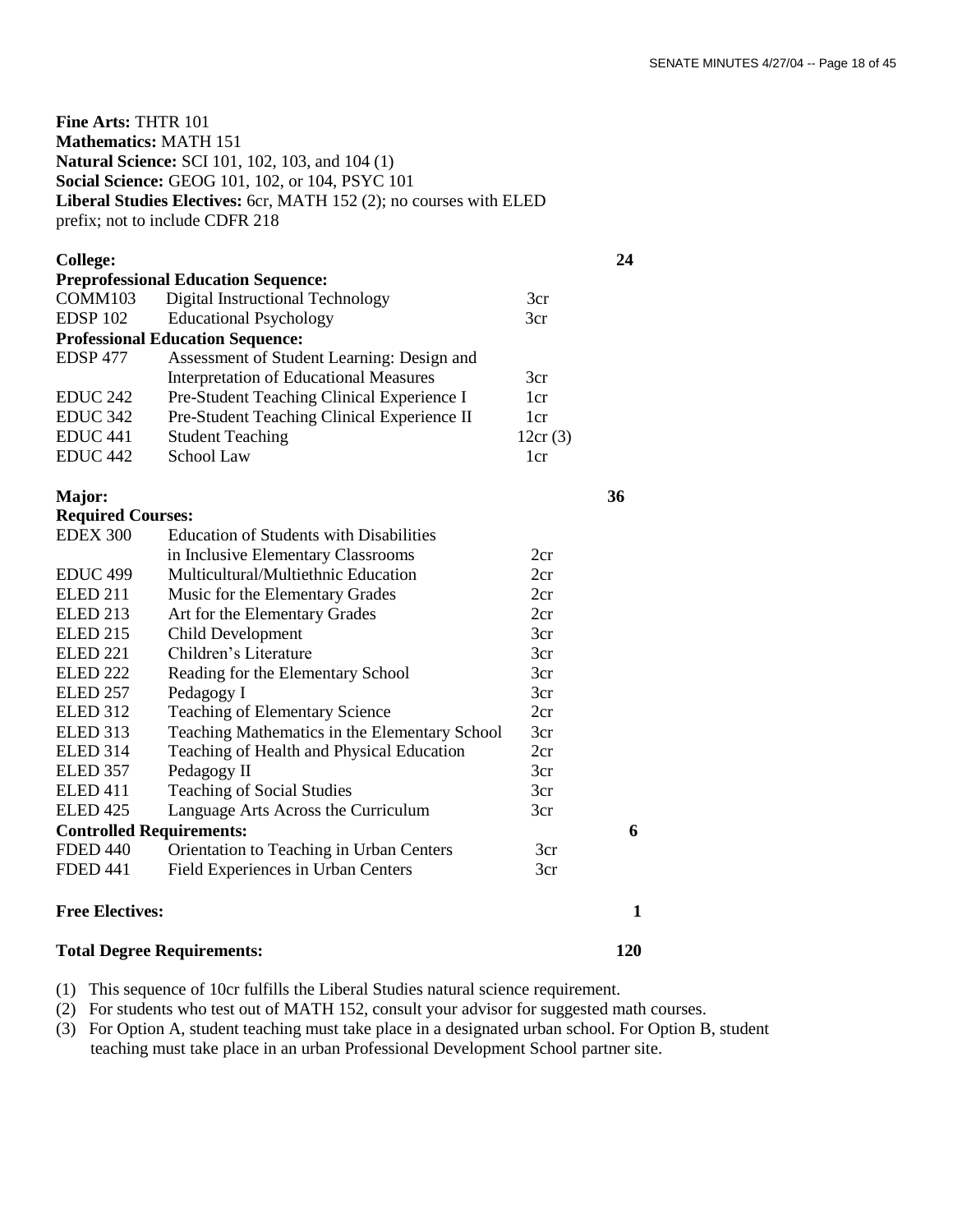**Fine Arts:** THTR 101
**Mathematics:** MATH 151
**Natural Science:** SCI 101, 102, 103, and 104 (1)
**Social Science:** GEOG 101, 102, or 104, PSYC 101
**Liberal Studies Electives:** 6cr, MATH 152 (2); no courses with ELED prefix; not to include CDFR 218

| | | | |
|---|---|---|---|
| **College:** | | | **24** |
| **Preprofessional Education Sequence:** | | | |
| COMM103 | Digital Instructional Technology | 3cr | |
| EDSP 102 | Educational Psychology | 3cr | |
| **Professional Education Sequence:** | | | |
| EDSP 477 | Assessment of Student Learning: Design and Interpretation of Educational Measures | 3cr | |
| EDUC 242 | Pre-Student Teaching Clinical Experience I | 1cr | |
| EDUC 342 | Pre-Student Teaching Clinical Experience II | 1cr | |
| EDUC 441 | Student Teaching | 12cr (3) | |
| EDUC 442 | School Law | 1cr | |
| **Major:** | | | **36** |
| **Required Courses:** | | | |
| EDEX 300 | Education of Students with Disabilities in Inclusive Elementary Classrooms | 2cr | |
| EDUC 499 | Multicultural/Multiethnic Education | 2cr | |
| ELED 211 | Music for the Elementary Grades | 2cr | |
| ELED 213 | Art for the Elementary Grades | 2cr | |
| ELED 215 | Child Development | 3cr | |
| ELED 221 | Children's Literature | 3cr | |
| ELED 222 | Reading for the Elementary School | 3cr | |
| ELED 257 | Pedagogy I | 3cr | |
| ELED 312 | Teaching of Elementary Science | 2cr | |
| ELED 313 | Teaching Mathematics in the Elementary School | 3cr | |
| ELED 314 | Teaching of Health and Physical Education | 2cr | |
| ELED 357 | Pedagogy II | 3cr | |
| ELED 411 | Teaching of Social Studies | 3cr | |
| ELED 425 | Language Arts Across the Curriculum | 3cr | |
| **Controlled Requirements:** | | | **6** |
| FDED 440 | Orientation to Teaching in Urban Centers | 3cr | |
| FDED 441 | Field Experiences in Urban Centers | 3cr | |
| **Free Electives:** | | | **1** |
| **Total Degree Requirements:** | | | **120** |

(1) This sequence of 10cr fulfills the Liberal Studies natural science requirement.
(2) For students who test out of MATH 152, consult your advisor for suggested math courses.
(3) For Option A, student teaching must take place in a designated urban school. For Option B, student teaching must take place in an urban Professional Development School partner site.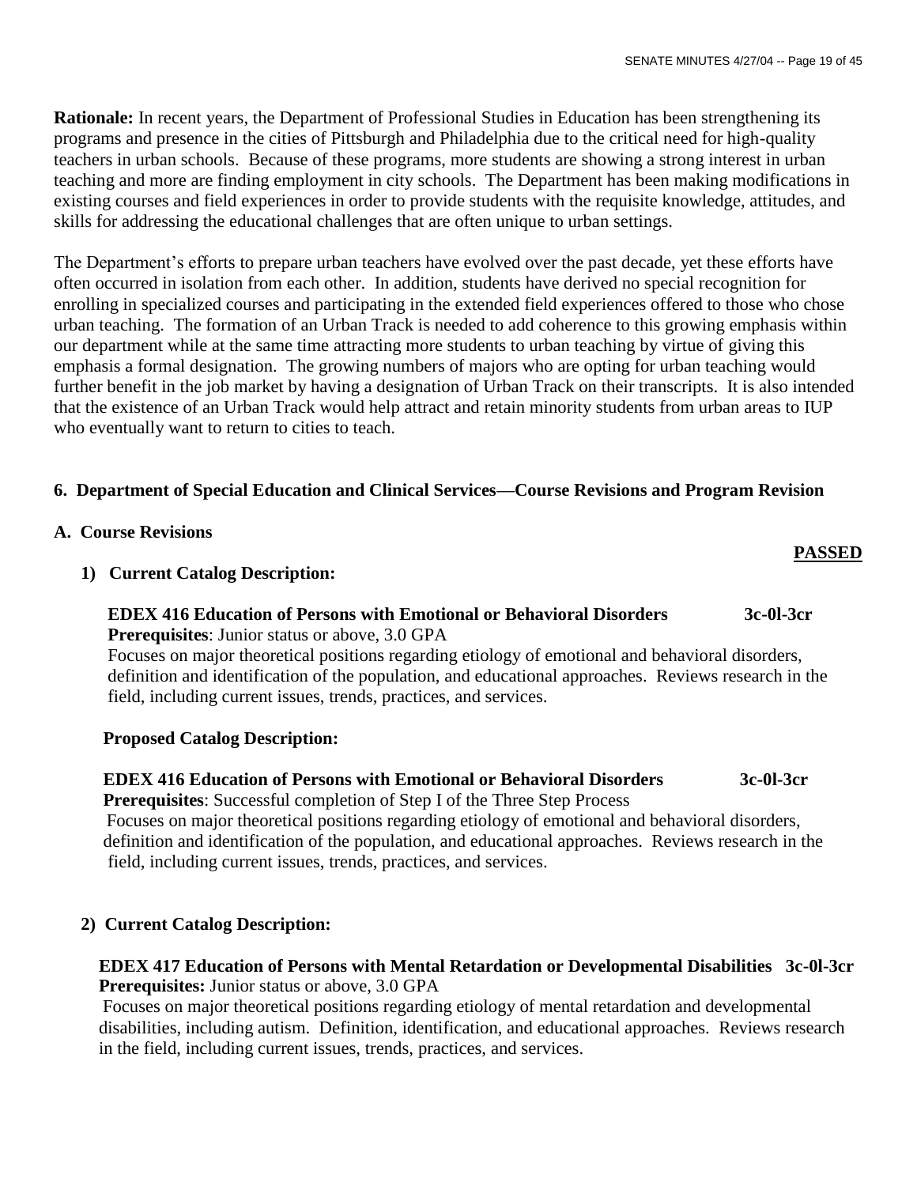**Rationale:** In recent years, the Department of Professional Studies in Education has been strengthening its programs and presence in the cities of Pittsburgh and Philadelphia due to the critical need for high-quality teachers in urban schools. Because of these programs, more students are showing a strong interest in urban teaching and more are finding employment in city schools. The Department has been making modifications in existing courses and field experiences in order to provide students with the requisite knowledge, attitudes, and skills for addressing the educational challenges that are often unique to urban settings.

The Department's efforts to prepare urban teachers have evolved over the past decade, yet these efforts have often occurred in isolation from each other. In addition, students have derived no special recognition for enrolling in specialized courses and participating in the extended field experiences offered to those who chose urban teaching. The formation of an Urban Track is needed to add coherence to this growing emphasis within our department while at the same time attracting more students to urban teaching by virtue of giving this emphasis a formal designation. The growing numbers of majors who are opting for urban teaching would further benefit in the job market by having a designation of Urban Track on their transcripts. It is also intended that the existence of an Urban Track would help attract and retain minority students from urban areas to IUP who eventually want to return to cities to teach.

**6. Department of Special Education and Clinical Services—Course Revisions and Program Revision**

**A. Course Revisions**

**PASSED**

**1) Current Catalog Description:**

**EDEX 416 Education of Persons with Emotional or Behavioral Disorders 3c-0l-3cr**
**Prerequisites**: Junior status or above, 3.0 GPA
Focuses on major theoretical positions regarding etiology of emotional and behavioral disorders, definition and identification of the population, and educational approaches. Reviews research in the field, including current issues, trends, practices, and services.

**Proposed Catalog Description:**

**EDEX 416 Education of Persons with Emotional or Behavioral Disorders 3c-0l-3cr**
**Prerequisites**: Successful completion of Step I of the Three Step Process
Focuses on major theoretical positions regarding etiology of emotional and behavioral disorders, definition and identification of the population, and educational approaches. Reviews research in the field, including current issues, trends, practices, and services.

**2) Current Catalog Description:**

**EDEX 417 Education of Persons with Mental Retardation or Developmental Disabilities 3c-0l-3cr**
**Prerequisites:** Junior status or above, 3.0 GPA
Focuses on major theoretical positions regarding etiology of mental retardation and developmental disabilities, including autism. Definition, identification, and educational approaches. Reviews research in the field, including current issues, trends, practices, and services.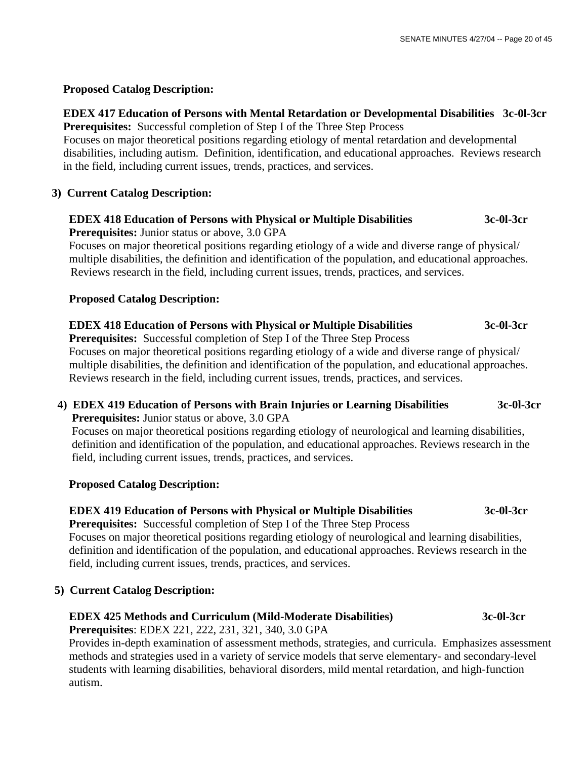**Proposed Catalog Description:**

**EDEX 417 Education of Persons with Mental Retardation or Developmental Disabilities 3c-0l-3cr**
**Prerequisites:** Successful completion of Step I of the Three Step Process
Focuses on major theoretical positions regarding etiology of mental retardation and developmental disabilities, including autism. Definition, identification, and educational approaches. Reviews research in the field, including current issues, trends, practices, and services.

3) **Current Catalog Description:**

**EDEX 418 Education of Persons with Physical or Multiple Disabilities 3c-0l-3cr**
**Prerequisites:** Junior status or above, 3.0 GPA
Focuses on major theoretical positions regarding etiology of a wide and diverse range of physical/ multiple disabilities, the definition and identification of the population, and educational approaches. Reviews research in the field, including current issues, trends, practices, and services.

**Proposed Catalog Description:**

**EDEX 418 Education of Persons with Physical or Multiple Disabilities 3c-0l-3cr**
**Prerequisites:** Successful completion of Step I of the Three Step Process
Focuses on major theoretical positions regarding etiology of a wide and diverse range of physical/ multiple disabilities, the definition and identification of the population, and educational approaches. Reviews research in the field, including current issues, trends, practices, and services.

4) **EDEX 419 Education of Persons with Brain Injuries or Learning Disabilities 3c-0l-3cr**
**Prerequisites:** Junior status or above, 3.0 GPA
Focuses on major theoretical positions regarding etiology of neurological and learning disabilities, definition and identification of the population, and educational approaches. Reviews research in the field, including current issues, trends, practices, and services.

**Proposed Catalog Description:**

**EDEX 419 Education of Persons with Physical or Multiple Disabilities 3c-0l-3cr**
**Prerequisites:** Successful completion of Step I of the Three Step Process
Focuses on major theoretical positions regarding etiology of neurological and learning disabilities, definition and identification of the population, and educational approaches. Reviews research in the field, including current issues, trends, practices, and services.

5) **Current Catalog Description:**

**EDEX 425 Methods and Curriculum (Mild-Moderate Disabilities) 3c-0l-3cr**
**Prerequisites**: EDEX 221, 222, 231, 321, 340, 3.0 GPA
Provides in-depth examination of assessment methods, strategies, and curricula. Emphasizes assessment methods and strategies used in a variety of service models that serve elementary- and secondary-level students with learning disabilities, behavioral disorders, mild mental retardation, and high-function autism.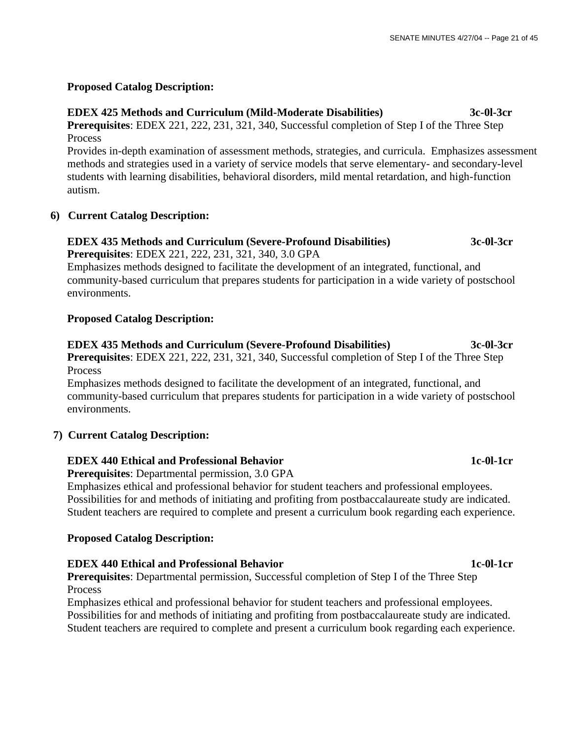**Proposed Catalog Description:**

**EDEX 425 Methods and Curriculum (Mild-Moderate Disabilities) 3c-0l-3cr**
**Prerequisites**: EDEX 221, 222, 231, 321, 340, Successful completion of Step I of the Three Step Process
Provides in-depth examination of assessment methods, strategies, and curricula. Emphasizes assessment methods and strategies used in a variety of service models that serve elementary- and secondary-level students with learning disabilities, behavioral disorders, mild mental retardation, and high-function autism.

6) **Current Catalog Description:**

**EDEX 435 Methods and Curriculum (Severe-Profound Disabilities) 3c-0l-3cr**
**Prerequisites**: EDEX 221, 222, 231, 321, 340, 3.0 GPA
Emphasizes methods designed to facilitate the development of an integrated, functional, and community-based curriculum that prepares students for participation in a wide variety of postschool environments.

**Proposed Catalog Description:**

**EDEX 435 Methods and Curriculum (Severe-Profound Disabilities) 3c-0l-3cr**
**Prerequisites**: EDEX 221, 222, 231, 321, 340, Successful completion of Step I of the Three Step Process
Emphasizes methods designed to facilitate the development of an integrated, functional, and community-based curriculum that prepares students for participation in a wide variety of postschool environments.

7) **Current Catalog Description:**

**EDEX 440 Ethical and Professional Behavior 1c-0l-1cr**
**Prerequisites**: Departmental permission, 3.0 GPA
Emphasizes ethical and professional behavior for student teachers and professional employees. Possibilities for and methods of initiating and profiting from postbaccalaureate study are indicated. Student teachers are required to complete and present a curriculum book regarding each experience.

**Proposed Catalog Description:**

**EDEX 440 Ethical and Professional Behavior 1c-0l-1cr**
**Prerequisites**: Departmental permission, Successful completion of Step I of the Three Step Process
Emphasizes ethical and professional behavior for student teachers and professional employees. Possibilities for and methods of initiating and profiting from postbaccalaureate study are indicated. Student teachers are required to complete and present a curriculum book regarding each experience.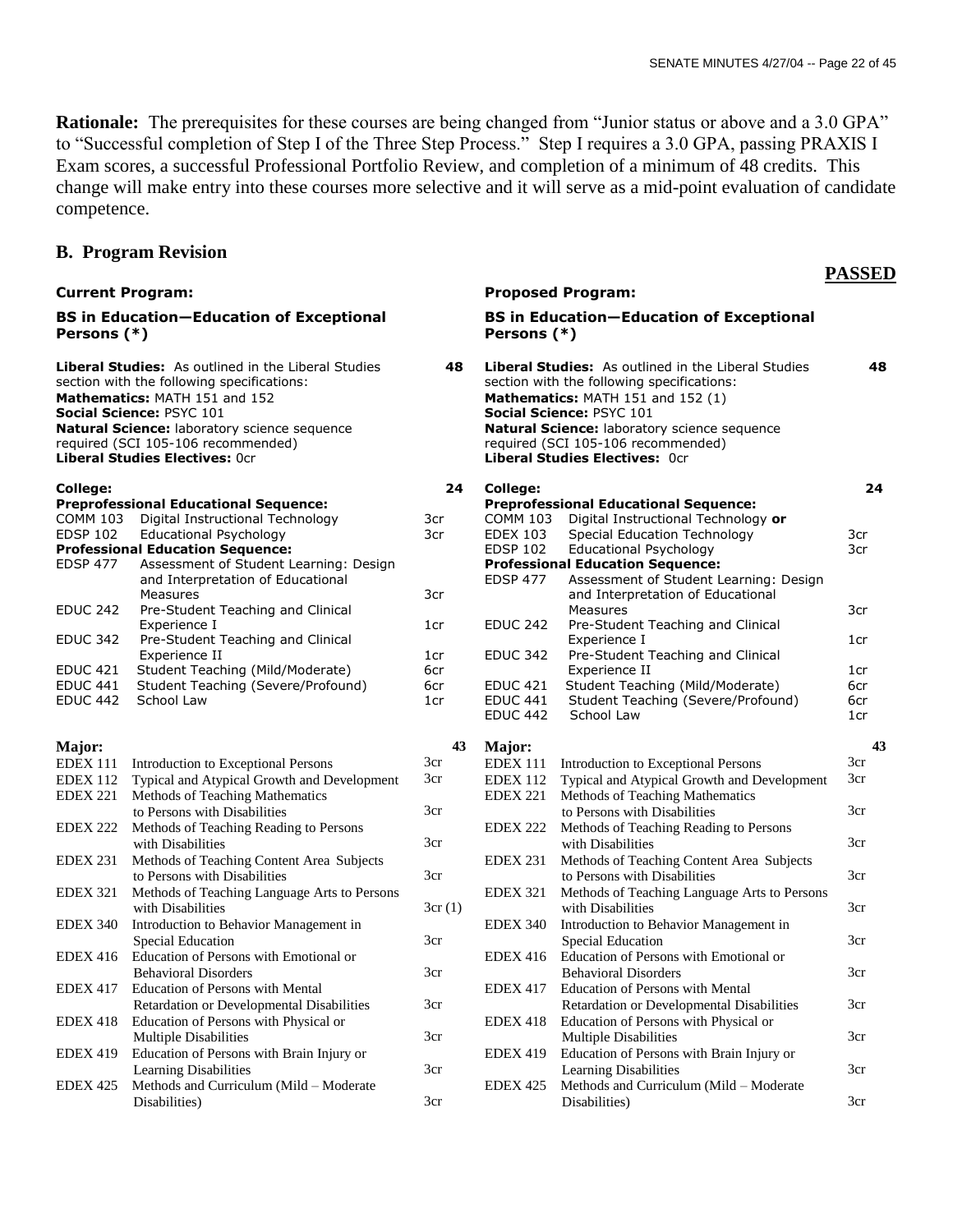**Rationale:** The prerequisites for these courses are being changed from "Junior status or above and a 3.0 GPA" to "Successful completion of Step I of the Three Step Process." Step I requires a 3.0 GPA, passing PRAXIS I Exam scores, a successful Professional Portfolio Review, and completion of a minimum of 48 credits. This change will make entry into these courses more selective and it will serve as a mid-point evaluation of candidate competence.

## B. Program Revision

**PASSED**

### Current Program:

**BS in Education—Education of Exceptional Persons (*)**

**Liberal Studies:** As outlined in the Liberal Studies section with the following specifications: **48**
**Mathematics:** MATH 151 and 152
**Social Science:** PSYC 101
**Natural Science:** laboratory science sequence required (SCI 105-106 recommended)
**Liberal Studies Electives:** 0cr

**College:** **24**

| | | |
|---|---|---|
| **Preprofessional Educational Sequence:** | | |
| COMM 103 | Digital Instructional Technology | 3cr |
| EDSP 102 | Educational Psychology | 3cr |
| **Professional Education Sequence:** | | |
| EDSP 477 | Assessment of Student Learning: Design and Interpretation of Educational Measures | 3cr |
| EDUC 242 | Pre-Student Teaching and Clinical Experience I | 1cr |
| EDUC 342 | Pre-Student Teaching and Clinical Experience II | 1cr |
| EDUC 421 | Student Teaching (Mild/Moderate) | 6cr |
| EDUC 441 | Student Teaching (Severe/Profound) | 6cr |
| EDUC 442 | School Law | 1cr |

**Major:** **43**

| | | |
|---|---|---|
| EDEX 111 | Introduction to Exceptional Persons | 3cr |
| EDEX 112 | Typical and Atypical Growth and Development | 3cr |
| EDEX 221 | Methods of Teaching Mathematics to Persons with Disabilities | 3cr |
| EDEX 222 | Methods of Teaching Reading to Persons with Disabilities | 3cr |
| EDEX 231 | Methods of Teaching Content Area Subjects to Persons with Disabilities | 3cr |
| EDEX 321 | Methods of Teaching Language Arts to Persons with Disabilities | 3cr (1) |
| EDEX 340 | Introduction to Behavior Management in Special Education | 3cr |
| EDEX 416 | Education of Persons with Emotional or Behavioral Disorders | 3cr |
| EDEX 417 | Education of Persons with Mental Retardation or Developmental Disabilities | 3cr |
| EDEX 418 | Education of Persons with Physical or Multiple Disabilities | 3cr |
| EDEX 419 | Education of Persons with Brain Injury or Learning Disabilities | 3cr |
| EDEX 425 | Methods and Curriculum (Mild – Moderate Disabilities) | 3cr |

### Proposed Program:

**BS in Education—Education of Exceptional Persons (*)**

**Liberal Studies:** As outlined in the Liberal Studies section with the following specifications: **48**
**Mathematics:** MATH 151 and 152 (1)
**Social Science:** PSYC 101
**Natural Science:** laboratory science sequence required (SCI 105-106 recommended)
**Liberal Studies Electives:** 0cr

**College:** **24**

| | | |
|---|---|---|
| **Preprofessional Educational Sequence:** | | |
| COMM 103 | Digital Instructional Technology **or** | |
| EDEX 103 | Special Education Technology | 3cr |
| EDSP 102 | Educational Psychology | 3cr |
| **Professional Education Sequence:** | | |
| EDSP 477 | Assessment of Student Learning: Design and Interpretation of Educational Measures | 3cr |
| EDUC 242 | Pre-Student Teaching and Clinical Experience I | 1cr |
| EDUC 342 | Pre-Student Teaching and Clinical Experience II | 1cr |
| EDUC 421 | Student Teaching (Mild/Moderate) | 6cr |
| EDUC 441 | Student Teaching (Severe/Profound) | 6cr |
| EDUC 442 | School Law | 1cr |

**Major:** **43**

| | | |
|---|---|---|
| EDEX 111 | Introduction to Exceptional Persons | 3cr |
| EDEX 112 | Typical and Atypical Growth and Development | 3cr |
| EDEX 221 | Methods of Teaching Mathematics to Persons with Disabilities | 3cr |
| EDEX 222 | Methods of Teaching Reading to Persons with Disabilities | 3cr |
| EDEX 231 | Methods of Teaching Content Area Subjects to Persons with Disabilities | 3cr |
| EDEX 321 | Methods of Teaching Language Arts to Persons with Disabilities | 3cr |
| EDEX 340 | Introduction to Behavior Management in Special Education | 3cr |
| EDEX 416 | Education of Persons with Emotional or Behavioral Disorders | 3cr |
| EDEX 417 | Education of Persons with Mental Retardation or Developmental Disabilities | 3cr |
| EDEX 418 | Education of Persons with Physical or Multiple Disabilities | 3cr |
| EDEX 419 | Education of Persons with Brain Injury or Learning Disabilities | 3cr |
| EDEX 425 | Methods and Curriculum (Mild – Moderate Disabilities) | 3cr |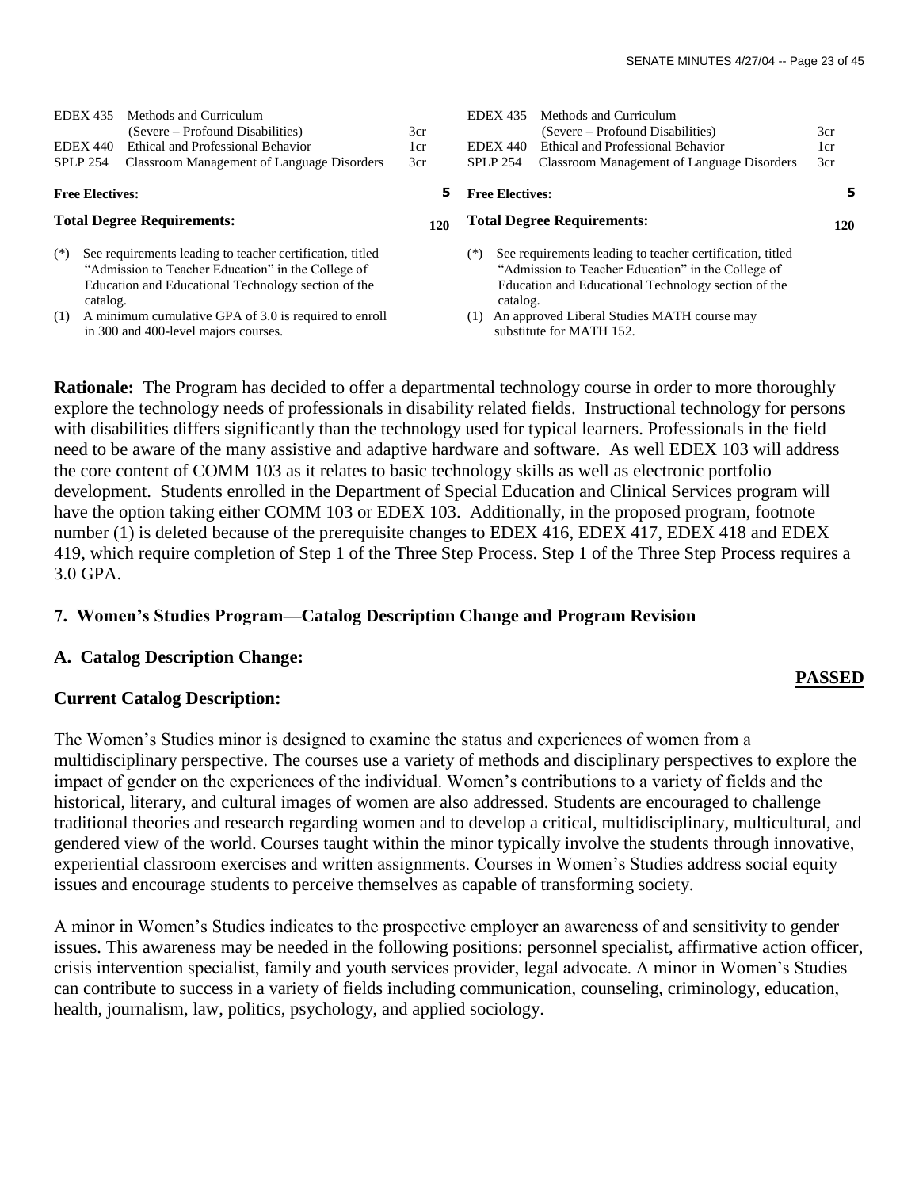| Current Program | | | Proposed Program | | |
|---|---|---|---|---|---|
| EDEX 435 | Methods and Curriculum (Severe – Profound Disabilities) | 3cr | EDEX 435 | Methods and Curriculum (Severe – Profound Disabilities) | 3cr |
| EDEX 440 | Ethical and Professional Behavior | 1cr | EDEX 440 | Ethical and Professional Behavior | 1cr |
| SPLP 254 | Classroom Management of Language Disorders | 3cr | SPLP 254 | Classroom Management of Language Disorders | 3cr |
| **Free Electives:** | | 5 | **Free Electives:** | | 5 |
| **Total Degree Requirements:** | | 120 | **Total Degree Requirements:** | | 120 |

Current program footnotes:

(*) See requirements leading to teacher certification, titled "Admission to Teacher Education" in the College of Education and Educational Technology section of the catalog.

(1) A minimum cumulative GPA of 3.0 is required to enroll in 300 and 400-level majors courses.

Proposed program footnotes:

(*) See requirements leading to teacher certification, titled "Admission to Teacher Education" in the College of Education and Educational Technology section of the catalog.

(1) An approved Liberal Studies MATH course may substitute for MATH 152.

**Rationale:** The Program has decided to offer a departmental technology course in order to more thoroughly explore the technology needs of professionals in disability related fields. Instructional technology for persons with disabilities differs significantly than the technology used for typical learners. Professionals in the field need to be aware of the many assistive and adaptive hardware and software. As well EDEX 103 will address the core content of COMM 103 as it relates to basic technology skills as well as electronic portfolio development. Students enrolled in the Department of Special Education and Clinical Services program will have the option taking either COMM 103 or EDEX 103. Additionally, in the proposed program, footnote number (1) is deleted because of the prerequisite changes to EDEX 416, EDEX 417, EDEX 418 and EDEX 419, which require completion of Step 1 of the Three Step Process. Step 1 of the Three Step Process requires a 3.0 GPA.

## 7. Women's Studies Program—Catalog Description Change and Program Revision

### A. Catalog Description Change:

**PASSED**

### Current Catalog Description:

The Women's Studies minor is designed to examine the status and experiences of women from a multidisciplinary perspective. The courses use a variety of methods and disciplinary perspectives to explore the impact of gender on the experiences of the individual. Women's contributions to a variety of fields and the historical, literary, and cultural images of women are also addressed. Students are encouraged to challenge traditional theories and research regarding women and to develop a critical, multidisciplinary, multicultural, and gendered view of the world. Courses taught within the minor typically involve the students through innovative, experiential classroom exercises and written assignments. Courses in Women's Studies address social equity issues and encourage students to perceive themselves as capable of transforming society.

A minor in Women's Studies indicates to the prospective employer an awareness of and sensitivity to gender issues. This awareness may be needed in the following positions: personnel specialist, affirmative action officer, crisis intervention specialist, family and youth services provider, legal advocate. A minor in Women's Studies can contribute to success in a variety of fields including communication, counseling, criminology, education, health, journalism, law, politics, psychology, and applied sociology.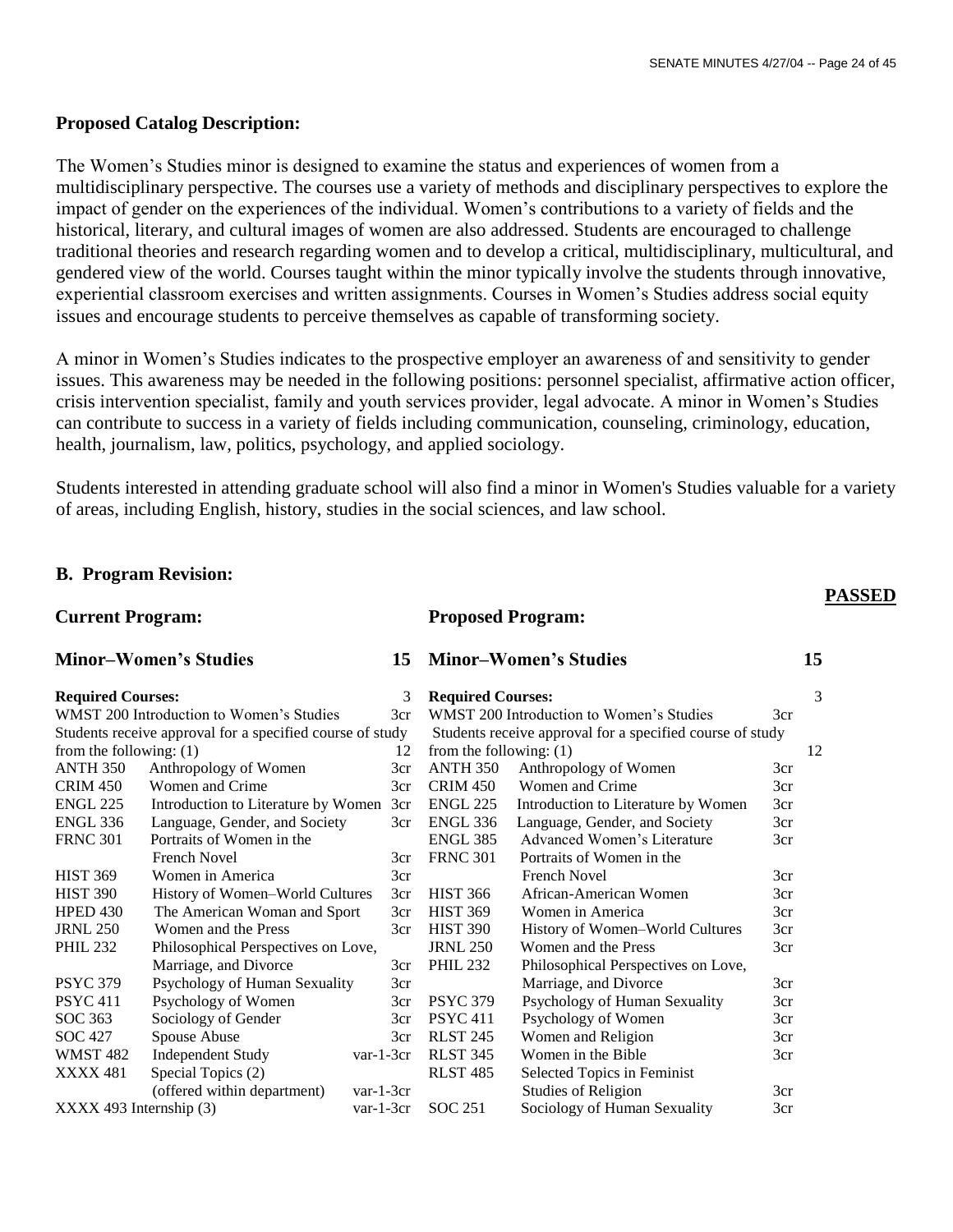**Proposed Catalog Description:**

The Women's Studies minor is designed to examine the status and experiences of women from a multidisciplinary perspective. The courses use a variety of methods and disciplinary perspectives to explore the impact of gender on the experiences of the individual. Women's contributions to a variety of fields and the historical, literary, and cultural images of women are also addressed. Students are encouraged to challenge traditional theories and research regarding women and to develop a critical, multidisciplinary, multicultural, and gendered view of the world. Courses taught within the minor typically involve the students through innovative, experiential classroom exercises and written assignments. Courses in Women's Studies address social equity issues and encourage students to perceive themselves as capable of transforming society.

A minor in Women's Studies indicates to the prospective employer an awareness of and sensitivity to gender issues. This awareness may be needed in the following positions: personnel specialist, affirmative action officer, crisis intervention specialist, family and youth services provider, legal advocate. A minor in Women's Studies can contribute to success in a variety of fields including communication, counseling, criminology, education, health, journalism, law, politics, psychology, and applied sociology.

Students interested in attending graduate school will also find a minor in Women's Studies valuable for a variety of areas, including English, history, studies in the social sciences, and law school.

**B. Program Revision:**

**PASSED**

**Current Program:**

**Minor–Women's Studies** — **15**

**Required Courses:** — 3

| | | |
|---|---|---|
| WMST 200 | Introduction to Women's Studies | 3cr |

Students receive approval for a specified course of study from the following: (1) — 12

| | | |
|---|---|---|
| ANTH 350 | Anthropology of Women | 3cr |
| CRIM 450 | Women and Crime | 3cr |
| ENGL 225 | Introduction to Literature by Women | 3cr |
| ENGL 336 | Language, Gender, and Society | 3cr |
| FRNC 301 | Portraits of Women in the French Novel | 3cr |
| HIST 369 | Women in America | 3cr |
| HIST 390 | History of Women–World Cultures | 3cr |
| HPED 430 | The American Woman and Sport | 3cr |
| JRNL 250 | Women and the Press | 3cr |
| PHIL 232 | Philosophical Perspectives on Love, Marriage, and Divorce | 3cr |
| PSYC 379 | Psychology of Human Sexuality | 3cr |
| PSYC 411 | Psychology of Women | 3cr |
| SOC 363 | Sociology of Gender | 3cr |
| SOC 427 | Spouse Abuse | 3cr |
| WMST 482 | Independent Study | var-1-3cr |
| XXXX 481 | Special Topics (2) (offered within department) | var-1-3cr |
| XXXX 493 | Internship (3) | var-1-3cr |

**Proposed Program:**

**Minor–Women's Studies** — **15**

**Required Courses:** — 3

| | | |
|---|---|---|
| WMST 200 | Introduction to Women's Studies | 3cr |

Students receive approval for a specified course of study from the following: (1) — 12

| | | |
|---|---|---|
| ANTH 350 | Anthropology of Women | 3cr |
| CRIM 450 | Women and Crime | 3cr |
| ENGL 225 | Introduction to Literature by Women | 3cr |
| ENGL 336 | Language, Gender, and Society | 3cr |
| ENGL 385 | Advanced Women's Literature | 3cr |
| FRNC 301 | Portraits of Women in the French Novel | 3cr |
| HIST 366 | African-American Women | 3cr |
| HIST 369 | Women in America | 3cr |
| HIST 390 | History of Women–World Cultures | 3cr |
| JRNL 250 | Women and the Press | 3cr |
| PHIL 232 | Philosophical Perspectives on Love, Marriage, and Divorce | 3cr |
| PSYC 379 | Psychology of Human Sexuality | 3cr |
| PSYC 411 | Psychology of Women | 3cr |
| RLST 245 | Women and Religion | 3cr |
| RLST 345 | Women in the Bible | 3cr |
| RLST 485 | Selected Topics in Feminist Studies of Religion | 3cr |
| SOC 251 | Sociology of Human Sexuality | 3cr |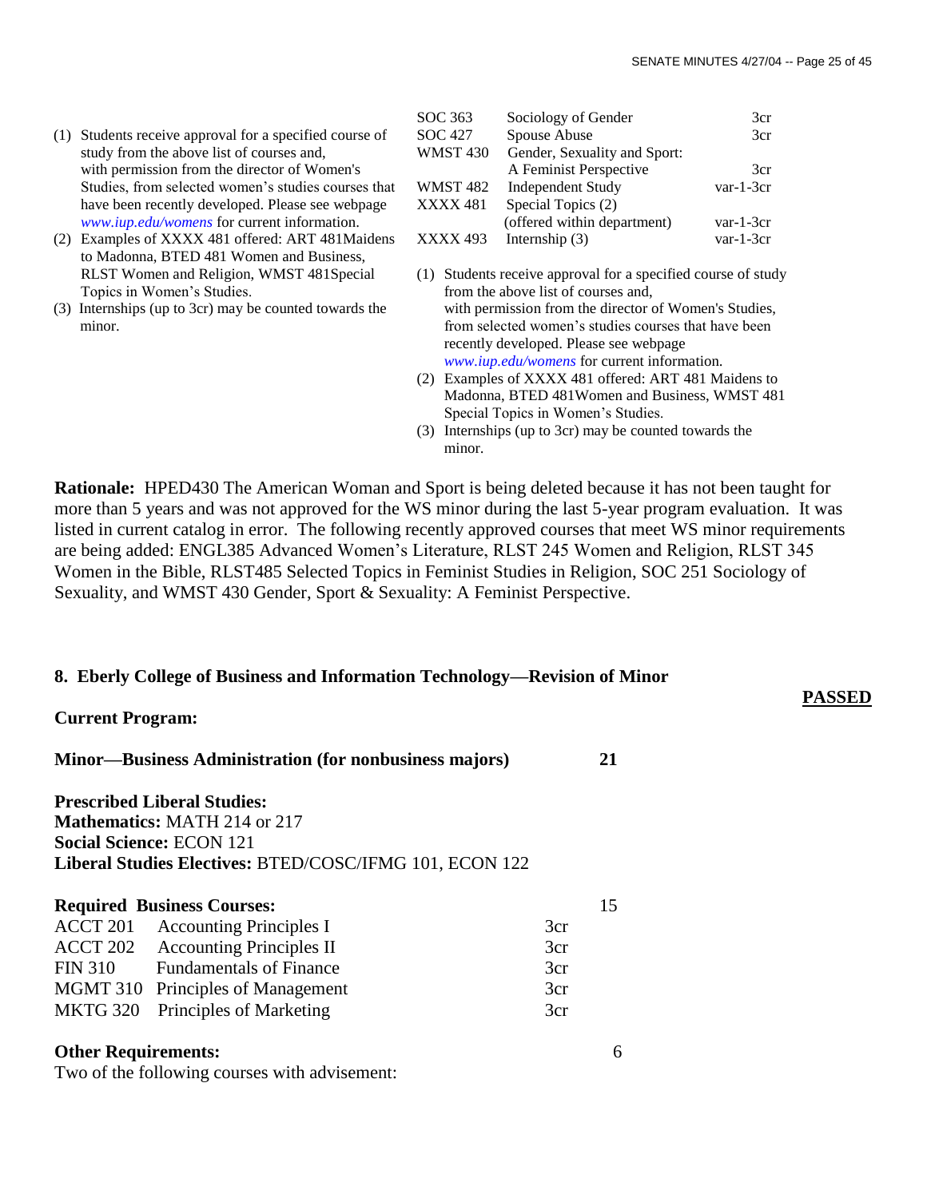(1) Students receive approval for a specified course of study from the above list of courses and, with permission from the director of Women's Studies, from selected women's studies courses that have been recently developed. Please see webpage *www.iup.edu/womens* for current information.
(2) Examples of XXXX 481 offered: ART 481Maidens to Madonna, BTED 481 Women and Business, RLST Women and Religion, WMST 481Special Topics in Women's Studies.
(3) Internships (up to 3cr) may be counted towards the minor.

| | | |
|---|---|---|
| SOC 363 | Sociology of Gender | 3cr |
| SOC 427 | Spouse Abuse | 3cr |
| WMST 430 | Gender, Sexuality and Sport: A Feminist Perspective | 3cr |
| WMST 482 | Independent Study | var-1-3cr |
| XXXX 481 | Special Topics (2) (offered within department) | var-1-3cr |
| XXXX 493 | Internship (3) | var-1-3cr |

(1) Students receive approval for a specified course of study from the above list of courses and, with permission from the director of Women's Studies, from selected women's studies courses that have been recently developed. Please see webpage *www.iup.edu/womens* for current information.
(2) Examples of XXXX 481 offered: ART 481 Maidens to Madonna, BTED 481Women and Business, WMST 481 Special Topics in Women's Studies.
(3) Internships (up to 3cr) may be counted towards the minor.

**Rationale:** HPED430 The American Woman and Sport is being deleted because it has not been taught for more than 5 years and was not approved for the WS minor during the last 5-year program evaluation. It was listed in current catalog in error. The following recently approved courses that meet WS minor requirements are being added: ENGL385 Advanced Women's Literature, RLST 245 Women and Religion, RLST 345 Women in the Bible, RLST485 Selected Topics in Feminist Studies in Religion, SOC 251 Sociology of Sexuality, and WMST 430 Gender, Sport & Sexuality: A Feminist Perspective.

## 8. Eberly College of Business and Information Technology—Revision of Minor

**PASSED**

**Current Program:**

**Minor—Business Administration (for nonbusiness majors)** 21

**Prescribed Liberal Studies:**
**Mathematics:** MATH 214 or 217
**Social Science:** ECON 121
**Liberal Studies Electives:** BTED/COSC/IFMG 101, ECON 122

**Required Business Courses:** 15

| | | |
|---|---|---|
| ACCT 201 | Accounting Principles I | 3cr |
| ACCT 202 | Accounting Principles II | 3cr |
| FIN 310 | Fundamentals of Finance | 3cr |
| MGMT 310 | Principles of Management | 3cr |
| MKTG 320 | Principles of Marketing | 3cr |

**Other Requirements:** 6

Two of the following courses with advisement: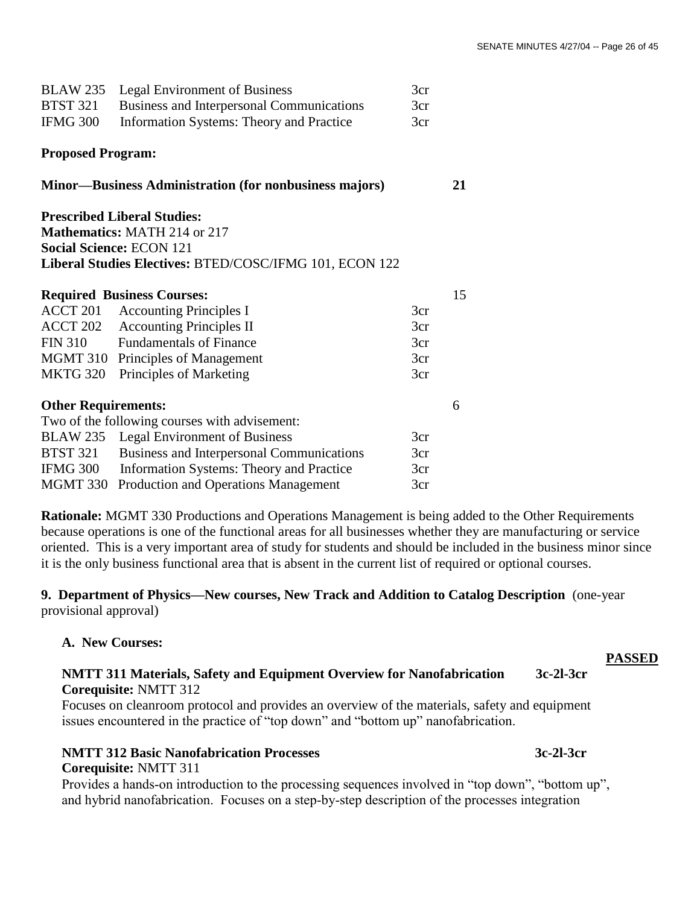| | | |
|---|---|---|
| BLAW 235 | Legal Environment of Business | 3cr |
| BTST 321 | Business and Interpersonal Communications | 3cr |
| IFMG 300 | Information Systems: Theory and Practice | 3cr |

**Proposed Program:**

**Minor—Business Administration (for nonbusiness majors)** **21**

**Prescribed Liberal Studies:**
**Mathematics:** MATH 214 or 217
**Social Science:** ECON 121
**Liberal Studies Electives:** BTED/COSC/IFMG 101, ECON 122

**Required Business Courses:** 15

| | | |
|---|---|---|
| ACCT 201 | Accounting Principles I | 3cr |
| ACCT 202 | Accounting Principles II | 3cr |
| FIN 310 | Fundamentals of Finance | 3cr |
| MGMT 310 | Principles of Management | 3cr |
| MKTG 320 | Principles of Marketing | 3cr |

**Other Requirements:** 6

Two of the following courses with advisement:

| | | |
|---|---|---|
| BLAW 235 | Legal Environment of Business | 3cr |
| BTST 321 | Business and Interpersonal Communications | 3cr |
| IFMG 300 | Information Systems: Theory and Practice | 3cr |
| MGMT 330 | Production and Operations Management | 3cr |

**Rationale:** MGMT 330 Productions and Operations Management is being added to the Other Requirements because operations is one of the functional areas for all businesses whether they are manufacturing or service oriented. This is a very important area of study for students and should be included in the business minor since it is the only business functional area that is absent in the current list of required or optional courses.

**9. Department of Physics—New courses, New Track and Addition to Catalog Description** (one-year provisional approval)

**A. New Courses:**

**PASSED**

**NMTT 311 Materials, Safety and Equipment Overview for Nanofabrication** **3c-2l-3cr**
**Corequisite:** NMTT 312
Focuses on cleanroom protocol and provides an overview of the materials, safety and equipment issues encountered in the practice of "top down" and "bottom up" nanofabrication.

**NMTT 312 Basic Nanofabrication Processes** **3c-2l-3cr**
**Corequisite:** NMTT 311
Provides a hands-on introduction to the processing sequences involved in "top down", "bottom up", and hybrid nanofabrication. Focuses on a step-by-step description of the processes integration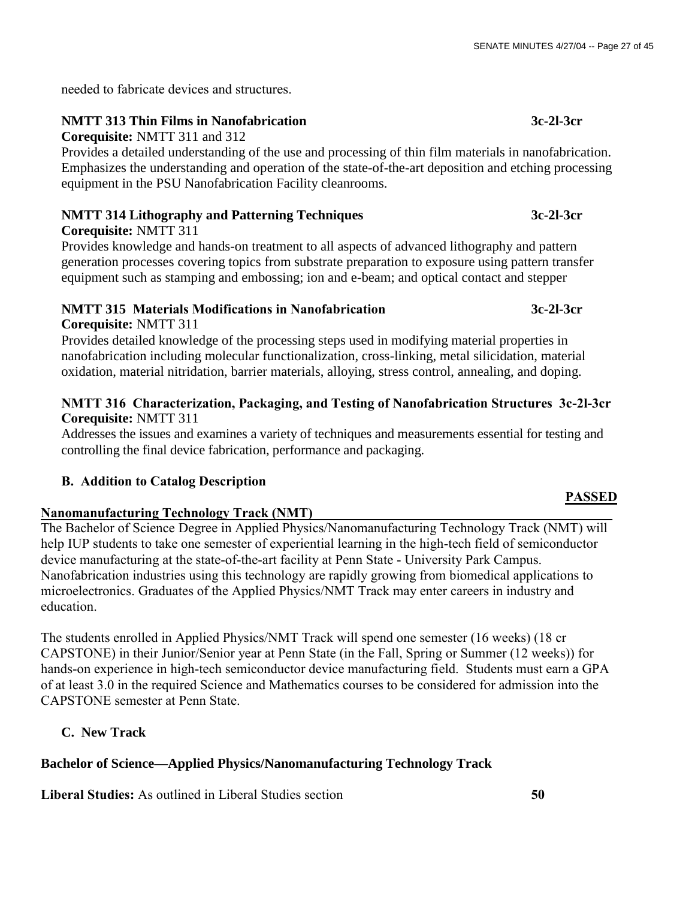needed to fabricate devices and structures.

**NMTT 313 Thin Films in Nanofabrication** **3c-2l-3cr**
**Corequisite:** NMTT 311 and 312
Provides a detailed understanding of the use and processing of thin film materials in nanofabrication. Emphasizes the understanding and operation of the state-of-the-art deposition and etching processing equipment in the PSU Nanofabrication Facility cleanrooms.

**NMTT 314 Lithography and Patterning Techniques** **3c-2l-3cr**
**Corequisite:** NMTT 311
Provides knowledge and hands-on treatment to all aspects of advanced lithography and pattern generation processes covering topics from substrate preparation to exposure using pattern transfer equipment such as stamping and embossing; ion and e-beam; and optical contact and stepper

**NMTT 315 Materials Modifications in Nanofabrication** **3c-2l-3cr**
**Corequisite:** NMTT 311
Provides detailed knowledge of the processing steps used in modifying material properties in nanofabrication including molecular functionalization, cross-linking, metal silicidation, material oxidation, material nitridation, barrier materials, alloying, stress control, annealing, and doping.

**NMTT 316 Characterization, Packaging, and Testing of Nanofabrication Structures** **3c-2l-3cr**
**Corequisite:** NMTT 311
Addresses the issues and examines a variety of techniques and measurements essential for testing and controlling the final device fabrication, performance and packaging.

**B. Addition to Catalog Description**

**PASSED**

**Nanomanufacturing Technology Track (NMT)**

The Bachelor of Science Degree in Applied Physics/Nanomanufacturing Technology Track (NMT) will help IUP students to take one semester of experiential learning in the high-tech field of semiconductor device manufacturing at the state-of-the-art facility at Penn State - University Park Campus. Nanofabrication industries using this technology are rapidly growing from biomedical applications to microelectronics. Graduates of the Applied Physics/NMT Track may enter careers in industry and education.

The students enrolled in Applied Physics/NMT Track will spend one semester (16 weeks) (18 cr CAPSTONE) in their Junior/Senior year at Penn State (in the Fall, Spring or Summer (12 weeks)) for hands-on experience in high-tech semiconductor device manufacturing field. Students must earn a GPA of at least 3.0 in the required Science and Mathematics courses to be considered for admission into the CAPSTONE semester at Penn State.

**C. New Track**

**Bachelor of Science—Applied Physics/Nanomanufacturing Technology Track**

**Liberal Studies:** As outlined in Liberal Studies section **50**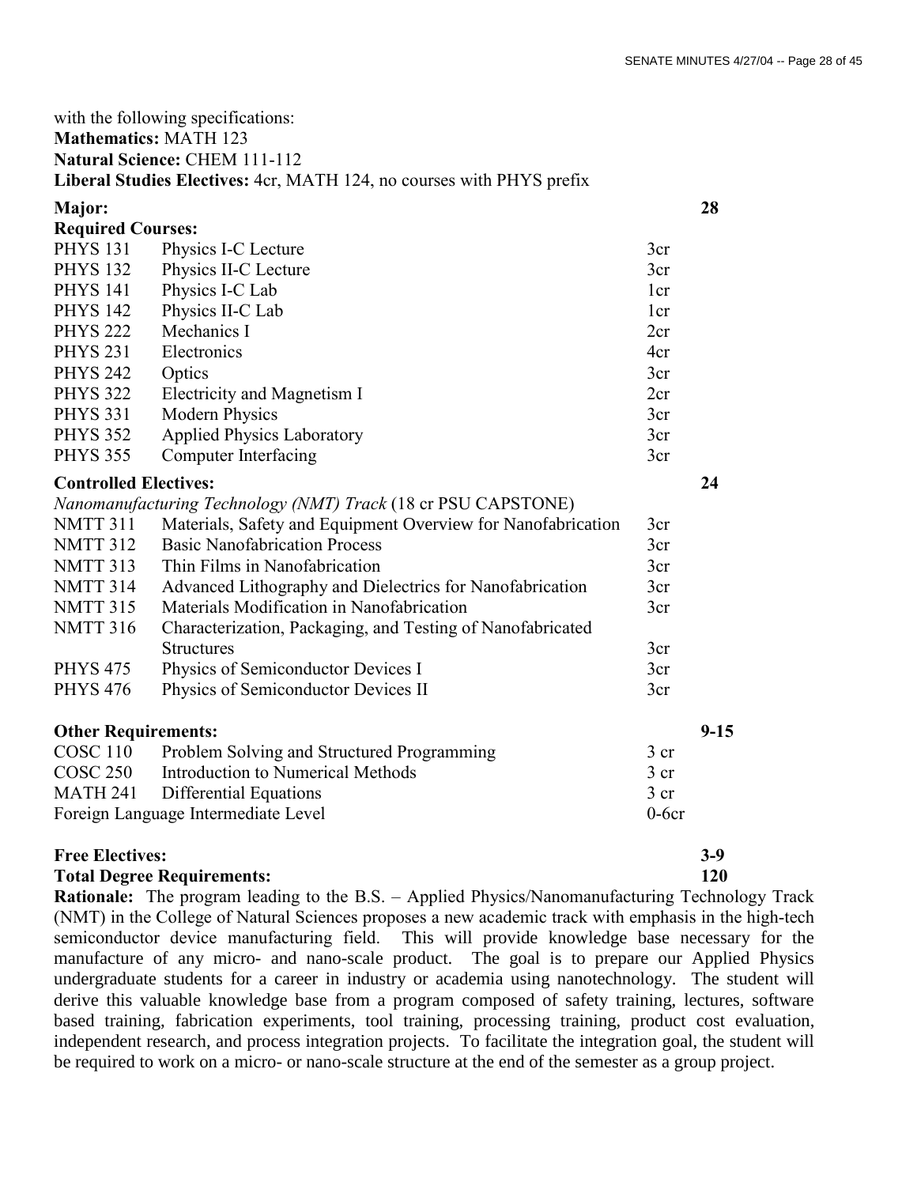with the following specifications:
**Mathematics:** MATH 123
**Natural Science:** CHEM 111-112
**Liberal Studies Electives:** 4cr, MATH 124, no courses with PHYS prefix

| | | | |
|---|---|---|---|
| **Major:** | | | **28** |
| **Required Courses:** | | | |
| PHYS 131 | Physics I-C Lecture | 3cr | |
| PHYS 132 | Physics II-C Lecture | 3cr | |
| PHYS 141 | Physics I-C Lab | 1cr | |
| PHYS 142 | Physics II-C Lab | 1cr | |
| PHYS 222 | Mechanics I | 2cr | |
| PHYS 231 | Electronics | 4cr | |
| PHYS 242 | Optics | 3cr | |
| PHYS 322 | Electricity and Magnetism I | 2cr | |
| PHYS 331 | Modern Physics | 3cr | |
| PHYS 352 | Applied Physics Laboratory | 3cr | |
| PHYS 355 | Computer Interfacing | 3cr | |
| **Controlled Electives:** | | | **24** |
| *Nanomanufacturing Technology (NMT) Track* (18 cr PSU CAPSTONE) | | | |
| NMTT 311 | Materials, Safety and Equipment Overview for Nanofabrication | 3cr | |
| NMTT 312 | Basic Nanofabrication Process | 3cr | |
| NMTT 313 | Thin Films in Nanofabrication | 3cr | |
| NMTT 314 | Advanced Lithography and Dielectrics for Nanofabrication | 3cr | |
| NMTT 315 | Materials Modification in Nanofabrication | 3cr | |
| NMTT 316 | Characterization, Packaging, and Testing of Nanofabricated Structures | 3cr | |
| PHYS 475 | Physics of Semiconductor Devices I | 3cr | |
| PHYS 476 | Physics of Semiconductor Devices II | 3cr | |
| **Other Requirements:** | | | **9-15** |
| COSC 110 | Problem Solving and Structured Programming | 3 cr | |
| COSC 250 | Introduction to Numerical Methods | 3 cr | |
| MATH 241 | Differential Equations | 3 cr | |
| Foreign Language Intermediate Level | | 0-6cr | |
| **Free Electives:** | | | **3-9** |
| **Total Degree Requirements:** | | | **120** |

**Rationale:** The program leading to the B.S. – Applied Physics/Nanomanufacturing Technology Track (NMT) in the College of Natural Sciences proposes a new academic track with emphasis in the high-tech semiconductor device manufacturing field. This will provide knowledge base necessary for the manufacture of any micro- and nano-scale product. The goal is to prepare our Applied Physics undergraduate students for a career in industry or academia using nanotechnology. The student will derive this valuable knowledge base from a program composed of safety training, lectures, software based training, fabrication experiments, tool training, processing training, product cost evaluation, independent research, and process integration projects. To facilitate the integration goal, the student will be required to work on a micro- or nano-scale structure at the end of the semester as a group project.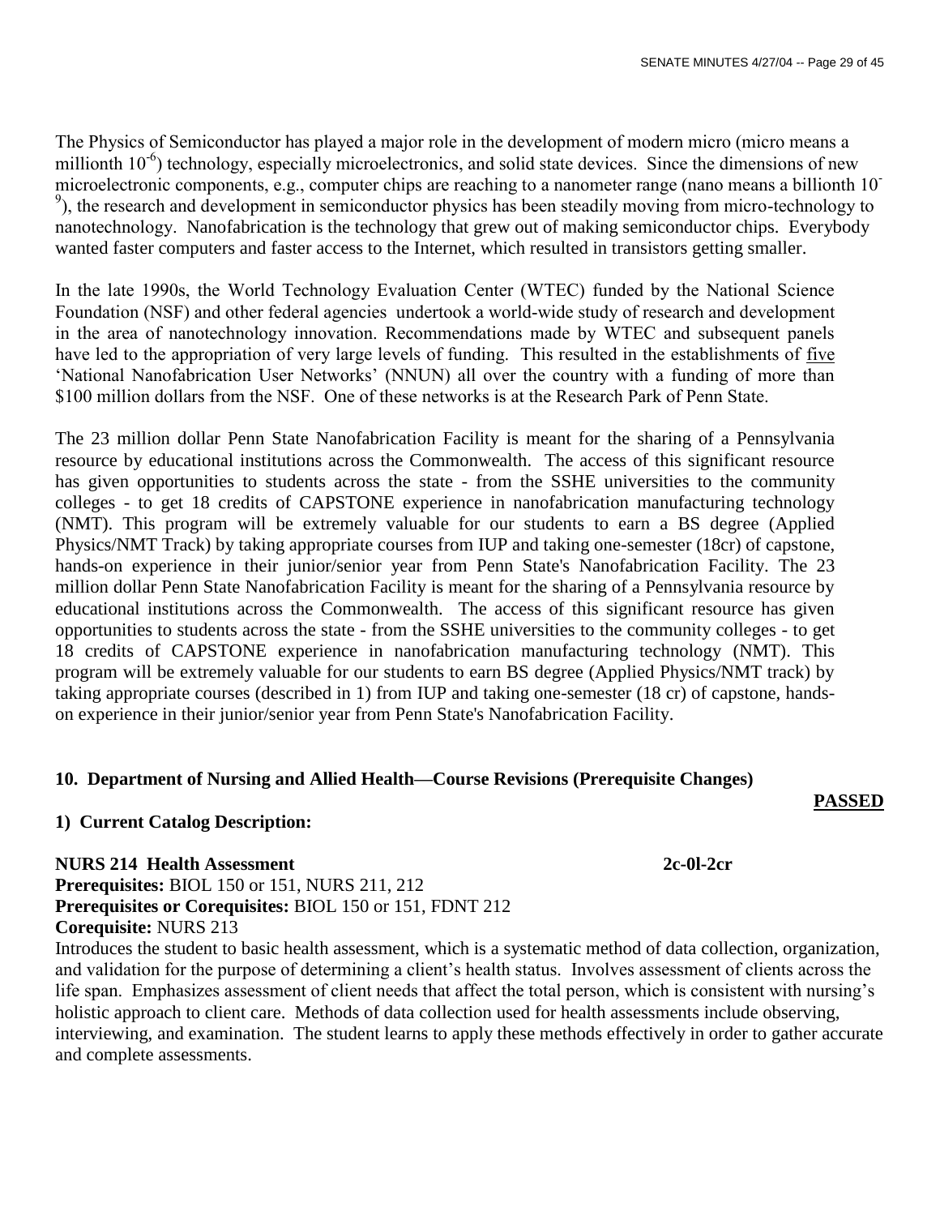The Physics of Semiconductor has played a major role in the development of modern micro (micro means a millionth $10^{-6}$) technology, especially microelectronics, and solid state devices. Since the dimensions of new microelectronic components, e.g., computer chips are reaching to a nanometer range (nano means a billionth $10^{-9}$), the research and development in semiconductor physics has been steadily moving from micro-technology to nanotechnology. Nanofabrication is the technology that grew out of making semiconductor chips. Everybody wanted faster computers and faster access to the Internet, which resulted in transistors getting smaller.

In the late 1990s, the World Technology Evaluation Center (WTEC) funded by the National Science Foundation (NSF) and other federal agencies undertook a world-wide study of research and development in the area of nanotechnology innovation. Recommendations made by WTEC and subsequent panels have led to the appropriation of very large levels of funding. This resulted in the establishments of <u>five</u> 'National Nanofabrication User Networks' (NNUN) all over the country with a funding of more than \$100 million dollars from the NSF. One of these networks is at the Research Park of Penn State.

The 23 million dollar Penn State Nanofabrication Facility is meant for the sharing of a Pennsylvania resource by educational institutions across the Commonwealth. The access of this significant resource has given opportunities to students across the state - from the SSHE universities to the community colleges - to get 18 credits of CAPSTONE experience in nanofabrication manufacturing technology (NMT). This program will be extremely valuable for our students to earn a BS degree (Applied Physics/NMT Track) by taking appropriate courses from IUP and taking one-semester (18cr) of capstone, hands-on experience in their junior/senior year from Penn State's Nanofabrication Facility. The 23 million dollar Penn State Nanofabrication Facility is meant for the sharing of a Pennsylvania resource by educational institutions across the Commonwealth. The access of this significant resource has given opportunities to students across the state - from the SSHE universities to the community colleges - to get 18 credits of CAPSTONE experience in nanofabrication manufacturing technology (NMT). This program will be extremely valuable for our students to earn BS degree (Applied Physics/NMT track) by taking appropriate courses (described in 1) from IUP and taking one-semester (18 cr) of capstone, hands-on experience in their junior/senior year from Penn State's Nanofabrication Facility.

**10. Department of Nursing and Allied Health—Course Revisions (Prerequisite Changes)**

**<u>PASSED</u>**

**1) Current Catalog Description:**

**NURS 214 Health Assessment** **2c-0l-2cr**
**Prerequisites:** BIOL 150 or 151, NURS 211, 212
**Prerequisites or Corequisites:** BIOL 150 or 151, FDNT 212
**Corequisite:** NURS 213
Introduces the student to basic health assessment, which is a systematic method of data collection, organization, and validation for the purpose of determining a client's health status. Involves assessment of clients across the life span. Emphasizes assessment of client needs that affect the total person, which is consistent with nursing's holistic approach to client care. Methods of data collection used for health assessments include observing, interviewing, and examination. The student learns to apply these methods effectively in order to gather accurate and complete assessments.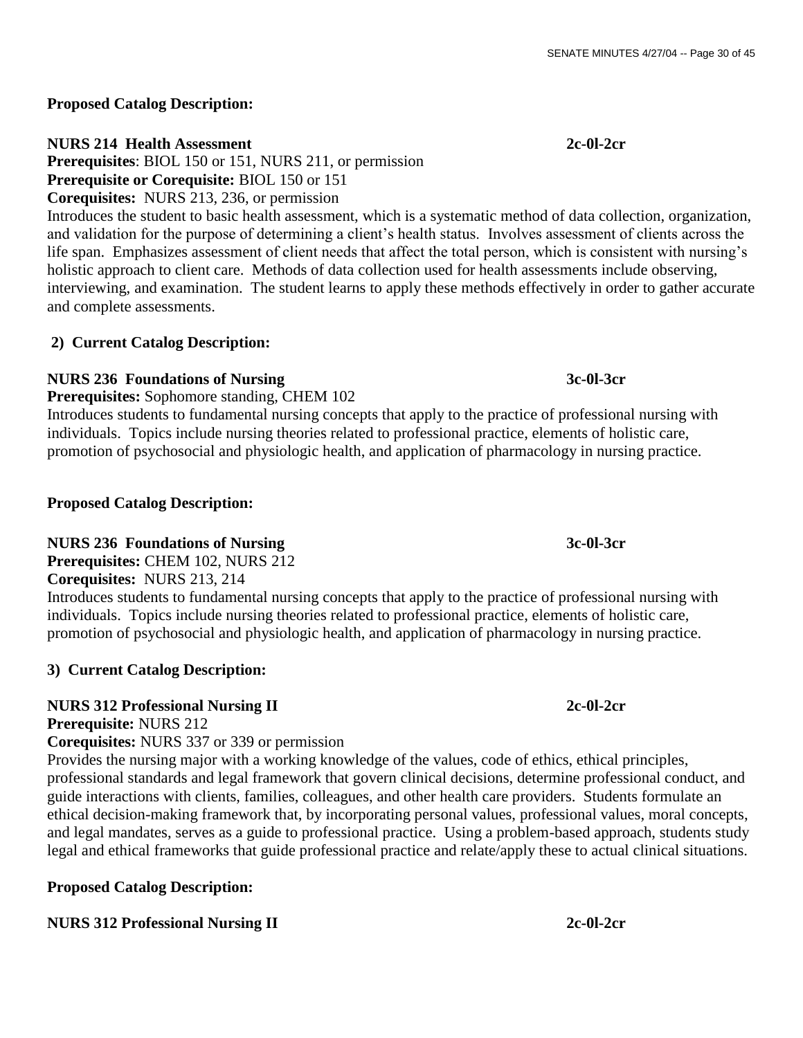**Proposed Catalog Description:**

**NURS 214 Health Assessment 2c-0l-2cr**

**Prerequisites**: BIOL 150 or 151, NURS 211, or permission

**Prerequisite or Corequisite:** BIOL 150 or 151

**Corequisites:** NURS 213, 236, or permission

Introduces the student to basic health assessment, which is a systematic method of data collection, organization, and validation for the purpose of determining a client's health status. Involves assessment of clients across the life span. Emphasizes assessment of client needs that affect the total person, which is consistent with nursing's holistic approach to client care. Methods of data collection used for health assessments include observing, interviewing, and examination. The student learns to apply these methods effectively in order to gather accurate and complete assessments.

**2) Current Catalog Description:**

**NURS 236 Foundations of Nursing 3c-0l-3cr**

**Prerequisites:** Sophomore standing, CHEM 102

Introduces students to fundamental nursing concepts that apply to the practice of professional nursing with individuals. Topics include nursing theories related to professional practice, elements of holistic care, promotion of psychosocial and physiologic health, and application of pharmacology in nursing practice.

**Proposed Catalog Description:**

**NURS 236 Foundations of Nursing 3c-0l-3cr**

**Prerequisites:** CHEM 102, NURS 212

**Corequisites:** NURS 213, 214

Introduces students to fundamental nursing concepts that apply to the practice of professional nursing with individuals. Topics include nursing theories related to professional practice, elements of holistic care, promotion of psychosocial and physiologic health, and application of pharmacology in nursing practice.

**3) Current Catalog Description:**

**NURS 312 Professional Nursing II 2c-0l-2cr**

**Prerequisite:** NURS 212

**Corequisites:** NURS 337 or 339 or permission

Provides the nursing major with a working knowledge of the values, code of ethics, ethical principles, professional standards and legal framework that govern clinical decisions, determine professional conduct, and guide interactions with clients, families, colleagues, and other health care providers. Students formulate an ethical decision-making framework that, by incorporating personal values, professional values, moral concepts, and legal mandates, serves as a guide to professional practice. Using a problem-based approach, students study legal and ethical frameworks that guide professional practice and relate/apply these to actual clinical situations.

**Proposed Catalog Description:**

**NURS 312 Professional Nursing II 2c-0l-2cr**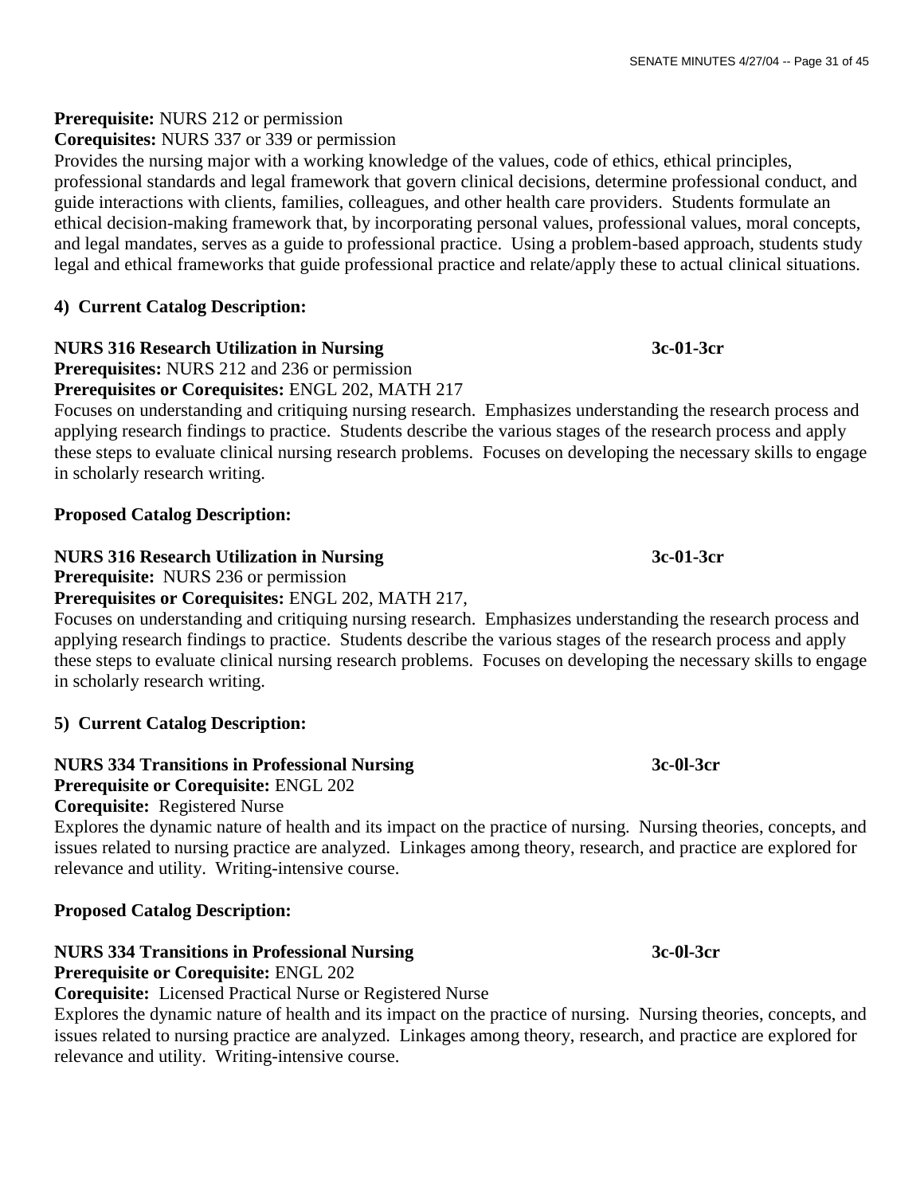**Prerequisite:** NURS 212 or permission
**Corequisites:** NURS 337 or 339 or permission
Provides the nursing major with a working knowledge of the values, code of ethics, ethical principles, professional standards and legal framework that govern clinical decisions, determine professional conduct, and guide interactions with clients, families, colleagues, and other health care providers. Students formulate an ethical decision-making framework that, by incorporating personal values, professional values, moral concepts, and legal mandates, serves as a guide to professional practice. Using a problem-based approach, students study legal and ethical frameworks that guide professional practice and relate/apply these to actual clinical situations.

**4) Current Catalog Description:**

**NURS 316 Research Utilization in Nursing** **3c-01-3cr**
**Prerequisites:** NURS 212 and 236 or permission
**Prerequisites or Corequisites:** ENGL 202, MATH 217
Focuses on understanding and critiquing nursing research. Emphasizes understanding the research process and applying research findings to practice. Students describe the various stages of the research process and apply these steps to evaluate clinical nursing research problems. Focuses on developing the necessary skills to engage in scholarly research writing.

**Proposed Catalog Description:**

**NURS 316 Research Utilization in Nursing** **3c-01-3cr**
**Prerequisite:** NURS 236 or permission
**Prerequisites or Corequisites:** ENGL 202, MATH 217,
Focuses on understanding and critiquing nursing research. Emphasizes understanding the research process and applying research findings to practice. Students describe the various stages of the research process and apply these steps to evaluate clinical nursing research problems. Focuses on developing the necessary skills to engage in scholarly research writing.

**5) Current Catalog Description:**

**NURS 334 Transitions in Professional Nursing** **3c-0l-3cr**
**Prerequisite or Corequisite:** ENGL 202
**Corequisite:** Registered Nurse
Explores the dynamic nature of health and its impact on the practice of nursing. Nursing theories, concepts, and issues related to nursing practice are analyzed. Linkages among theory, research, and practice are explored for relevance and utility. Writing-intensive course.

**Proposed Catalog Description:**

**NURS 334 Transitions in Professional Nursing** **3c-0l-3cr**
**Prerequisite or Corequisite:** ENGL 202
**Corequisite:** Licensed Practical Nurse or Registered Nurse
Explores the dynamic nature of health and its impact on the practice of nursing. Nursing theories, concepts, and issues related to nursing practice are analyzed. Linkages among theory, research, and practice are explored for relevance and utility. Writing-intensive course.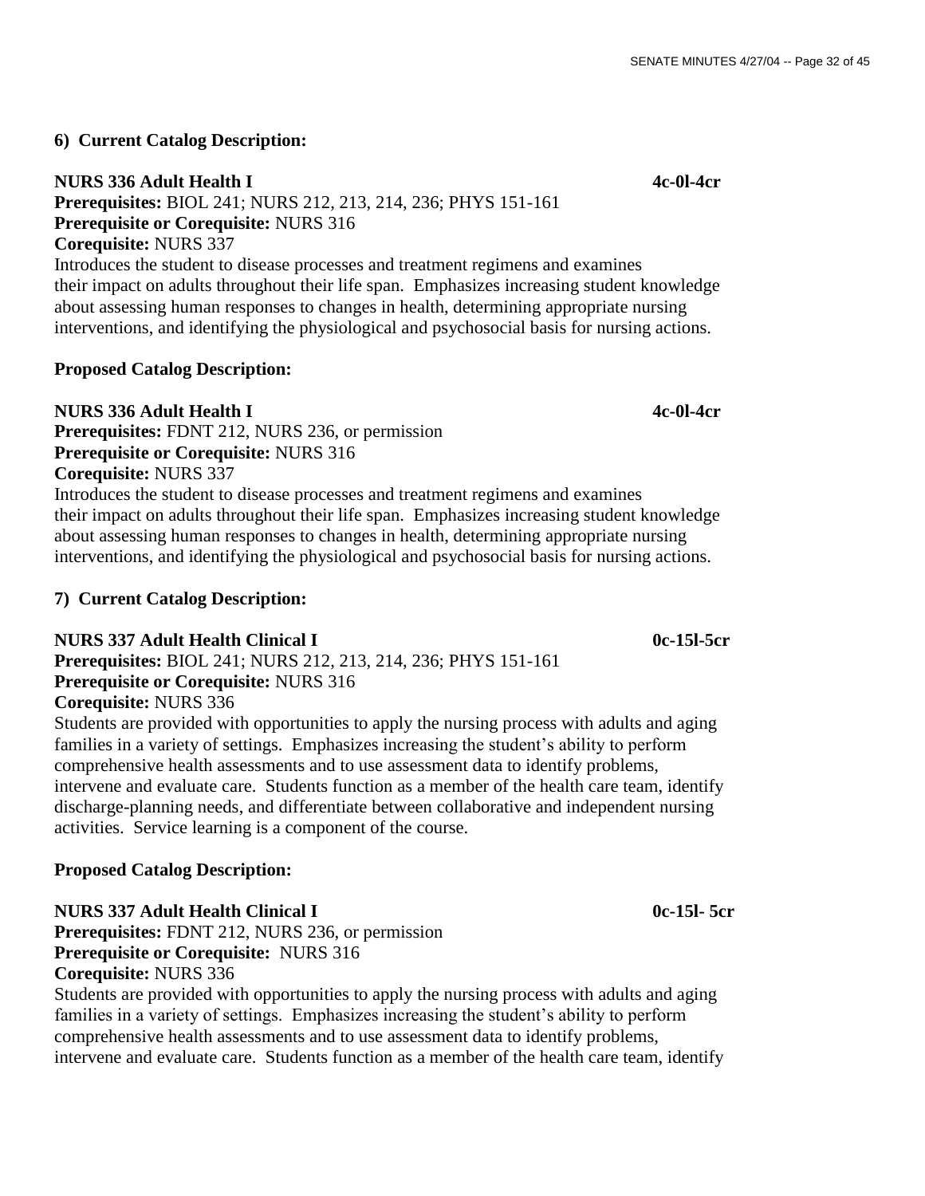**6) Current Catalog Description:**

**NURS 336 Adult Health I** **4c-0l-4cr**
**Prerequisites:** BIOL 241; NURS 212, 213, 214, 236; PHYS 151-161
**Prerequisite or Corequisite:** NURS 316
**Corequisite:** NURS 337
Introduces the student to disease processes and treatment regimens and examines their impact on adults throughout their life span. Emphasizes increasing student knowledge about assessing human responses to changes in health, determining appropriate nursing interventions, and identifying the physiological and psychosocial basis for nursing actions.

**Proposed Catalog Description:**

**NURS 336 Adult Health I** **4c-0l-4cr**
**Prerequisites:** FDNT 212, NURS 236, or permission
**Prerequisite or Corequisite:** NURS 316
**Corequisite:** NURS 337
Introduces the student to disease processes and treatment regimens and examines their impact on adults throughout their life span. Emphasizes increasing student knowledge about assessing human responses to changes in health, determining appropriate nursing interventions, and identifying the physiological and psychosocial basis for nursing actions.

**7) Current Catalog Description:**

**NURS 337 Adult Health Clinical I** **0c-15l-5cr**
**Prerequisites:** BIOL 241; NURS 212, 213, 214, 236; PHYS 151-161
**Prerequisite or Corequisite:** NURS 316
**Corequisite:** NURS 336
Students are provided with opportunities to apply the nursing process with adults and aging families in a variety of settings. Emphasizes increasing the student's ability to perform comprehensive health assessments and to use assessment data to identify problems, intervene and evaluate care. Students function as a member of the health care team, identify discharge-planning needs, and differentiate between collaborative and independent nursing activities. Service learning is a component of the course.

**Proposed Catalog Description:**

**NURS 337 Adult Health Clinical I** **0c-15l- 5cr**
**Prerequisites:** FDNT 212, NURS 236, or permission
**Prerequisite or Corequisite:** NURS 316
**Corequisite:** NURS 336
Students are provided with opportunities to apply the nursing process with adults and aging families in a variety of settings. Emphasizes increasing the student's ability to perform comprehensive health assessments and to use assessment data to identify problems, intervene and evaluate care. Students function as a member of the health care team, identify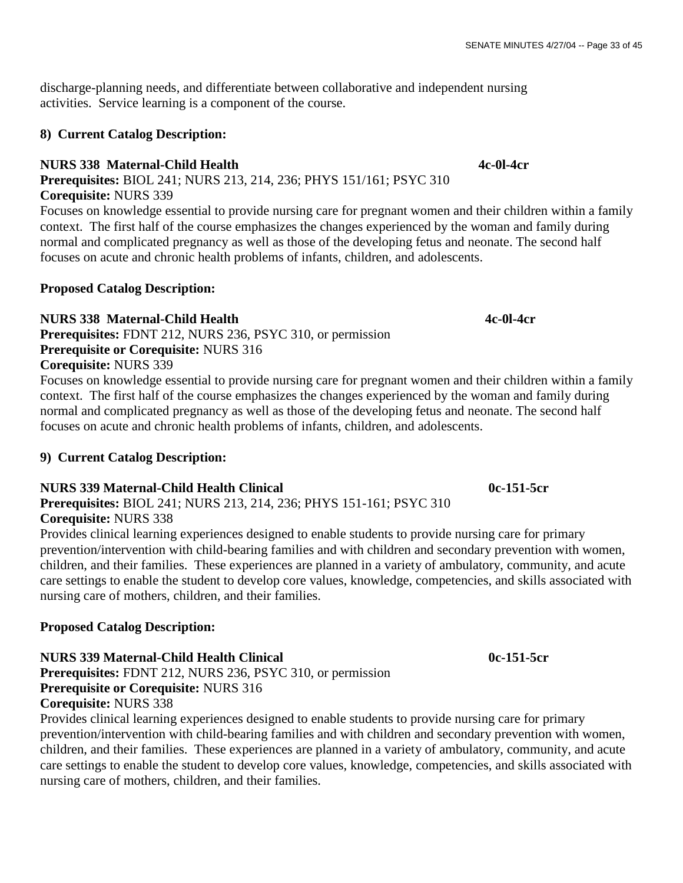discharge-planning needs, and differentiate between collaborative and independent nursing activities. Service learning is a component of the course.

**8) Current Catalog Description:**

**NURS 338 Maternal-Child Health** **4c-0l-4cr**
**Prerequisites:** BIOL 241; NURS 213, 214, 236; PHYS 151/161; PSYC 310
**Corequisite:** NURS 339
Focuses on knowledge essential to provide nursing care for pregnant women and their children within a family context. The first half of the course emphasizes the changes experienced by the woman and family during normal and complicated pregnancy as well as those of the developing fetus and neonate. The second half focuses on acute and chronic health problems of infants, children, and adolescents.

**Proposed Catalog Description:**

**NURS 338 Maternal-Child Health** **4c-0l-4cr**
**Prerequisites:** FDNT 212, NURS 236, PSYC 310, or permission
**Prerequisite or Corequisite:** NURS 316
**Corequisite:** NURS 339
Focuses on knowledge essential to provide nursing care for pregnant women and their children within a family context. The first half of the course emphasizes the changes experienced by the woman and family during normal and complicated pregnancy as well as those of the developing fetus and neonate. The second half focuses on acute and chronic health problems of infants, children, and adolescents.

**9) Current Catalog Description:**

**NURS 339 Maternal-Child Health Clinical** **0c-151-5cr**
**Prerequisites:** BIOL 241; NURS 213, 214, 236; PHYS 151-161; PSYC 310
**Corequisite:** NURS 338
Provides clinical learning experiences designed to enable students to provide nursing care for primary prevention/intervention with child-bearing families and with children and secondary prevention with women, children, and their families. These experiences are planned in a variety of ambulatory, community, and acute care settings to enable the student to develop core values, knowledge, competencies, and skills associated with nursing care of mothers, children, and their families.

**Proposed Catalog Description:**

**NURS 339 Maternal-Child Health Clinical** **0c-151-5cr**
**Prerequisites:** FDNT 212, NURS 236, PSYC 310, or permission
**Prerequisite or Corequisite:** NURS 316
**Corequisite:** NURS 338
Provides clinical learning experiences designed to enable students to provide nursing care for primary prevention/intervention with child-bearing families and with children and secondary prevention with women, children, and their families. These experiences are planned in a variety of ambulatory, community, and acute care settings to enable the student to develop core values, knowledge, competencies, and skills associated with nursing care of mothers, children, and their families.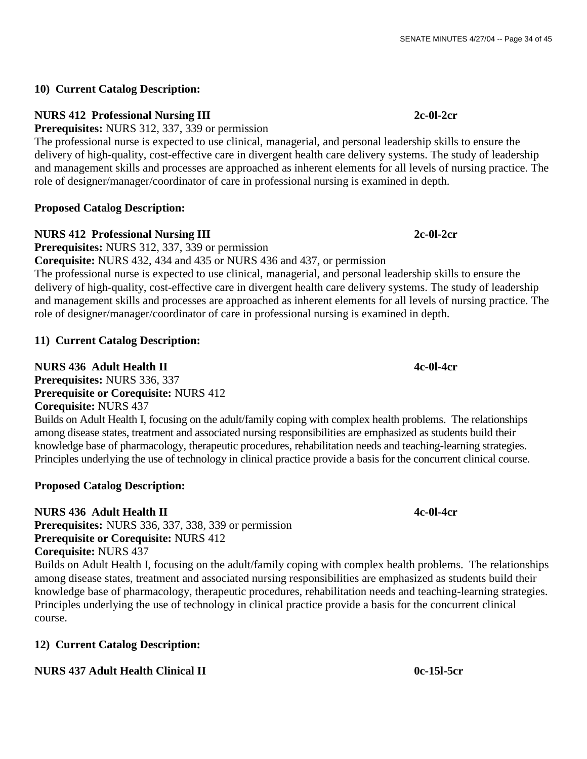**10) Current Catalog Description:**

**NURS 412 Professional Nursing III** **2c-0l-2cr**

**Prerequisites:** NURS 312, 337, 339 or permission

The professional nurse is expected to use clinical, managerial, and personal leadership skills to ensure the delivery of high-quality, cost-effective care in divergent health care delivery systems. The study of leadership and management skills and processes are approached as inherent elements for all levels of nursing practice. The role of designer/manager/coordinator of care in professional nursing is examined in depth.

**Proposed Catalog Description:**

**NURS 412 Professional Nursing III** **2c-0l-2cr**

**Prerequisites:** NURS 312, 337, 339 or permission

**Corequisite:** NURS 432, 434 and 435 or NURS 436 and 437, or permission

The professional nurse is expected to use clinical, managerial, and personal leadership skills to ensure the delivery of high-quality, cost-effective care in divergent health care delivery systems. The study of leadership and management skills and processes are approached as inherent elements for all levels of nursing practice. The role of designer/manager/coordinator of care in professional nursing is examined in depth.

**11) Current Catalog Description:**

**NURS 436 Adult Health II** **4c-0l-4cr**

**Prerequisites:** NURS 336, 337

**Prerequisite or Corequisite:** NURS 412

**Corequisite:** NURS 437

Builds on Adult Health I, focusing on the adult/family coping with complex health problems. The relationships among disease states, treatment and associated nursing responsibilities are emphasized as students build their knowledge base of pharmacology, therapeutic procedures, rehabilitation needs and teaching-learning strategies. Principles underlying the use of technology in clinical practice provide a basis for the concurrent clinical course.

**Proposed Catalog Description:**

**NURS 436 Adult Health II** **4c-0l-4cr**

**Prerequisites:** NURS 336, 337, 338, 339 or permission

**Prerequisite or Corequisite:** NURS 412

**Corequisite:** NURS 437

Builds on Adult Health I, focusing on the adult/family coping with complex health problems. The relationships among disease states, treatment and associated nursing responsibilities are emphasized as students build their knowledge base of pharmacology, therapeutic procedures, rehabilitation needs and teaching-learning strategies. Principles underlying the use of technology in clinical practice provide a basis for the concurrent clinical course.

**12) Current Catalog Description:**

**NURS 437 Adult Health Clinical II** **0c-15l-5cr**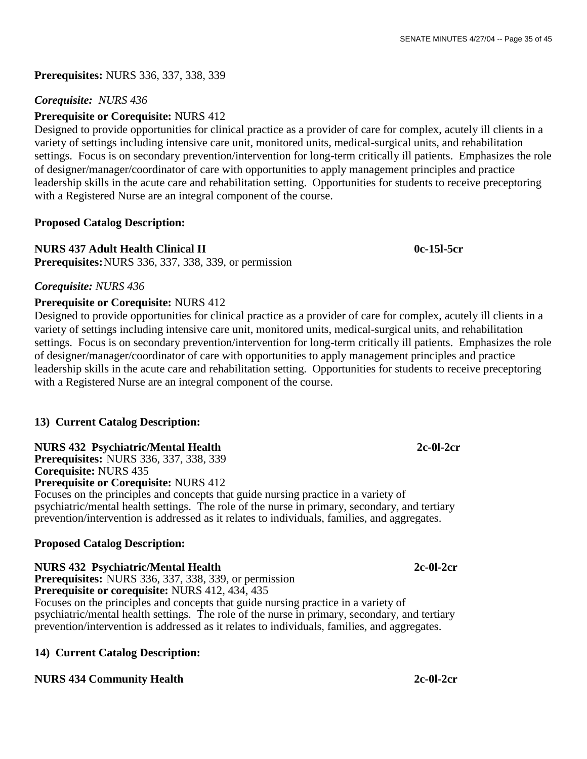**Prerequisites:** NURS 336, 337, 338, 339

***Corequisite:* *NURS 436***

**Prerequisite or Corequisite:** NURS 412

Designed to provide opportunities for clinical practice as a provider of care for complex, acutely ill clients in a variety of settings including intensive care unit, monitored units, medical-surgical units, and rehabilitation settings. Focus is on secondary prevention/intervention for long-term critically ill patients. Emphasizes the role of designer/manager/coordinator of care with opportunities to apply management principles and practice leadership skills in the acute care and rehabilitation setting. Opportunities for students to receive preceptoring with a Registered Nurse are an integral component of the course.

**Proposed Catalog Description:**

**NURS 437 Adult Health Clinical II** **0c-15l-5cr**
**Prerequisites:** NURS 336, 337, 338, 339, or permission

***Corequisite: NURS 436***

**Prerequisite or Corequisite:** NURS 412

Designed to provide opportunities for clinical practice as a provider of care for complex, acutely ill clients in a variety of settings including intensive care unit, monitored units, medical-surgical units, and rehabilitation settings. Focus is on secondary prevention/intervention for long-term critically ill patients. Emphasizes the role of designer/manager/coordinator of care with opportunities to apply management principles and practice leadership skills in the acute care and rehabilitation setting. Opportunities for students to receive preceptoring with a Registered Nurse are an integral component of the course.

**13) Current Catalog Description:**

**NURS 432 Psychiatric/Mental Health** **2c-0l-2cr**
**Prerequisites:** NURS 336, 337, 338, 339
**Corequisite:** NURS 435
**Prerequisite or Corequisite:** NURS 412
Focuses on the principles and concepts that guide nursing practice in a variety of psychiatric/mental health settings. The role of the nurse in primary, secondary, and tertiary prevention/intervention is addressed as it relates to individuals, families, and aggregates.

**Proposed Catalog Description:**

**NURS 432 Psychiatric/Mental Health** **2c-0l-2cr**
**Prerequisites:** NURS 336, 337, 338, 339, or permission
**Prerequisite or corequisite:** NURS 412, 434, 435
Focuses on the principles and concepts that guide nursing practice in a variety of psychiatric/mental health settings. The role of the nurse in primary, secondary, and tertiary prevention/intervention is addressed as it relates to individuals, families, and aggregates.

**14) Current Catalog Description:**

**NURS 434 Community Health** **2c-0l-2cr**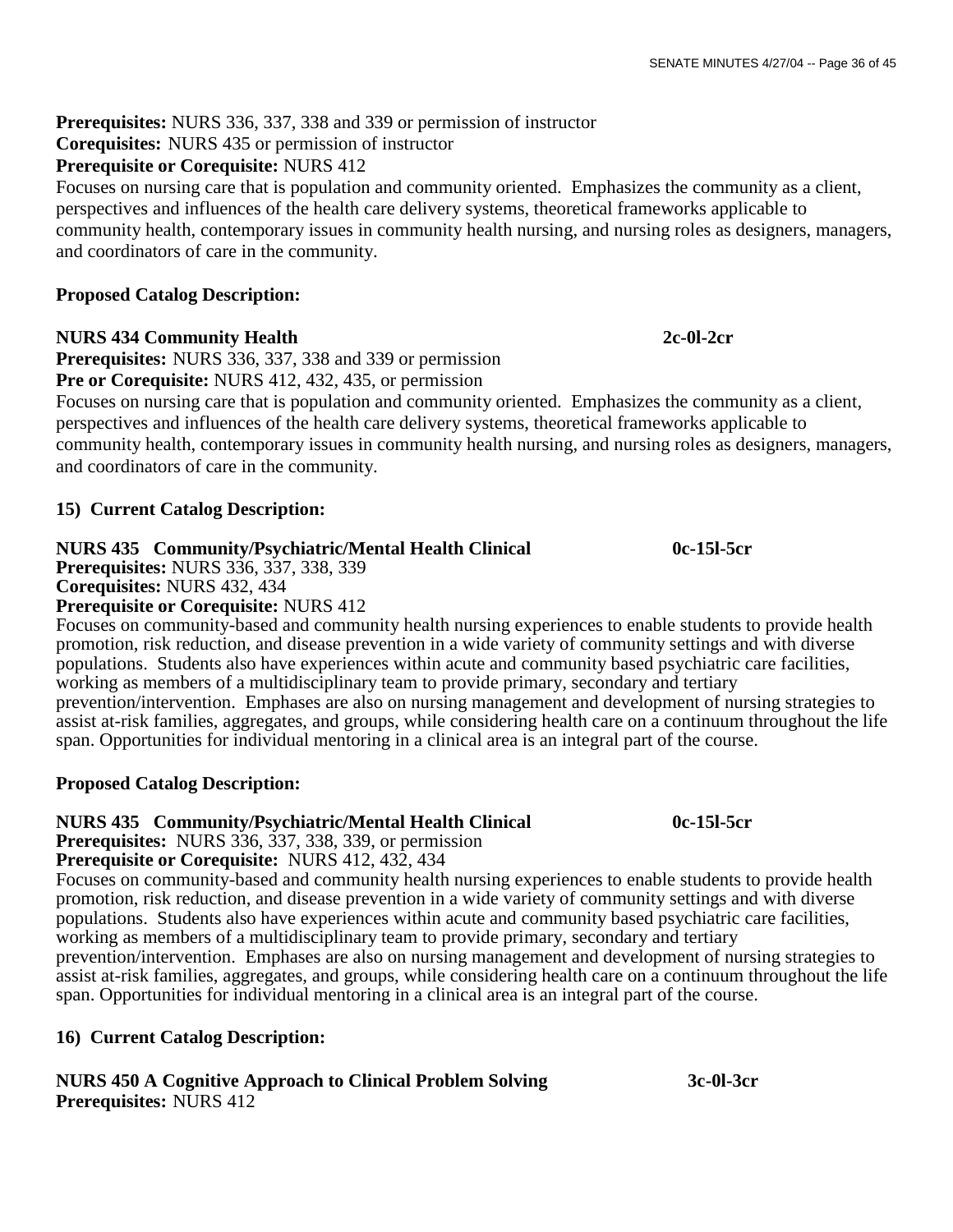**Prerequisites:** NURS 336, 337, 338 and 339 or permission of instructor
**Corequisites:** NURS 435 or permission of instructor
**Prerequisite or Corequisite:** NURS 412
Focuses on nursing care that is population and community oriented. Emphasizes the community as a client, perspectives and influences of the health care delivery systems, theoretical frameworks applicable to community health, contemporary issues in community health nursing, and nursing roles as designers, managers, and coordinators of care in the community.

**Proposed Catalog Description:**

**NURS 434 Community Health** **2c-0l-2cr**
**Prerequisites:** NURS 336, 337, 338 and 339 or permission
**Pre or Corequisite:** NURS 412, 432, 435, or permission
Focuses on nursing care that is population and community oriented. Emphasizes the community as a client, perspectives and influences of the health care delivery systems, theoretical frameworks applicable to community health, contemporary issues in community health nursing, and nursing roles as designers, managers, and coordinators of care in the community.

**15) Current Catalog Description:**

**NURS 435 Community/Psychiatric/Mental Health Clinical** **0c-15l-5cr**
**Prerequisites:** NURS 336, 337, 338, 339
**Corequisites:** NURS 432, 434
**Prerequisite or Corequisite:** NURS 412
Focuses on community-based and community health nursing experiences to enable students to provide health promotion, risk reduction, and disease prevention in a wide variety of community settings and with diverse populations. Students also have experiences within acute and community based psychiatric care facilities, working as members of a multidisciplinary team to provide primary, secondary and tertiary prevention/intervention. Emphases are also on nursing management and development of nursing strategies to assist at-risk families, aggregates, and groups, while considering health care on a continuum throughout the life span. Opportunities for individual mentoring in a clinical area is an integral part of the course.

**Proposed Catalog Description:**

**NURS 435 Community/Psychiatric/Mental Health Clinical** **0c-15l-5cr**
**Prerequisites:** NURS 336, 337, 338, 339, or permission
**Prerequisite or Corequisite:** NURS 412, 432, 434
Focuses on community-based and community health nursing experiences to enable students to provide health promotion, risk reduction, and disease prevention in a wide variety of community settings and with diverse populations. Students also have experiences within acute and community based psychiatric care facilities, working as members of a multidisciplinary team to provide primary, secondary and tertiary prevention/intervention. Emphases are also on nursing management and development of nursing strategies to assist at-risk families, aggregates, and groups, while considering health care on a continuum throughout the life span. Opportunities for individual mentoring in a clinical area is an integral part of the course.

**16) Current Catalog Description:**

**NURS 450 A Cognitive Approach to Clinical Problem Solving** **3c-0l-3cr**
**Prerequisites:** NURS 412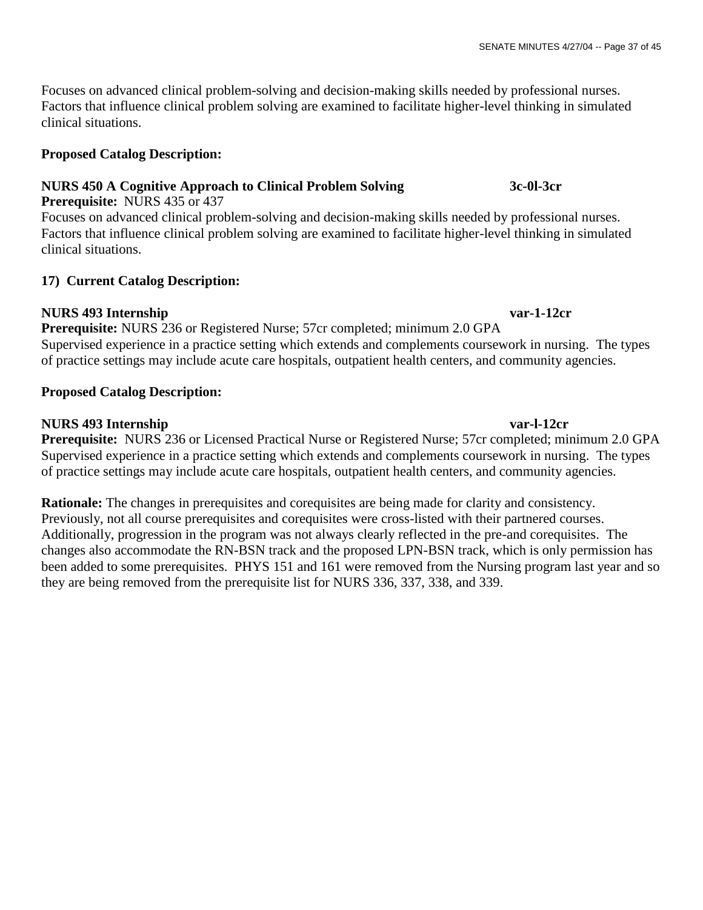Focuses on advanced clinical problem-solving and decision-making skills needed by professional nurses. Factors that influence clinical problem solving are examined to facilitate higher-level thinking in simulated clinical situations.

**Proposed Catalog Description:**

**NURS 450 A Cognitive Approach to Clinical Problem Solving 3c-0l-3cr**
**Prerequisite:** NURS 435 or 437
Focuses on advanced clinical problem-solving and decision-making skills needed by professional nurses. Factors that influence clinical problem solving are examined to facilitate higher-level thinking in simulated clinical situations.

**17) Current Catalog Description:**

**NURS 493 Internship var-1-12cr**
**Prerequisite:** NURS 236 or Registered Nurse; 57cr completed; minimum 2.0 GPA
Supervised experience in a practice setting which extends and complements coursework in nursing. The types of practice settings may include acute care hospitals, outpatient health centers, and community agencies.

**Proposed Catalog Description:**

**NURS 493 Internship var-l-12cr**
**Prerequisite:** NURS 236 or Licensed Practical Nurse or Registered Nurse; 57cr completed; minimum 2.0 GPA
Supervised experience in a practice setting which extends and complements coursework in nursing. The types of practice settings may include acute care hospitals, outpatient health centers, and community agencies.

**Rationale:** The changes in prerequisites and corequisites are being made for clarity and consistency. Previously, not all course prerequisites and corequisites were cross-listed with their partnered courses. Additionally, progression in the program was not always clearly reflected in the pre-and corequisites. The changes also accommodate the RN-BSN track and the proposed LPN-BSN track, which is only permission has been added to some prerequisites. PHYS 151 and 161 were removed from the Nursing program last year and so they are being removed from the prerequisite list for NURS 336, 337, 338, and 339.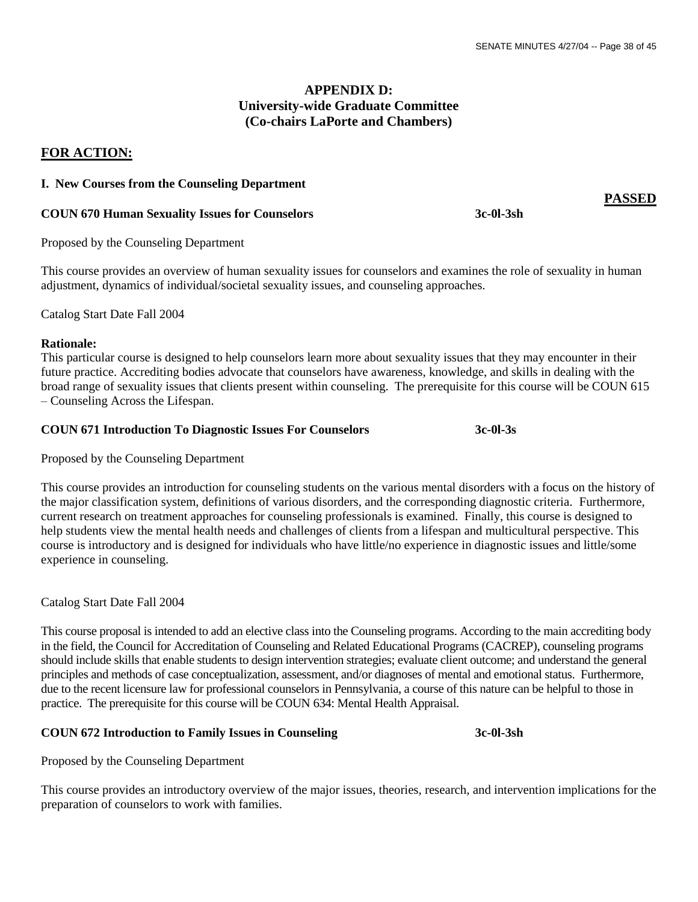## APPENDIX D:
## University-wide Graduate Committee
## (Co-chairs LaPorte and Chambers)

**FOR ACTION:**

**I. New Courses from the Counseling Department**

**PASSED**

**COUN 670 Human Sexuality Issues for Counselors 3c-0l-3sh**

Proposed by the Counseling Department

This course provides an overview of human sexuality issues for counselors and examines the role of sexuality in human adjustment, dynamics of individual/societal sexuality issues, and counseling approaches.

Catalog Start Date Fall 2004

**Rationale:**
This particular course is designed to help counselors learn more about sexuality issues that they may encounter in their future practice. Accrediting bodies advocate that counselors have awareness, knowledge, and skills in dealing with the broad range of sexuality issues that clients present within counseling. The prerequisite for this course will be COUN 615 – Counseling Across the Lifespan.

**COUN 671 Introduction To Diagnostic Issues For Counselors 3c-0l-3s**

Proposed by the Counseling Department

This course provides an introduction for counseling students on the various mental disorders with a focus on the history of the major classification system, definitions of various disorders, and the corresponding diagnostic criteria. Furthermore, current research on treatment approaches for counseling professionals is examined. Finally, this course is designed to help students view the mental health needs and challenges of clients from a lifespan and multicultural perspective. This course is introductory and is designed for individuals who have little/no experience in diagnostic issues and little/some experience in counseling.

Catalog Start Date Fall 2004

This course proposal is intended to add an elective class into the Counseling programs. According to the main accrediting body in the field, the Council for Accreditation of Counseling and Related Educational Programs (CACREP), counseling programs should include skills that enable students to design intervention strategies; evaluate client outcome; and understand the general principles and methods of case conceptualization, assessment, and/or diagnoses of mental and emotional status. Furthermore, due to the recent licensure law for professional counselors in Pennsylvania, a course of this nature can be helpful to those in practice. The prerequisite for this course will be COUN 634: Mental Health Appraisal.

**COUN 672 Introduction to Family Issues in Counseling 3c-0l-3sh**

Proposed by the Counseling Department

This course provides an introductory overview of the major issues, theories, research, and intervention implications for the preparation of counselors to work with families.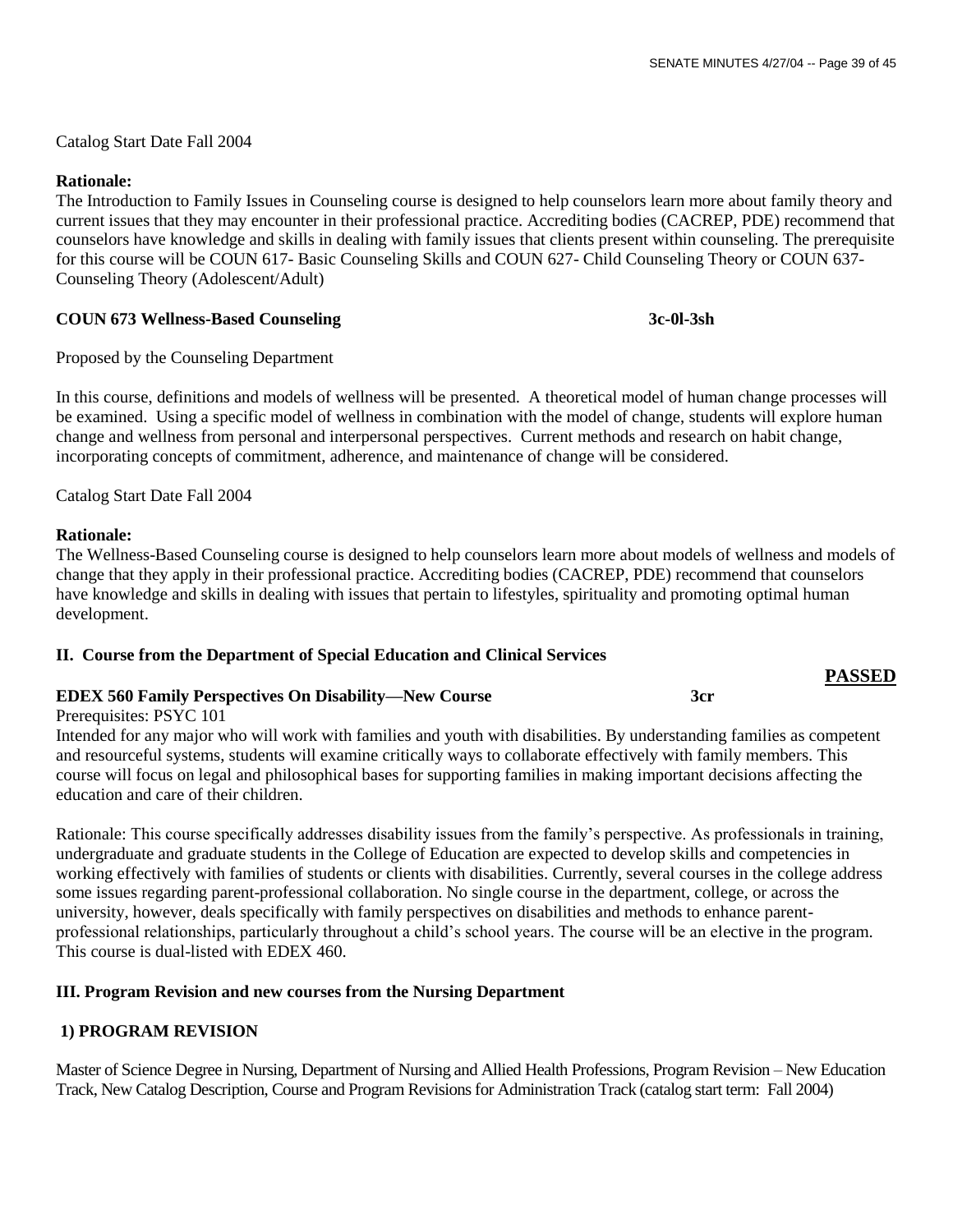Catalog Start Date Fall 2004

**Rationale:**
The Introduction to Family Issues in Counseling course is designed to help counselors learn more about family theory and current issues that they may encounter in their professional practice. Accrediting bodies (CACREP, PDE) recommend that counselors have knowledge and skills in dealing with family issues that clients present within counseling. The prerequisite for this course will be COUN 617- Basic Counseling Skills and COUN 627- Child Counseling Theory or COUN 637- Counseling Theory (Adolescent/Adult)

**COUN 673 Wellness-Based Counseling** **3c-0l-3sh**

Proposed by the Counseling Department

In this course, definitions and models of wellness will be presented. A theoretical model of human change processes will be examined. Using a specific model of wellness in combination with the model of change, students will explore human change and wellness from personal and interpersonal perspectives. Current methods and research on habit change, incorporating concepts of commitment, adherence, and maintenance of change will be considered.

Catalog Start Date Fall 2004

**Rationale:**
The Wellness-Based Counseling course is designed to help counselors learn more about models of wellness and models of change that they apply in their professional practice. Accrediting bodies (CACREP, PDE) recommend that counselors have knowledge and skills in dealing with issues that pertain to lifestyles, spirituality and promoting optimal human development.

**II. Course from the Department of Special Education and Clinical Services**

**PASSED**

**EDEX 560 Family Perspectives On Disability—New Course** **3cr**

Prerequisites: PSYC 101
Intended for any major who will work with families and youth with disabilities. By understanding families as competent and resourceful systems, students will examine critically ways to collaborate effectively with family members. This course will focus on legal and philosophical bases for supporting families in making important decisions affecting the education and care of their children.

Rationale: This course specifically addresses disability issues from the family's perspective. As professionals in training, undergraduate and graduate students in the College of Education are expected to develop skills and competencies in working effectively with families of students or clients with disabilities. Currently, several courses in the college address some issues regarding parent-professional collaboration. No single course in the department, college, or across the university, however, deals specifically with family perspectives on disabilities and methods to enhance parent-professional relationships, particularly throughout a child's school years. The course will be an elective in the program. This course is dual-listed with EDEX 460.

**III. Program Revision and new courses from the Nursing Department**

**1) PROGRAM REVISION**

Master of Science Degree in Nursing, Department of Nursing and Allied Health Professions, Program Revision – New Education Track, New Catalog Description, Course and Program Revisions for Administration Track (catalog start term: Fall 2004)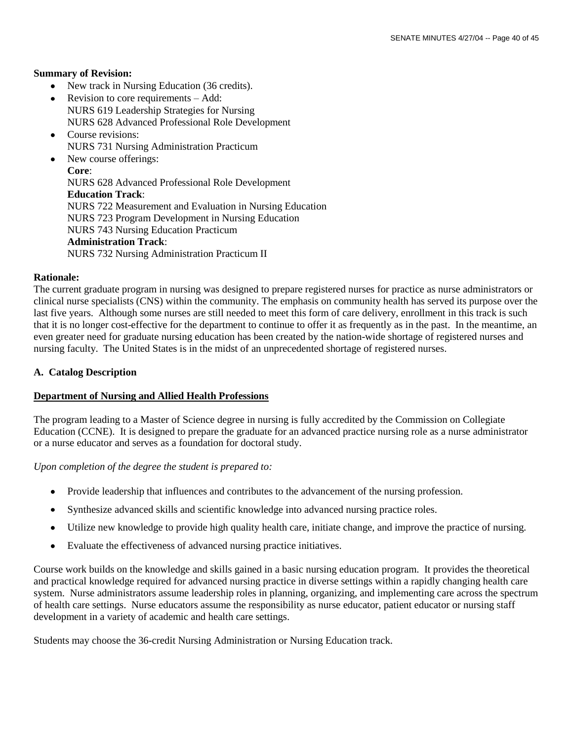**Summary of Revision:**

- New track in Nursing Education (36 credits).
- Revision to core requirements – Add:
  NURS 619 Leadership Strategies for Nursing
  NURS 628 Advanced Professional Role Development
- Course revisions:
  NURS 731 Nursing Administration Practicum
- New course offerings:
  **Core**:
  NURS 628 Advanced Professional Role Development
  **Education Track**:
  NURS 722 Measurement and Evaluation in Nursing Education
  NURS 723 Program Development in Nursing Education
  NURS 743 Nursing Education Practicum
  **Administration Track**:
  NURS 732 Nursing Administration Practicum II

**Rationale:**
The current graduate program in nursing was designed to prepare registered nurses for practice as nurse administrators or clinical nurse specialists (CNS) within the community. The emphasis on community health has served its purpose over the last five years. Although some nurses are still needed to meet this form of care delivery, enrollment in this track is such that it is no longer cost-effective for the department to continue to offer it as frequently as in the past. In the meantime, an even greater need for graduate nursing education has been created by the nation-wide shortage of registered nurses and nursing faculty. The United States is in the midst of an unprecedented shortage of registered nurses.

**A. Catalog Description**

**<u>Department of Nursing and Allied Health Professions</u>**

The program leading to a Master of Science degree in nursing is fully accredited by the Commission on Collegiate Education (CCNE). It is designed to prepare the graduate for an advanced practice nursing role as a nurse administrator or a nurse educator and serves as a foundation for doctoral study.

*Upon completion of the degree the student is prepared to:*

- Provide leadership that influences and contributes to the advancement of the nursing profession.
- Synthesize advanced skills and scientific knowledge into advanced nursing practice roles.
- Utilize new knowledge to provide high quality health care, initiate change, and improve the practice of nursing.
- Evaluate the effectiveness of advanced nursing practice initiatives.

Course work builds on the knowledge and skills gained in a basic nursing education program. It provides the theoretical and practical knowledge required for advanced nursing practice in diverse settings within a rapidly changing health care system. Nurse administrators assume leadership roles in planning, organizing, and implementing care across the spectrum of health care settings. Nurse educators assume the responsibility as nurse educator, patient educator or nursing staff development in a variety of academic and health care settings.

Students may choose the 36-credit Nursing Administration or Nursing Education track.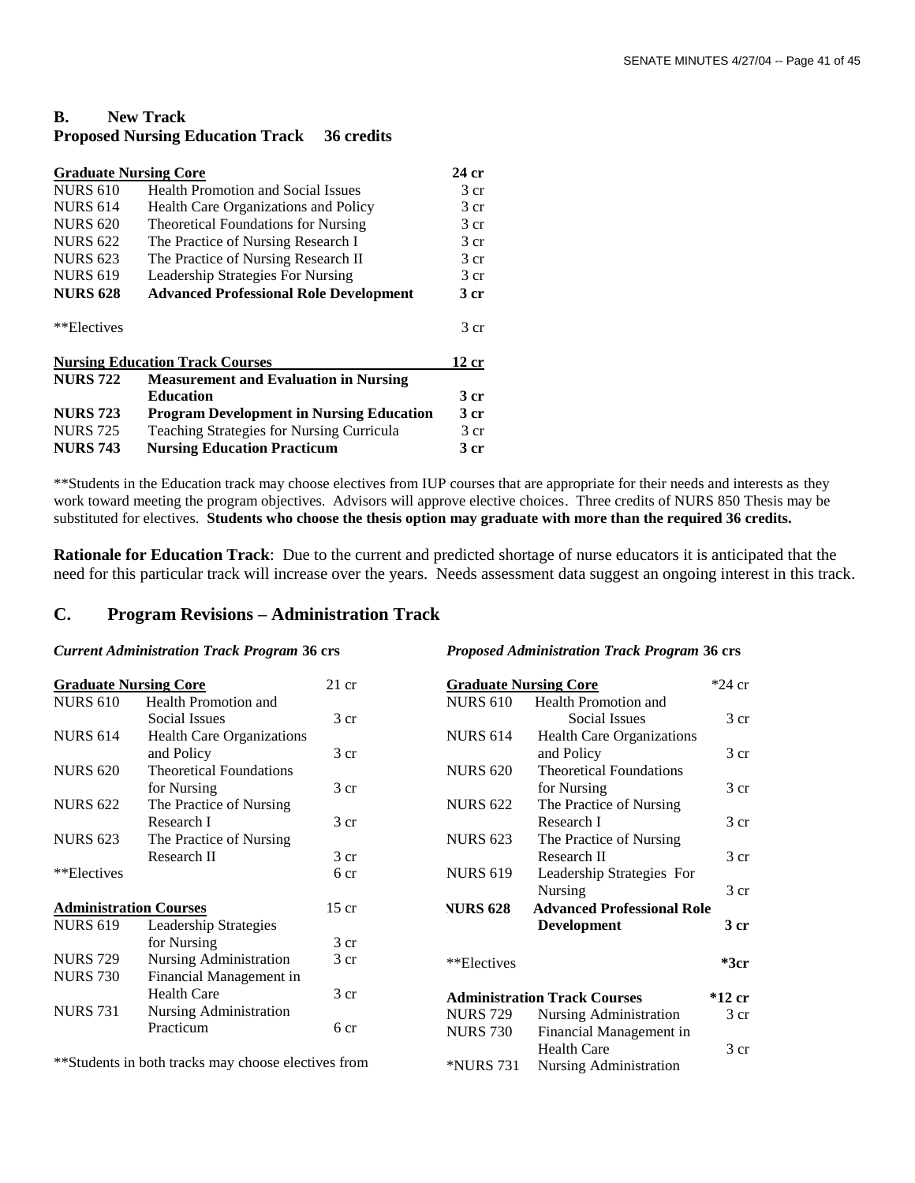**B. New Track**
**Proposed Nursing Education Track 36 credits**

| **Graduate Nursing Core** | | **24 cr** |
|---|---|---|
| NURS 610 | Health Promotion and Social Issues | 3 cr |
| NURS 614 | Health Care Organizations and Policy | 3 cr |
| NURS 620 | Theoretical Foundations for Nursing | 3 cr |
| NURS 622 | The Practice of Nursing Research I | 3 cr |
| NURS 623 | The Practice of Nursing Research II | 3 cr |
| NURS 619 | Leadership Strategies For Nursing | 3 cr |
| **NURS 628** | **Advanced Professional Role Development** | **3 cr** |
| **Electives | | 3 cr |
| **Nursing Education Track Courses** | | **12 cr** |
| **NURS 722** | **Measurement and Evaluation in Nursing Education** | **3 cr** |
| **NURS 723** | **Program Development in Nursing Education** | **3 cr** |
| NURS 725 | Teaching Strategies for Nursing Curricula | 3 cr |
| **NURS 743** | **Nursing Education Practicum** | **3 cr** |

**Students in the Education track may choose electives from IUP courses that are appropriate for their needs and interests as they work toward meeting the program objectives. Advisors will approve elective choices. Three credits of NURS 850 Thesis may be substituted for electives. **Students who choose the thesis option may graduate with more than the required 36 credits.**

**Rationale for Education Track**: Due to the current and predicted shortage of nurse educators it is anticipated that the need for this particular track will increase over the years. Needs assessment data suggest an ongoing interest in this track.

## C. Program Revisions – Administration Track

***Current Administration Track Program* 36 crs**

| **Graduate Nursing Core** | | 21 cr |
|---|---|---|
| NURS 610 | Health Promotion and Social Issues | 3 cr |
| NURS 614 | Health Care Organizations and Policy | 3 cr |
| NURS 620 | Theoretical Foundations for Nursing | 3 cr |
| NURS 622 | The Practice of Nursing Research I | 3 cr |
| NURS 623 | The Practice of Nursing Research II | 3 cr |
| **Electives | | 6 cr |
| **Administration Courses** | | 15 cr |
| NURS 619 | Leadership Strategies for Nursing | 3 cr |
| NURS 729 | Nursing Administration | 3 cr |
| NURS 730 | Financial Management in Health Care | 3 cr |
| NURS 731 | Nursing Administration Practicum | 6 cr |

**Students in both tracks may choose electives from

***Proposed Administration Track Program* 36 crs**

| **Graduate Nursing Core** | | *24 cr |
|---|---|---|
| NURS 610 | Health Promotion and Social Issues | 3 cr |
| NURS 614 | Health Care Organizations and Policy | 3 cr |
| NURS 620 | Theoretical Foundations for Nursing | 3 cr |
| NURS 622 | The Practice of Nursing Research I | 3 cr |
| NURS 623 | The Practice of Nursing Research II | 3 cr |
| NURS 619 | Leadership Strategies For Nursing | 3 cr |
| **NURS 628** | **Advanced Professional Role Development** | **3 cr** |
| **Electives | | ***3cr** |
| **Administration Track Courses** | | ***12 cr** |
| NURS 729 | Nursing Administration | 3 cr |
| NURS 730 | Financial Management in Health Care | 3 cr |
| *NURS 731 | Nursing Administration | |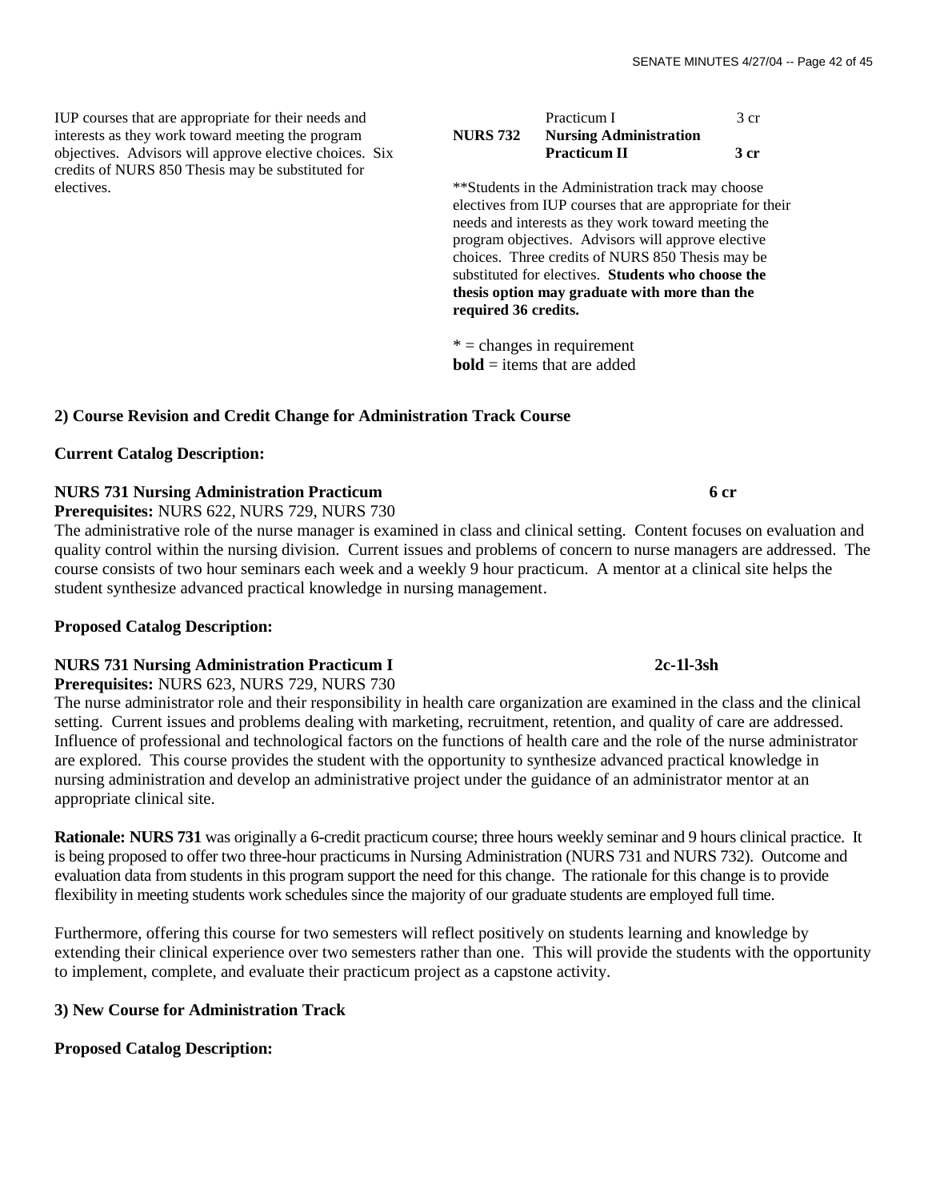IUP courses that are appropriate for their needs and interests as they work toward meeting the program objectives. Advisors will approve elective choices. Six credits of NURS 850 Thesis may be substituted for electives.

| | | |
|---|---|---|
| | Practicum I | 3 cr |
| **NURS 732** | **Nursing Administration Practicum II** | **3 cr** |

**Students in the Administration track may choose electives from IUP courses that are appropriate for their needs and interests as they work toward meeting the program objectives. Advisors will approve elective choices. Three credits of NURS 850 Thesis may be substituted for electives. **Students who choose the thesis option may graduate with more than the required 36 credits.**

* = changes in requirement
**bold** = items that are added

**2) Course Revision and Credit Change for Administration Track Course**

**Current Catalog Description:**

**NURS 731 Nursing Administration Practicum** **6 cr**
**Prerequisites:** NURS 622, NURS 729, NURS 730
The administrative role of the nurse manager is examined in class and clinical setting. Content focuses on evaluation and quality control within the nursing division. Current issues and problems of concern to nurse managers are addressed. The course consists of two hour seminars each week and a weekly 9 hour practicum. A mentor at a clinical site helps the student synthesize advanced practical knowledge in nursing management.

**Proposed Catalog Description:**

**NURS 731 Nursing Administration Practicum I** **2c-1l-3sh**
**Prerequisites:** NURS 623, NURS 729, NURS 730
The nurse administrator role and their responsibility in health care organization are examined in the class and the clinical setting. Current issues and problems dealing with marketing, recruitment, retention, and quality of care are addressed. Influence of professional and technological factors on the functions of health care and the role of the nurse administrator are explored. This course provides the student with the opportunity to synthesize advanced practical knowledge in nursing administration and develop an administrative project under the guidance of an administrator mentor at an appropriate clinical site.

**Rationale: NURS 731** was originally a 6-credit practicum course; three hours weekly seminar and 9 hours clinical practice. It is being proposed to offer two three-hour practicums in Nursing Administration (NURS 731 and NURS 732). Outcome and evaluation data from students in this program support the need for this change. The rationale for this change is to provide flexibility in meeting students work schedules since the majority of our graduate students are employed full time.

Furthermore, offering this course for two semesters will reflect positively on students learning and knowledge by extending their clinical experience over two semesters rather than one. This will provide the students with the opportunity to implement, complete, and evaluate their practicum project as a capstone activity.

**3) New Course for Administration Track**

**Proposed Catalog Description:**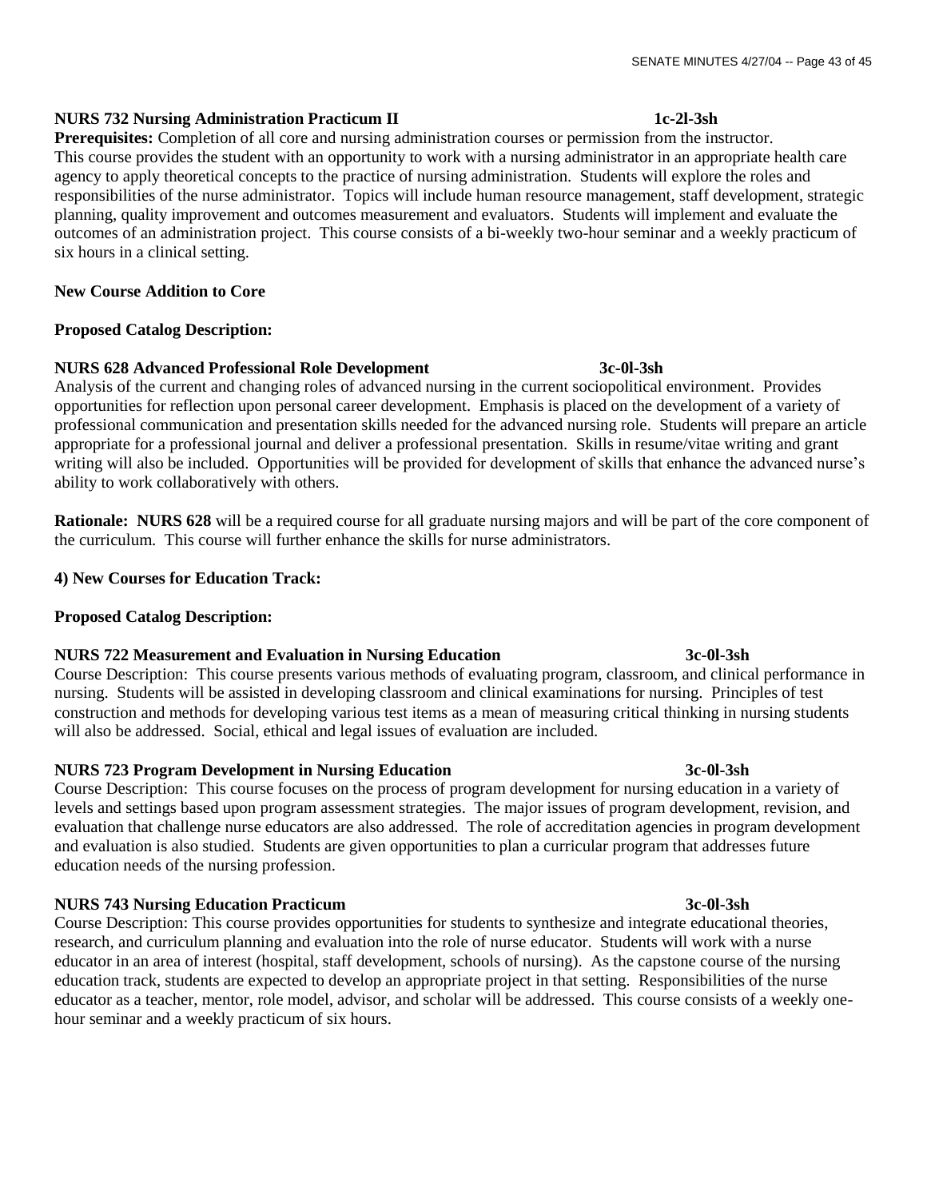**NURS 732 Nursing Administration Practicum II 1c-2l-3sh**

**Prerequisites:** Completion of all core and nursing administration courses or permission from the instructor.
This course provides the student with an opportunity to work with a nursing administrator in an appropriate health care agency to apply theoretical concepts to the practice of nursing administration. Students will explore the roles and responsibilities of the nurse administrator. Topics will include human resource management, staff development, strategic planning, quality improvement and outcomes measurement and evaluators. Students will implement and evaluate the outcomes of an administration project. This course consists of a bi-weekly two-hour seminar and a weekly practicum of six hours in a clinical setting.

**New Course Addition to Core**

**Proposed Catalog Description:**

**NURS 628 Advanced Professional Role Development 3c-0l-3sh**

Analysis of the current and changing roles of advanced nursing in the current sociopolitical environment. Provides opportunities for reflection upon personal career development. Emphasis is placed on the development of a variety of professional communication and presentation skills needed for the advanced nursing role. Students will prepare an article appropriate for a professional journal and deliver a professional presentation. Skills in resume/vitae writing and grant writing will also be included. Opportunities will be provided for development of skills that enhance the advanced nurse's ability to work collaboratively with others.

**Rationale: NURS 628** will be a required course for all graduate nursing majors and will be part of the core component of the curriculum. This course will further enhance the skills for nurse administrators.

**4) New Courses for Education Track:**

**Proposed Catalog Description:**

**NURS 722 Measurement and Evaluation in Nursing Education 3c-0l-3sh**

Course Description: This course presents various methods of evaluating program, classroom, and clinical performance in nursing. Students will be assisted in developing classroom and clinical examinations for nursing. Principles of test construction and methods for developing various test items as a mean of measuring critical thinking in nursing students will also be addressed. Social, ethical and legal issues of evaluation are included.

**NURS 723 Program Development in Nursing Education 3c-0l-3sh**

Course Description: This course focuses on the process of program development for nursing education in a variety of levels and settings based upon program assessment strategies. The major issues of program development, revision, and evaluation that challenge nurse educators are also addressed. The role of accreditation agencies in program development and evaluation is also studied. Students are given opportunities to plan a curricular program that addresses future education needs of the nursing profession.

**NURS 743 Nursing Education Practicum 3c-0l-3sh**

Course Description: This course provides opportunities for students to synthesize and integrate educational theories, research, and curriculum planning and evaluation into the role of nurse educator. Students will work with a nurse educator in an area of interest (hospital, staff development, schools of nursing). As the capstone course of the nursing education track, students are expected to develop an appropriate project in that setting. Responsibilities of the nurse educator as a teacher, mentor, role model, advisor, and scholar will be addressed. This course consists of a weekly one-hour seminar and a weekly practicum of six hours.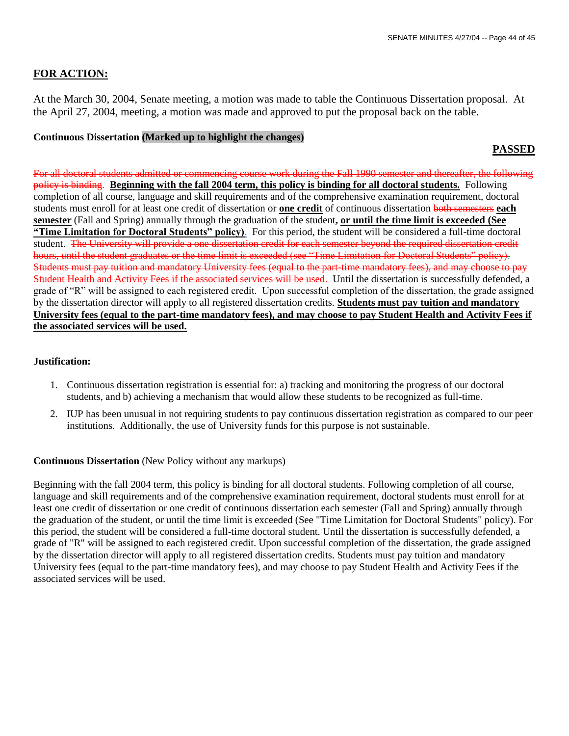## FOR ACTION:

At the March 30, 2004, Senate meeting, a motion was made to table the Continuous Dissertation proposal. At the April 27, 2004, meeting, a motion was made and approved to put the proposal back on the table.

**Continuous Dissertation (Marked up to highlight the changes)**

**PASSED**

~~For all doctoral students admitted or commencing course work during the Fall 1990 semester and thereafter, the following policy is binding.~~ **Beginning with the fall 2004 term, this policy is binding for all doctoral students.** Following completion of all course, language and skill requirements and of the comprehensive examination requirement, doctoral students must enroll for at least one credit of dissertation or **one credit** of continuous dissertation ~~both semesters~~ **each semester** (Fall and Spring) annually through the graduation of the student**, or until the time limit is exceeded (See "Time Limitation for Doctoral Students" policy)**. For this period, the student will be considered a full-time doctoral student. ~~The University will provide a one dissertation credit for each semester beyond the required dissertation credit hours, until the student graduates or the time limit is exceeded (see "Time Limitation for Doctoral Students" policy). Students must pay tuition and mandatory University fees (equal to the part-time mandatory fees), and may choose to pay Student Health and Activity Fees if the associated services will be used.~~ Until the dissertation is successfully defended, a grade of "R" will be assigned to each registered credit. Upon successful completion of the dissertation, the grade assigned by the dissertation director will apply to all registered dissertation credits. **Students must pay tuition and mandatory University fees (equal to the part-time mandatory fees), and may choose to pay Student Health and Activity Fees if the associated services will be used.**

**Justification:**

1. Continuous dissertation registration is essential for: a) tracking and monitoring the progress of our doctoral students, and b) achieving a mechanism that would allow these students to be recognized as full-time.
2. IUP has been unusual in not requiring students to pay continuous dissertation registration as compared to our peer institutions. Additionally, the use of University funds for this purpose is not sustainable.

**Continuous Dissertation** (New Policy without any markups)

Beginning with the fall 2004 term, this policy is binding for all doctoral students. Following completion of all course, language and skill requirements and of the comprehensive examination requirement, doctoral students must enroll for at least one credit of dissertation or one credit of continuous dissertation each semester (Fall and Spring) annually through the graduation of the student, or until the time limit is exceeded (See "Time Limitation for Doctoral Students" policy). For this period, the student will be considered a full-time doctoral student. Until the dissertation is successfully defended, a grade of "R" will be assigned to each registered credit. Upon successful completion of the dissertation, the grade assigned by the dissertation director will apply to all registered dissertation credits. Students must pay tuition and mandatory University fees (equal to the part-time mandatory fees), and may choose to pay Student Health and Activity Fees if the associated services will be used.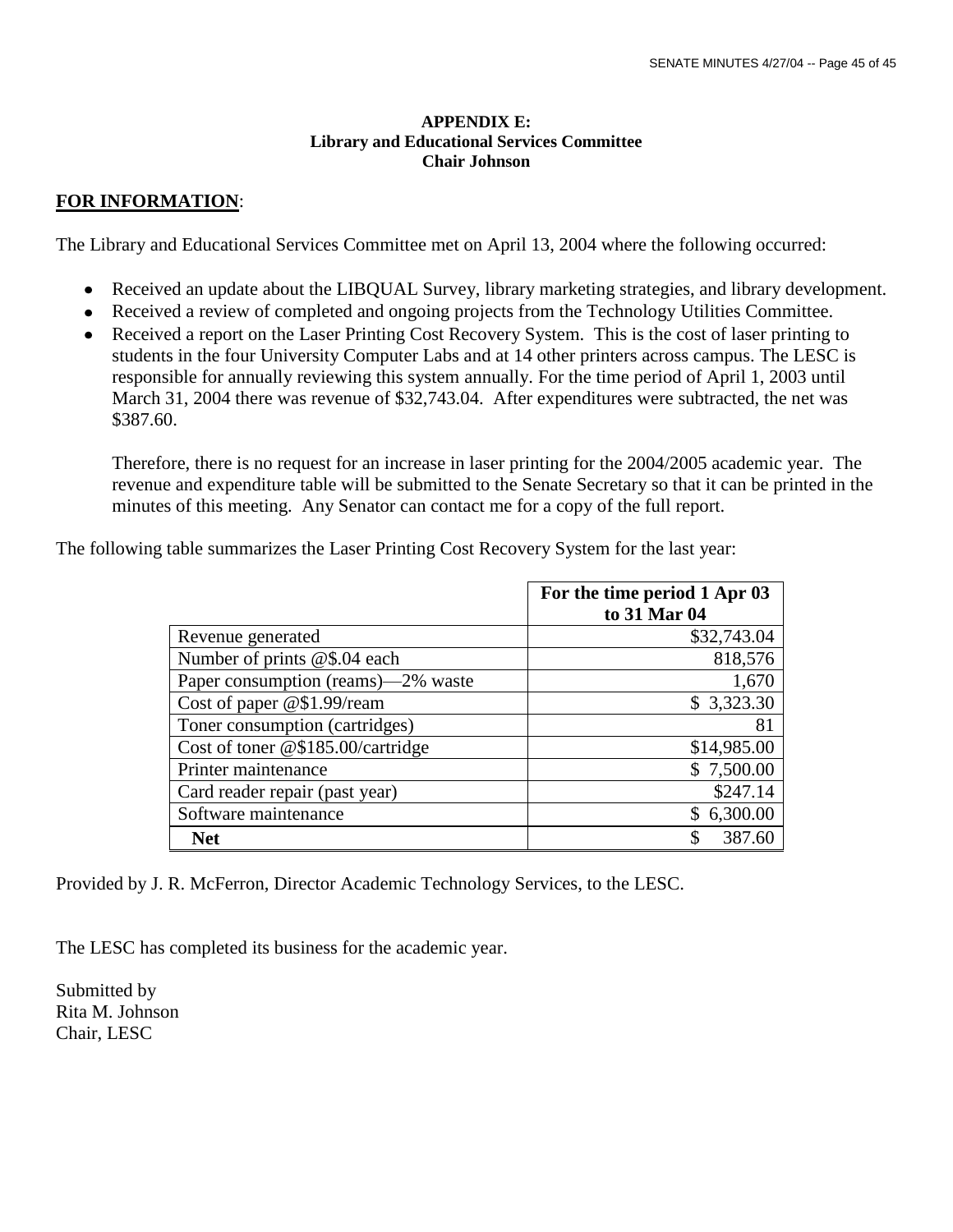**APPENDIX E:**
**Library and Educational Services Committee**
**Chair Johnson**

**FOR INFORMATION**:

The Library and Educational Services Committee met on April 13, 2004 where the following occurred:

- Received an update about the LIBQUAL Survey, library marketing strategies, and library development.
- Received a review of completed and ongoing projects from the Technology Utilities Committee.
- Received a report on the Laser Printing Cost Recovery System. This is the cost of laser printing to students in the four University Computer Labs and at 14 other printers across campus. The LESC is responsible for annually reviewing this system annually. For the time period of April 1, 2003 until March 31, 2004 there was revenue of $32,743.04. After expenditures were subtracted, the net was $387.60.

  Therefore, there is no request for an increase in laser printing for the 2004/2005 academic year. The revenue and expenditure table will be submitted to the Senate Secretary so that it can be printed in the minutes of this meeting. Any Senator can contact me for a copy of the full report.

The following table summarizes the Laser Printing Cost Recovery System for the last year:

| | For the time period 1 Apr 03 to 31 Mar 04 |
|---|---:|
| Revenue generated | $32,743.04 |
| Number of prints @$.04 each | 818,576 |
| Paper consumption (reams)—2% waste | 1,670 |
| Cost of paper @$1.99/ream | $ 3,323.30 |
| Toner consumption (cartridges) | 81 |
| Cost of toner @$185.00/cartridge | $14,985.00 |
| Printer maintenance | $ 7,500.00 |
| Card reader repair (past year) | $247.14 |
| Software maintenance | $ 6,300.00 |
| **Net** | $ 387.60 |

Provided by J. R. McFerron, Director Academic Technology Services, to the LESC.

The LESC has completed its business for the academic year.

Submitted by
Rita M. Johnson
Chair, LESC